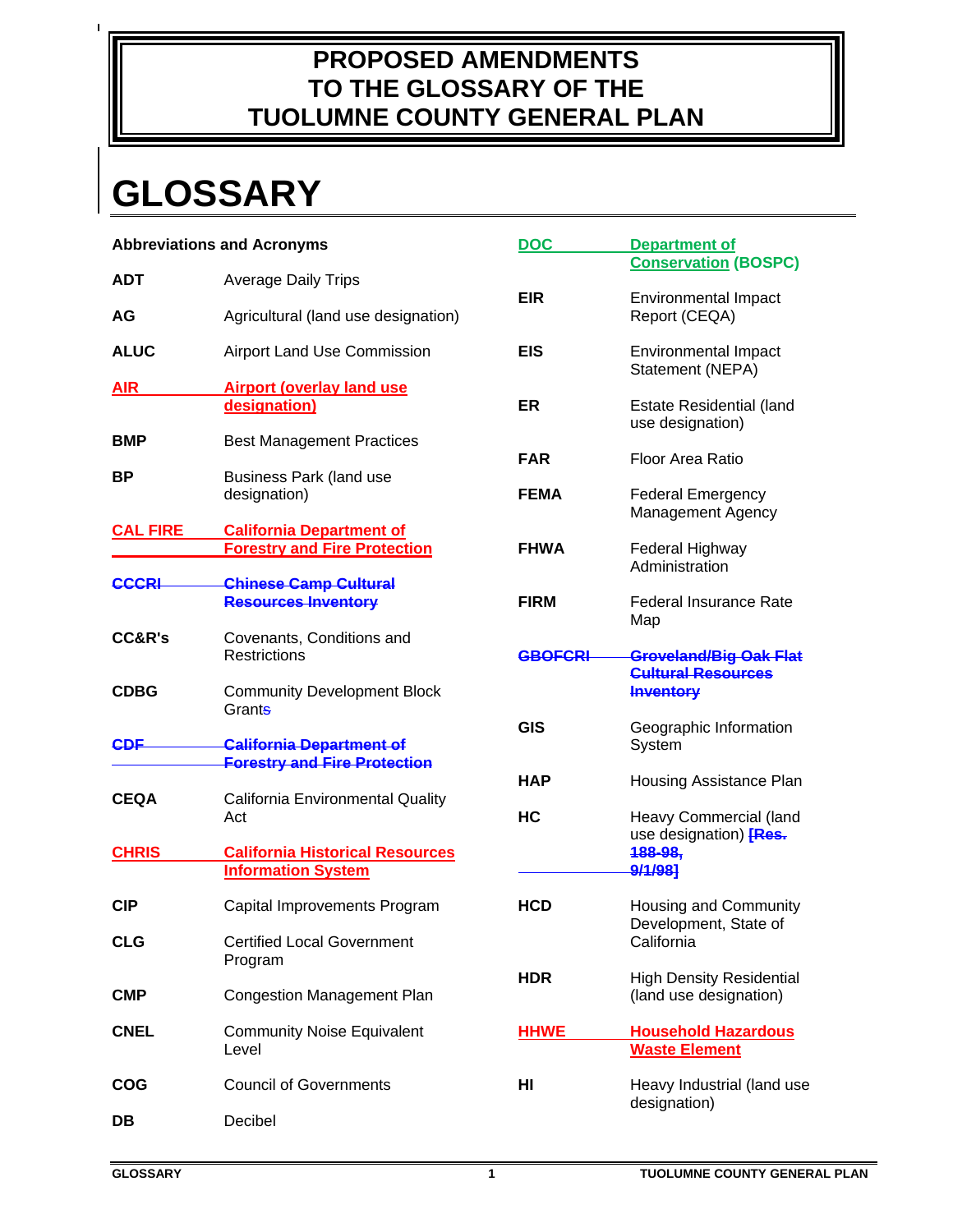# PROPOSED AMENDMENTS TO THE GLOSSARY OF THE TUOLUMNE COUNTY GENERAL PLAN

# GLOSSARY

**Abbreviations and Acronyms**

| | |
|---|---|
| **ADT** | Average Daily Trips |
| **AG** | Agricultural (land use designation) |
| **ALUC** | Airport Land Use Commission |
| **AIR** | Airport (overlay land use designation) |
| **BMP** | Best Management Practices |
| **BP** | Business Park (land use designation) |
| **CAL FIRE** | California Department of Forestry and Fire Protection |
| ~~**CCCRI**~~ | ~~Chinese Camp Cultural Resources Inventory~~ |
| **CC&R's** | Covenants, Conditions and Restrictions |
| **CDBG** | Community Development Block Grant~~s~~ |
| ~~**CDF**~~ | ~~California Department of Forestry and Fire Protection~~ |
| **CEQA** | California Environmental Quality Act |
| **CHRIS** | California Historical Resources Information System |
| **CIP** | Capital Improvements Program |
| **CLG** | Certified Local Government Program |
| **CMP** | Congestion Management Plan |
| **CNEL** | Community Noise Equivalent Level |
| **COG** | Council of Governments |
| **DB** | Decibel |
| **DOC** | Department of Conservation (BOSPC) |
| **EIR** | Environmental Impact Report (CEQA) |
| **EIS** | Environmental Impact Statement (NEPA) |
| **ER** | Estate Residential (land use designation) |
| **FAR** | Floor Area Ratio |
| **FEMA** | Federal Emergency Management Agency |
| **FHWA** | Federal Highway Administration |
| **FIRM** | Federal Insurance Rate Map |
| ~~**GBOFCRI**~~ | ~~Groveland/Big Oak Flat Cultural Resources Inventory~~ |
| **GIS** | Geographic Information System |
| **HAP** | Housing Assistance Plan |
| **HC** | Heavy Commercial (land use designation) ~~[Res. 188-98, 9/1/98]~~ |
| **HCD** | Housing and Community Development, State of California |
| **HDR** | High Density Residential (land use designation) |
| **HHWE** | Household Hazardous Waste Element |
| **HI** | Heavy Industrial (land use designation) |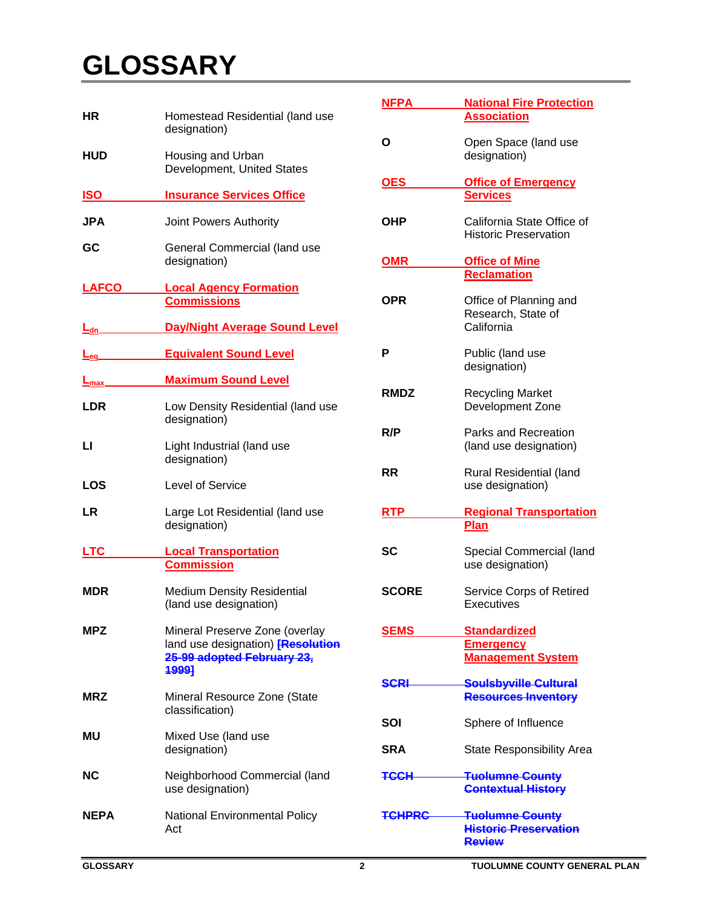# GLOSSARY

| | |
|---|---|
| HR | Homestead Residential (land use designation) |
| HUD | Housing and Urban Development, United States |
| ISO | Insurance Services Office |
| JPA | Joint Powers Authority |
| GC | General Commercial (land use designation) |
| LAFCO | Local Agency Formation Commissions |
| $L_{dn}$ | Day/Night Average Sound Level |
| $L_{eq}$ | Equivalent Sound Level |
| $L_{max}$ | Maximum Sound Level |
| LDR | Low Density Residential (land use designation) |
| LI | Light Industrial (land use designation) |
| LOS | Level of Service |
| LR | Large Lot Residential (land use designation) |
| LTC | Local Transportation Commission |
| MDR | Medium Density Residential (land use designation) |
| MPZ | Mineral Preserve Zone (overlay land use designation) ~~[Resolution 25-99 adopted February 23, 1999]~~ |
| MRZ | Mineral Resource Zone (State classification) |
| MU | Mixed Use (land use designation) |
| NC | Neighborhood Commercial (land use designation) |
| NEPA | National Environmental Policy Act |
| NFPA | National Fire Protection Association |
| O | Open Space (land use designation) |
| OES | Office of Emergency Services |
| OHP | California State Office of Historic Preservation |
| OMR | Office of Mine Reclamation |
| OPR | Office of Planning and Research, State of California |
| P | Public (land use designation) |
| RMDZ | Recycling Market Development Zone |
| R/P | Parks and Recreation (land use designation) |
| RR | Rural Residential (land use designation) |
| RTP | Regional Transportation Plan |
| SC | Special Commercial (land use designation) |
| SCORE | Service Corps of Retired Executives |
| SEMS | Standardized Emergency Management System |
| ~~SCRI~~ | ~~Soulsbyville Cultural Resources Inventory~~ |
| SOI | Sphere of Influence |
| SRA | State Responsibility Area |
| ~~TCCH~~ | ~~Tuolumne County Contextual History~~ |
| ~~TCHPRC~~ | ~~Tuolumne County Historic Preservation Review~~ |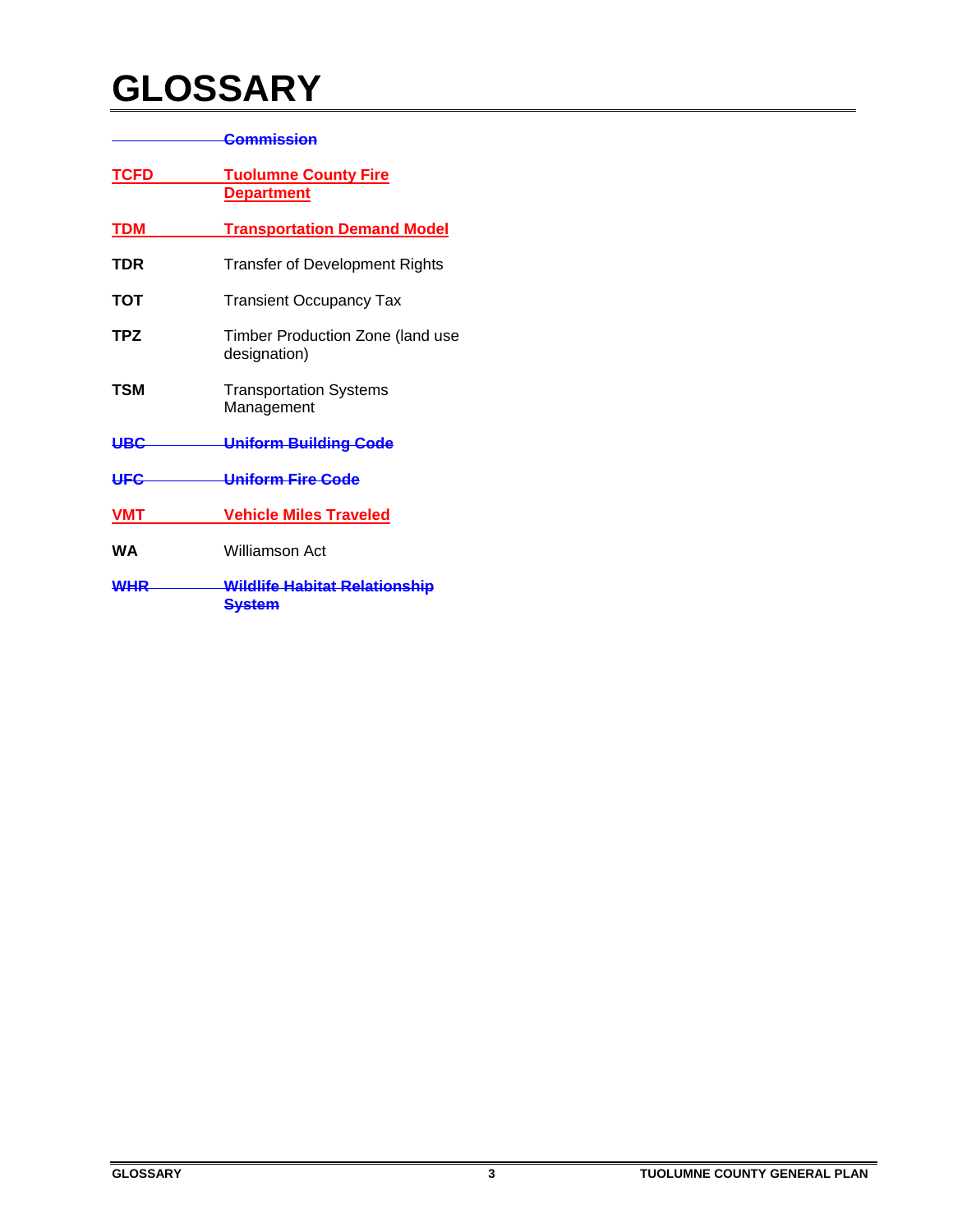# GLOSSARY

| | |
|---|---|
| | ~~Commission~~ |
| TCFD | Tuolumne County Fire Department |
| TDM | Transportation Demand Model |
| **TDR** | Transfer of Development Rights |
| **TOT** | Transient Occupancy Tax |
| **TPZ** | Timber Production Zone (land use designation) |
| **TSM** | Transportation Systems Management |
| ~~UBC~~ | ~~Uniform Building Code~~ |
| ~~UFC~~ | ~~Uniform Fire Code~~ |
| VMT | Vehicle Miles Traveled |
| **WA** | Williamson Act |
| ~~WHR~~ | ~~Wildlife Habitat Relationship System~~ |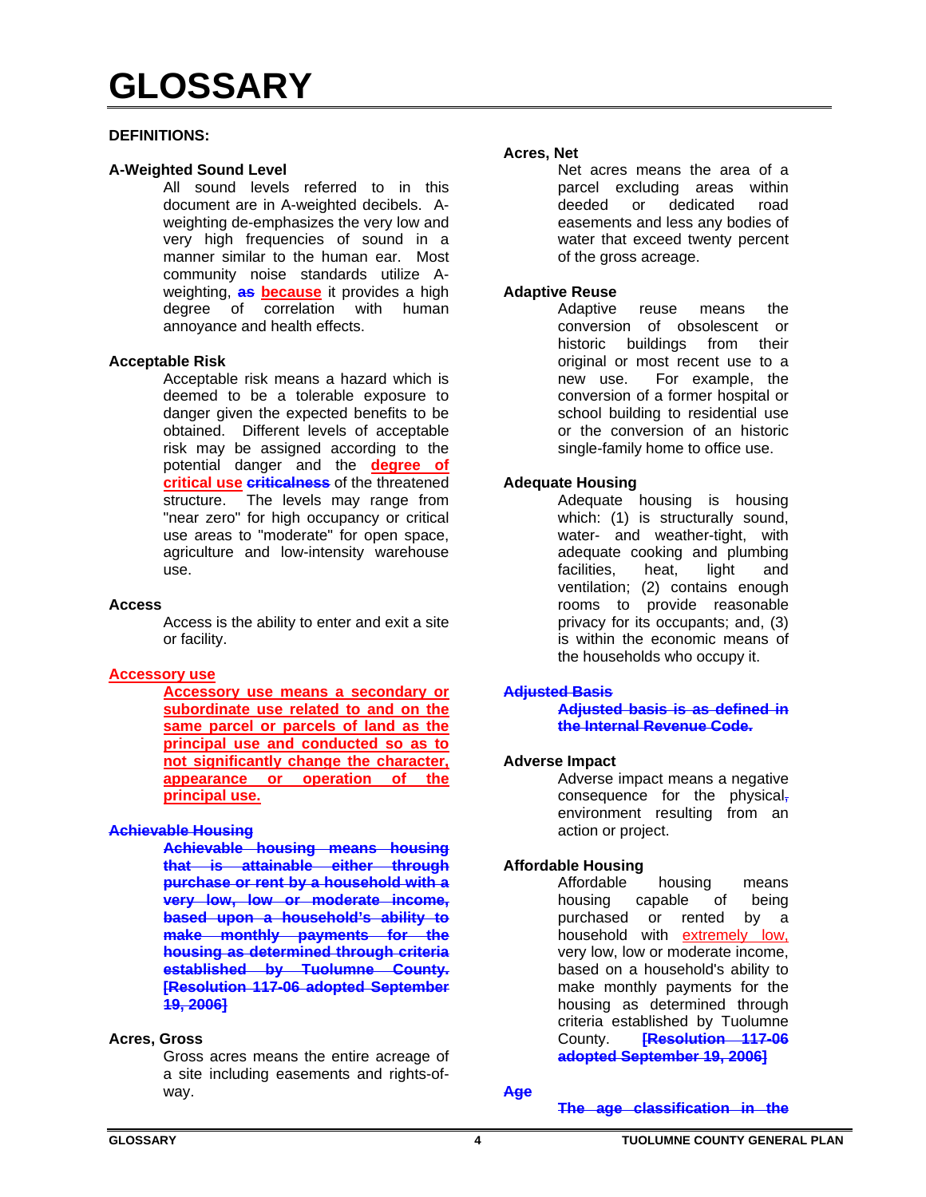# GLOSSARY

**DEFINITIONS:**

**A-Weighted Sound Level**

All sound levels referred to in this document are in A-weighted decibels. A-weighting de-emphasizes the very low and very high frequencies of sound in a manner similar to the human ear. Most community noise standards utilize A-weighting, ~~as~~ because it provides a high degree of correlation with human annoyance and health effects.

**Acceptable Risk**

Acceptable risk means a hazard which is deemed to be a tolerable exposure to danger given the expected benefits to be obtained. Different levels of acceptable risk may be assigned according to the potential danger and the degree of critical use ~~criticalness~~ of the threatened structure. The levels may range from "near zero" for high occupancy or critical use areas to "moderate" for open space, agriculture and low-intensity warehouse use.

**Access**

Access is the ability to enter and exit a site or facility.

**Accessory use**

Accessory use means a secondary or subordinate use related to and on the same parcel or parcels of land as the principal use and conducted so as to not significantly change the character, appearance or operation of the principal use.

~~**Achievable Housing**~~

~~Achievable housing means housing that is attainable either through purchase or rent by a household with a very low, low or moderate income, based upon a household's ability to make monthly payments for the housing as determined through criteria established by Tuolumne County. [Resolution 117-06 adopted September 19, 2006]~~

**Acres, Gross**

Gross acres means the entire acreage of a site including easements and rights-of-way.

**Acres, Net**

Net acres means the area of a parcel excluding areas within deeded or dedicated road easements and less any bodies of water that exceed twenty percent of the gross acreage.

**Adaptive Reuse**

Adaptive reuse means the conversion of obsolescent or historic buildings from their original or most recent use to a new use. For example, the conversion of a former hospital or school building to residential use or the conversion of an historic single-family home to office use.

**Adequate Housing**

Adequate housing is housing which: (1) is structurally sound, water- and weather-tight, with adequate cooking and plumbing facilities, heat, light and ventilation; (2) contains enough rooms to provide reasonable privacy for its occupants; and, (3) is within the economic means of the households who occupy it.

~~**Adjusted Basis**~~

~~Adjusted basis is as defined in the Internal Revenue Code.~~

**Adverse Impact**

Adverse impact means a negative consequence for the physical~~,~~ environment resulting from an action or project.

**Affordable Housing**

Affordable housing means housing capable of being purchased or rented by a household with extremely low, very low, low or moderate income, based on a household's ability to make monthly payments for the housing as determined through criteria established by Tuolumne County. ~~[Resolution 117-06 adopted September 19, 2006]~~

~~**Age**~~

~~The age classification in the~~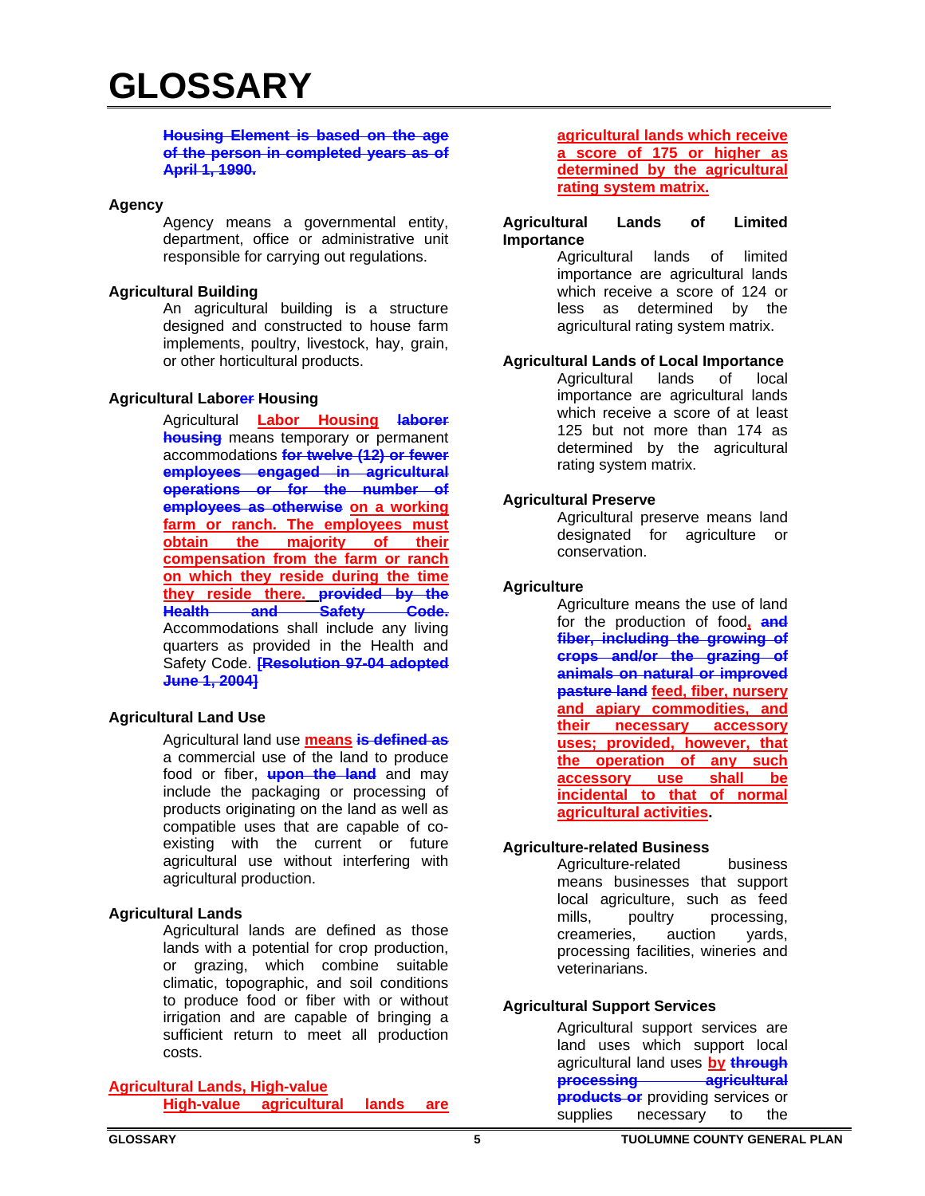# GLOSSARY

~~Housing Element is based on the age of the person in completed years as of April 1, 1990.~~

**Agency**

Agency means a governmental entity, department, office or administrative unit responsible for carrying out regulations.

**Agricultural Building**

An agricultural building is a structure designed and constructed to house farm implements, poultry, livestock, hay, grain, or other horticultural products.

**Agricultural Labor~~er~~ Housing**

Agricultural Labor Housing ~~laborer housing~~ means temporary or permanent accommodations ~~for twelve (12) or fewer employees engaged in agricultural operations or for the number of employees as otherwise~~ on a working farm or ranch. The employees must obtain the majority of their compensation from the farm or ranch on which they reside during the time they reside there. ~~provided by the Health and Safety Code.~~ Accommodations shall include any living quarters as provided in the Health and Safety Code. ~~[Resolution 97-04 adopted June 1, 2004]~~

**Agricultural Land Use**

Agricultural land use means ~~is defined as~~ a commercial use of the land to produce food or fiber, ~~upon the land~~ and may include the packaging or processing of products originating on the land as well as compatible uses that are capable of co-existing with the current or future agricultural use without interfering with agricultural production.

**Agricultural Lands**

Agricultural lands are defined as those lands with a potential for crop production, or grazing, which combine suitable climatic, topographic, and soil conditions to produce food or fiber with or without irrigation and are capable of bringing a sufficient return to meet all production costs.

**Agricultural Lands, High-value**

High-value agricultural lands are agricultural lands which receive a score of 175 or higher as determined by the agricultural rating system matrix.

**Agricultural Lands of Limited Importance**

Agricultural lands of limited importance are agricultural lands which receive a score of 124 or less as determined by the agricultural rating system matrix.

**Agricultural Lands of Local Importance**

Agricultural lands of local importance are agricultural lands which receive a score of at least 125 but not more than 174 as determined by the agricultural rating system matrix.

**Agricultural Preserve**

Agricultural preserve means land designated for agriculture or conservation.

**Agriculture**

Agriculture means the use of land for the production of food, ~~and fiber, including the growing of crops and/or the grazing of animals on natural or improved pasture land~~ feed, fiber, nursery and apiary commodities, and their necessary accessory uses; provided, however, that the operation of any such accessory use shall be incidental to that of normal agricultural activities.

**Agriculture-related Business**

Agriculture-related business means businesses that support local agriculture, such as feed mills, poultry processing, creameries, auction yards, processing facilities, wineries and veterinarians.

**Agricultural Support Services**

Agricultural support services are land uses which support local agricultural land uses by ~~through processing agricultural products or~~ providing services or supplies necessary to the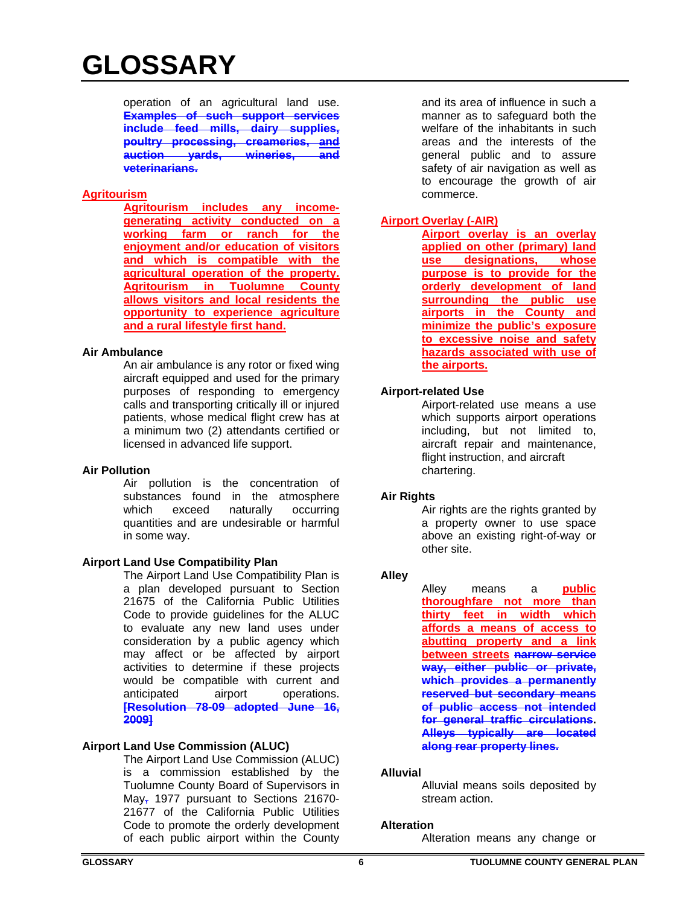operation of an agricultural land use. ~~**Examples of such support services include feed mills, dairy supplies, poultry processing, creameries, and auction yards, wineries, and veterinarians.**~~

<u>**Agritourism**</u>

<u>**Agritourism includes any income-generating activity conducted on a working farm or ranch for the enjoyment and/or education of visitors and which is compatible with the agricultural operation of the property. Agritourism in Tuolumne County allows visitors and local residents the opportunity to experience agriculture and a rural lifestyle first hand.**</u>

**Air Ambulance**

An air ambulance is any rotor or fixed wing aircraft equipped and used for the primary purposes of responding to emergency calls and transporting critically ill or injured patients, whose medical flight crew has at a minimum two (2) attendants certified or licensed in advanced life support.

**Air Pollution**

Air pollution is the concentration of substances found in the atmosphere which exceed naturally occurring quantities and are undesirable or harmful in some way.

**Airport Land Use Compatibility Plan**

The Airport Land Use Compatibility Plan is a plan developed pursuant to Section 21675 of the California Public Utilities Code to provide guidelines for the ALUC to evaluate any new land uses under consideration by a public agency which may affect or be affected by airport activities to determine if these projects would be compatible with current and anticipated airport operations. ~~**[Resolution 78-09 adopted June 16, 2009]**~~

**Airport Land Use Commission (ALUC)**

The Airport Land Use Commission (ALUC) is a commission established by the Tuolumne County Board of Supervisors in May~~,~~ 1977 pursuant to Sections 21670-21677 of the California Public Utilities Code to promote the orderly development of each public airport within the County and its area of influence in such a manner as to safeguard both the welfare of the inhabitants in such areas and the interests of the general public and to assure safety of air navigation as well as to encourage the growth of air commerce.

<u>**Airport Overlay (-AIR)**</u>

<u>**Airport overlay is an overlay applied on other (primary) land use designations, whose purpose is to provide for the orderly development of land surrounding the public use airports in the County and minimize the public's exposure to excessive noise and safety hazards associated with use of the airports.**</u>

**Airport-related Use**

Airport-related use means a use which supports airport operations including, but not limited to, aircraft repair and maintenance, flight instruction, and aircraft chartering.

**Air Rights**

Air rights are the rights granted by a property owner to use space above an existing right-of-way or other site.

**Alley**

Alley means a <u>**public thoroughfare not more than thirty feet in width which affords a means of access to abutting property and a link between streets**</u> ~~**narrow service way, either public or private, which provides a permanently reserved but secondary means of public access not intended for general traffic circulations**~~. ~~**Alleys typically are located along rear property lines.**~~

**Alluvial**

Alluvial means soils deposited by stream action.

**Alteration**

Alteration means any change or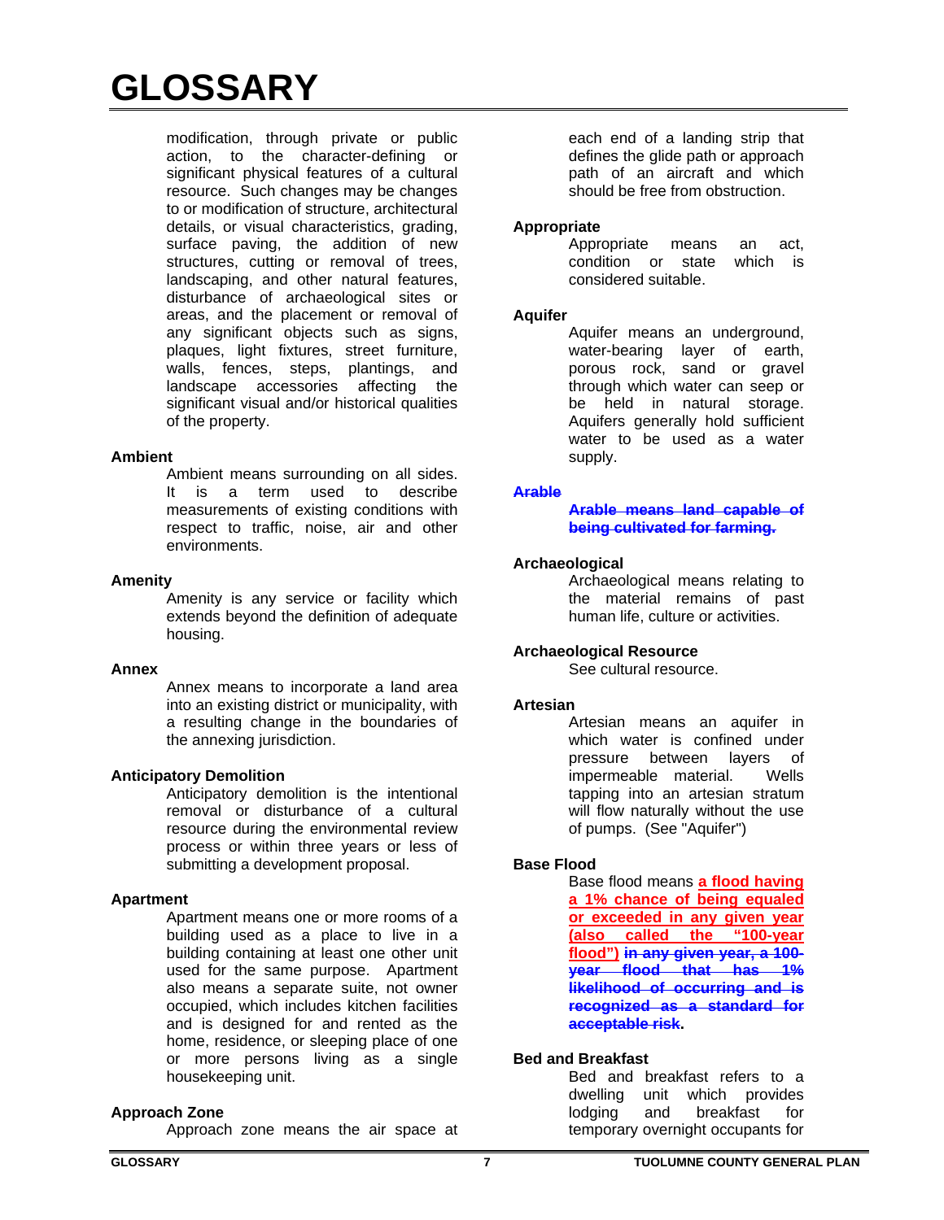modification, through private or public action, to the character-defining or significant physical features of a cultural resource. Such changes may be changes to or modification of structure, architectural details, or visual characteristics, grading, surface paving, the addition of new structures, cutting or removal of trees, landscaping, and other natural features, disturbance of archaeological sites or areas, and the placement or removal of any significant objects such as signs, plaques, light fixtures, street furniture, walls, fences, steps, plantings, and landscape accessories affecting the significant visual and/or historical qualities of the property.

**Ambient**

Ambient means surrounding on all sides. It is a term used to describe measurements of existing conditions with respect to traffic, noise, air and other environments.

**Amenity**

Amenity is any service or facility which extends beyond the definition of adequate housing.

**Annex**

Annex means to incorporate a land area into an existing district or municipality, with a resulting change in the boundaries of the annexing jurisdiction.

**Anticipatory Demolition**

Anticipatory demolition is the intentional removal or disturbance of a cultural resource during the environmental review process or within three years or less of submitting a development proposal.

**Apartment**

Apartment means one or more rooms of a building used as a place to live in a building containing at least one other unit used for the same purpose. Apartment also means a separate suite, not owner occupied, which includes kitchen facilities and is designed for and rented as the home, residence, or sleeping place of one or more persons living as a single housekeeping unit.

**Approach Zone**

Approach zone means the air space at each end of a landing strip that defines the glide path or approach path of an aircraft and which should be free from obstruction.

**Appropriate**

Appropriate means an act, condition or state which is considered suitable.

**Aquifer**

Aquifer means an underground, water-bearing layer of earth, porous rock, sand or gravel through which water can seep or be held in natural storage. Aquifers generally hold sufficient water to be used as a water supply.

~~**Arable**~~

~~Arable means land capable of being cultivated for farming.~~

**Archaeological**

Archaeological means relating to the material remains of past human life, culture or activities.

**Archaeological Resource**

See cultural resource.

**Artesian**

Artesian means an aquifer in which water is confined under pressure between layers of impermeable material. Wells tapping into an artesian stratum will flow naturally without the use of pumps. (See "Aquifer")

**Base Flood**

Base flood means a flood having a 1% chance of being equaled or exceeded in any given year (also called the "100-year flood") ~~in any given year, a 100-year flood that has 1% likelihood of occurring and is recognized as a standard for acceptable risk~~.

**Bed and Breakfast**

Bed and breakfast refers to a dwelling unit which provides lodging and breakfast for temporary overnight occupants for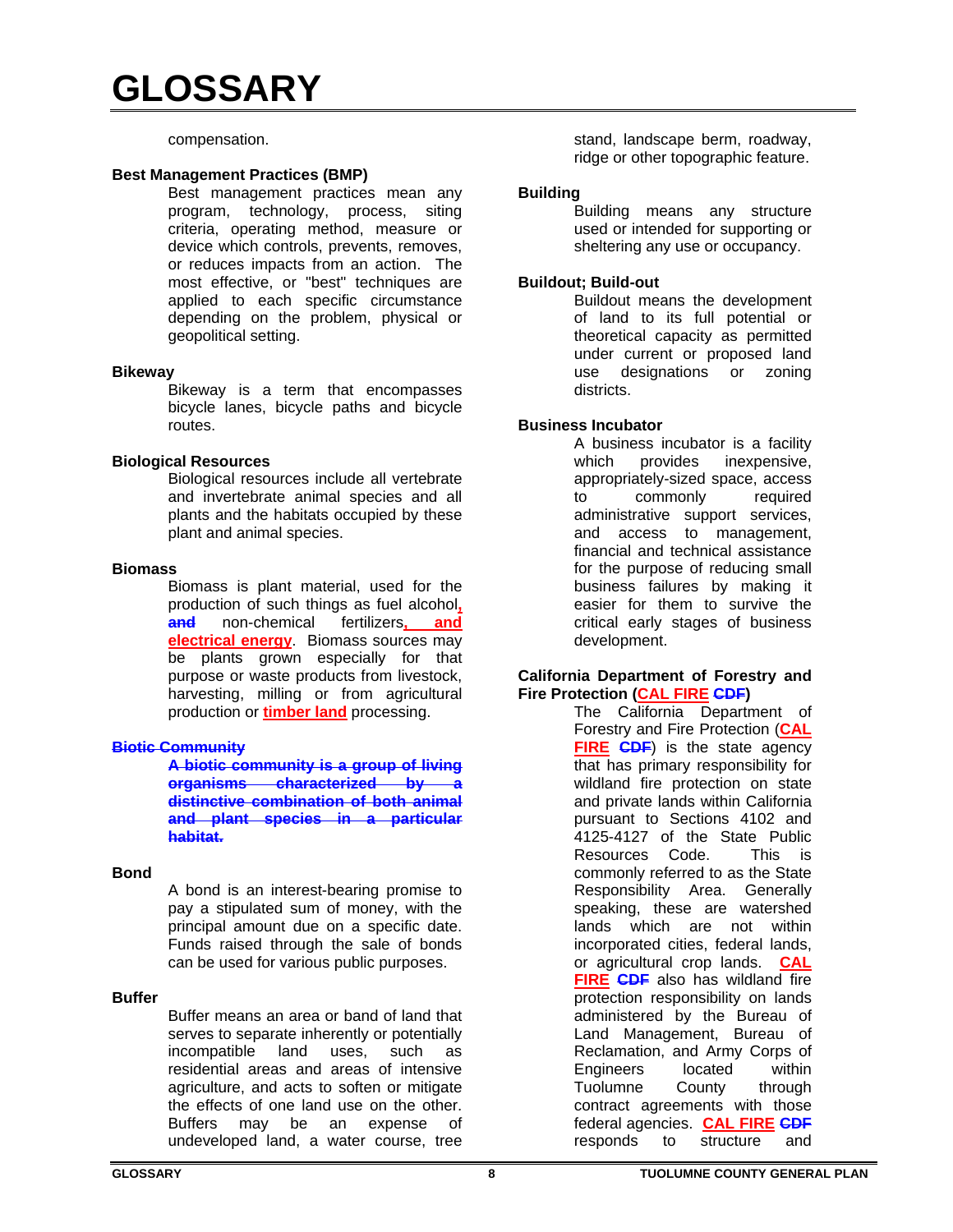compensation.

**Best Management Practices (BMP)**

Best management practices mean any program, technology, process, siting criteria, operating method, measure or device which controls, prevents, removes, or reduces impacts from an action. The most effective, or "best" techniques are applied to each specific circumstance depending on the problem, physical or geopolitical setting.

**Bikeway**

Bikeway is a term that encompasses bicycle lanes, bicycle paths and bicycle routes.

**Biological Resources**

Biological resources include all vertebrate and invertebrate animal species and all plants and the habitats occupied by these plant and animal species.

**Biomass**

Biomass is plant material, used for the production of such things as fuel alcohol, ~~and~~ non-chemical fertilizers, and electrical energy. Biomass sources may be plants grown especially for that purpose or waste products from livestock, harvesting, milling or from agricultural production or timber land processing.

~~**Biotic Community**~~

~~A biotic community is a group of living organisms characterized by a distinctive combination of both animal and plant species in a particular habitat.~~

**Bond**

A bond is an interest-bearing promise to pay a stipulated sum of money, with the principal amount due on a specific date. Funds raised through the sale of bonds can be used for various public purposes.

**Buffer**

Buffer means an area or band of land that serves to separate inherently or potentially incompatible land uses, such as residential areas and areas of intensive agriculture, and acts to soften or mitigate the effects of one land use on the other. Buffers may be an expense of undeveloped land, a water course, tree stand, landscape berm, roadway, ridge or other topographic feature.

**Building**

Building means any structure used or intended for supporting or sheltering any use or occupancy.

**Buildout; Build-out**

Buildout means the development of land to its full potential or theoretical capacity as permitted under current or proposed land use designations or zoning districts.

**Business Incubator**

A business incubator is a facility which provides inexpensive, appropriately-sized space, access to commonly required administrative support services, and access to management, financial and technical assistance for the purpose of reducing small business failures by making it easier for them to survive the critical early stages of business development.

**California Department of Forestry and Fire Protection (CAL FIRE ~~CDF~~)**

The California Department of Forestry and Fire Protection (CAL FIRE ~~CDF~~) is the state agency that has primary responsibility for wildland fire protection on state and private lands within California pursuant to Sections 4102 and 4125-4127 of the State Public Resources Code. This is commonly referred to as the State Responsibility Area. Generally speaking, these are watershed lands which are not within incorporated cities, federal lands, or agricultural crop lands. CAL FIRE ~~CDF~~ also has wildland fire protection responsibility on lands administered by the Bureau of Land Management, Bureau of Reclamation, and Army Corps of Engineers located within Tuolumne County through contract agreements with those federal agencies. CAL FIRE ~~CDF~~ responds to structure and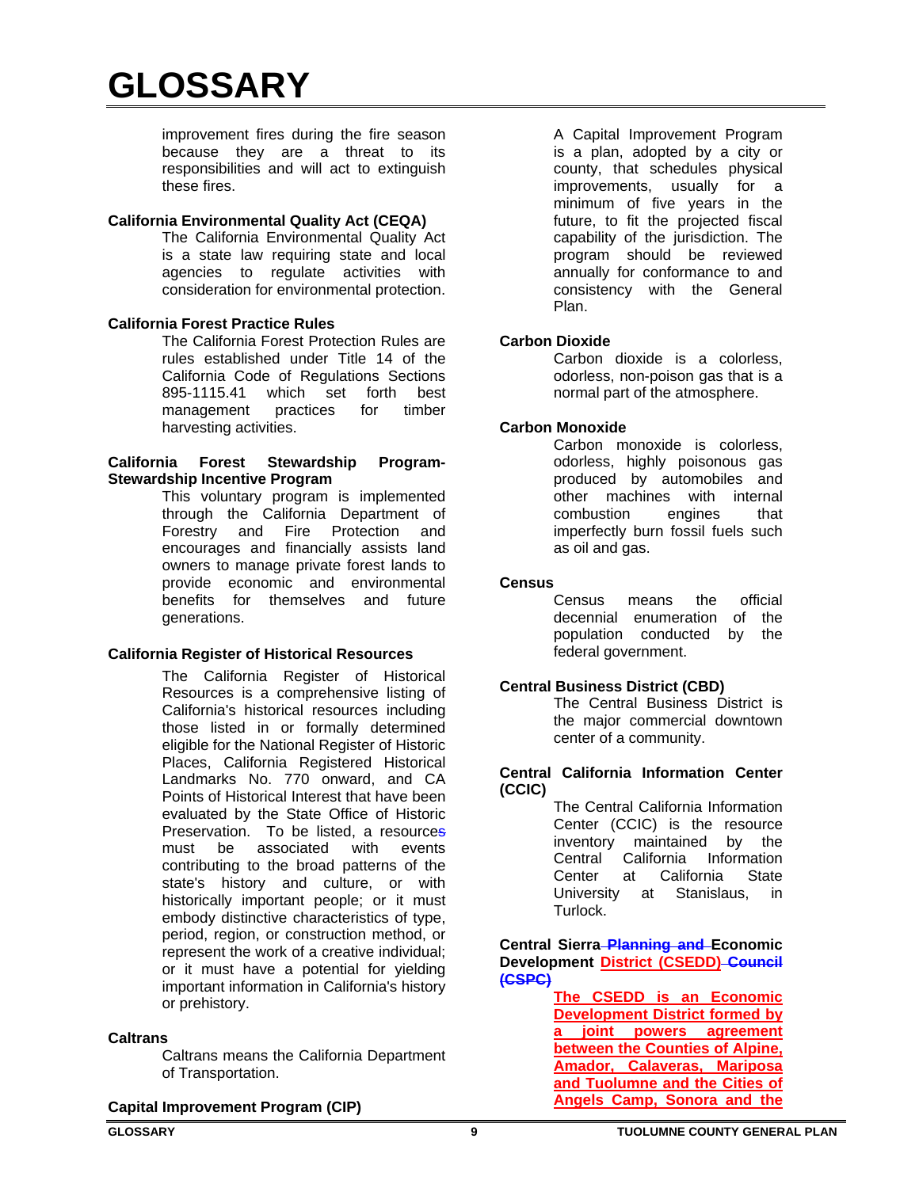# GLOSSARY

improvement fires during the fire season because they are a threat to its responsibilities and will act to extinguish these fires.

**California Environmental Quality Act (CEQA)**

The California Environmental Quality Act is a state law requiring state and local agencies to regulate activities with consideration for environmental protection.

**California Forest Practice Rules**

The California Forest Protection Rules are rules established under Title 14 of the California Code of Regulations Sections 895-1115.41 which set forth best management practices for timber harvesting activities.

**California Forest Stewardship Program-Stewardship Incentive Program**

This voluntary program is implemented through the California Department of Forestry and Fire Protection and encourages and financially assists land owners to manage private forest lands to provide economic and environmental benefits for themselves and future generations.

**California Register of Historical Resources**

The California Register of Historical Resources is a comprehensive listing of California's historical resources including those listed in or formally determined eligible for the National Register of Historic Places, California Registered Historical Landmarks No. 770 onward, and CA Points of Historical Interest that have been evaluated by the State Office of Historic Preservation. To be listed, a resource~~s~~ must be associated with events contributing to the broad patterns of the state's history and culture, or with historically important people; or it must embody distinctive characteristics of type, period, region, or construction method, or represent the work of a creative individual; or it must have a potential for yielding important information in California's history or prehistory.

**Caltrans**

Caltrans means the California Department of Transportation.

**Capital Improvement Program (CIP)**

A Capital Improvement Program is a plan, adopted by a city or county, that schedules physical improvements, usually for a minimum of five years in the future, to fit the projected fiscal capability of the jurisdiction. The program should be reviewed annually for conformance to and consistency with the General Plan.

**Carbon Dioxide**

Carbon dioxide is a colorless, odorless, non-poison gas that is a normal part of the atmosphere.

**Carbon Monoxide**

Carbon monoxide is colorless, odorless, highly poisonous gas produced by automobiles and other machines with internal combustion engines that imperfectly burn fossil fuels such as oil and gas.

**Census**

Census means the official decennial enumeration of the population conducted by the federal government.

**Central Business District (CBD)**

The Central Business District is the major commercial downtown center of a community.

**Central California Information Center (CCIC)**

The Central California Information Center (CCIC) is the resource inventory maintained by the Central California Information Center at California State University at Stanislaus, in Turlock.

**Central Sierra ~~Planning and~~ Economic Development <u>District (CSEDD)</u> ~~Council (CSPC)~~**

<u>**The CSEDD is an Economic Development District formed by a joint powers agreement between the Counties of Alpine, Amador, Calaveras, Mariposa and Tuolumne and the Cities of Angels Camp, Sonora and the**</u>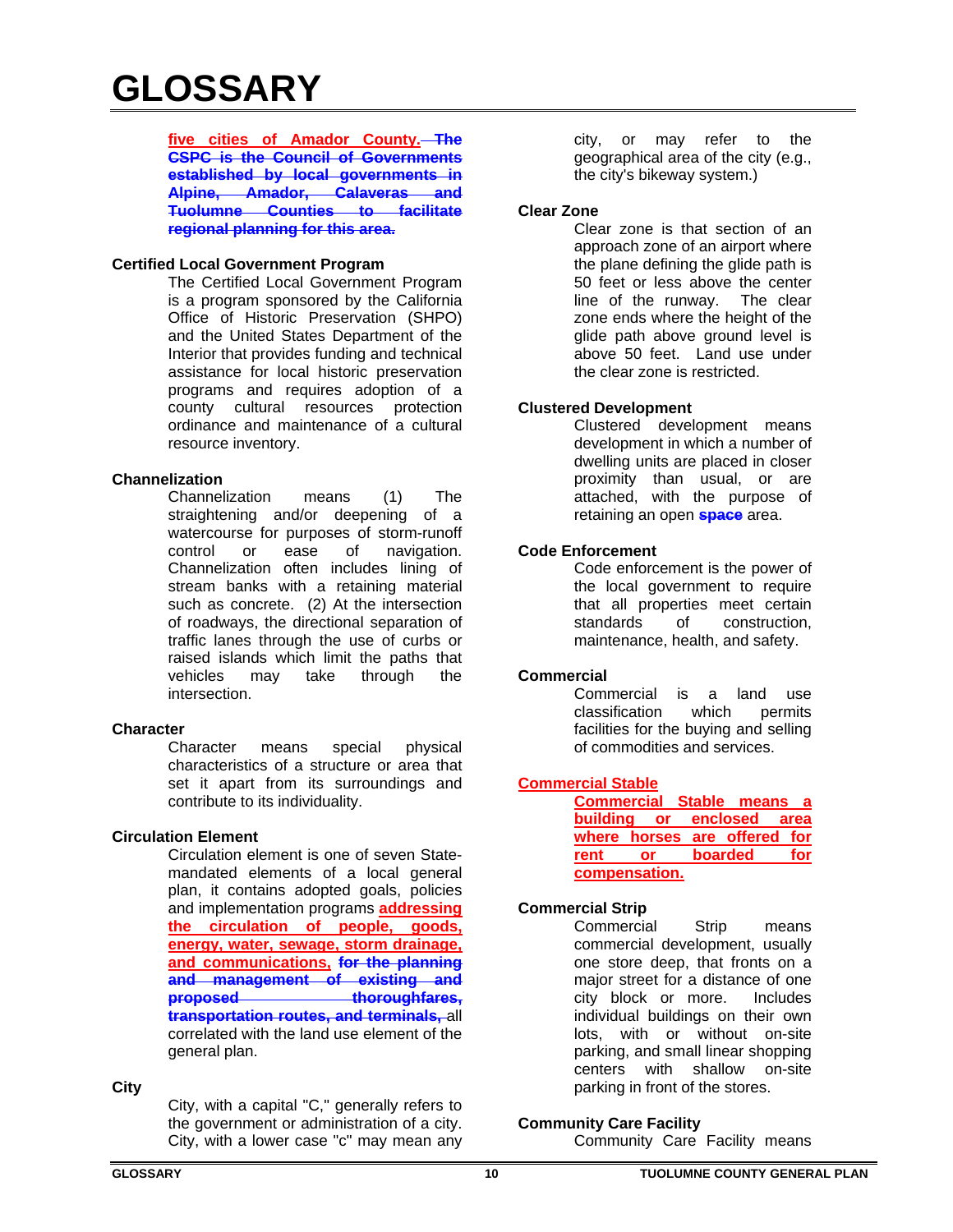# GLOSSARY

five cities of Amador County. ~~The CSPC is the Council of Governments established by local governments in Alpine, Amador, Calaveras and Tuolumne Counties to facilitate regional planning for this area.~~

**Certified Local Government Program**

The Certified Local Government Program is a program sponsored by the California Office of Historic Preservation (SHPO) and the United States Department of the Interior that provides funding and technical assistance for local historic preservation programs and requires adoption of a county cultural resources protection ordinance and maintenance of a cultural resource inventory.

**Channelization**

Channelization means (1) The straightening and/or deepening of a watercourse for purposes of storm-runoff control or ease of navigation. Channelization often includes lining of stream banks with a retaining material such as concrete. (2) At the intersection of roadways, the directional separation of traffic lanes through the use of curbs or raised islands which limit the paths that vehicles may take through the intersection.

**Character**

Character means special physical characteristics of a structure or area that set it apart from its surroundings and contribute to its individuality.

**Circulation Element**

Circulation element is one of seven State-mandated elements of a local general plan, it contains adopted goals, policies and implementation programs addressing the circulation of people, goods, energy, water, sewage, storm drainage, and communications, ~~for the planning and management of existing and proposed thoroughfares, transportation routes, and terminals,~~ all correlated with the land use element of the general plan.

**City**

City, with a capital "C," generally refers to the government or administration of a city. City, with a lower case "c" may mean any city, or may refer to the geographical area of the city (e.g., the city's bikeway system.)

**Clear Zone**

Clear zone is that section of an approach zone of an airport where the plane defining the glide path is 50 feet or less above the center line of the runway. The clear zone ends where the height of the glide path above ground level is above 50 feet. Land use under the clear zone is restricted.

**Clustered Development**

Clustered development means development in which a number of dwelling units are placed in closer proximity than usual, or are attached, with the purpose of retaining an open ~~space~~ area.

**Code Enforcement**

Code enforcement is the power of the local government to require that all properties meet certain standards of construction, maintenance, health, and safety.

**Commercial**

Commercial is a land use classification which permits facilities for the buying and selling of commodities and services.

**Commercial Stable**

Commercial Stable means a building or enclosed area where horses are offered for rent or boarded for compensation.

**Commercial Strip**

Commercial Strip means commercial development, usually one store deep, that fronts on a major street for a distance of one city block or more. Includes individual buildings on their own lots, with or without on-site parking, and small linear shopping centers with shallow on-site parking in front of the stores.

**Community Care Facility**

Community Care Facility means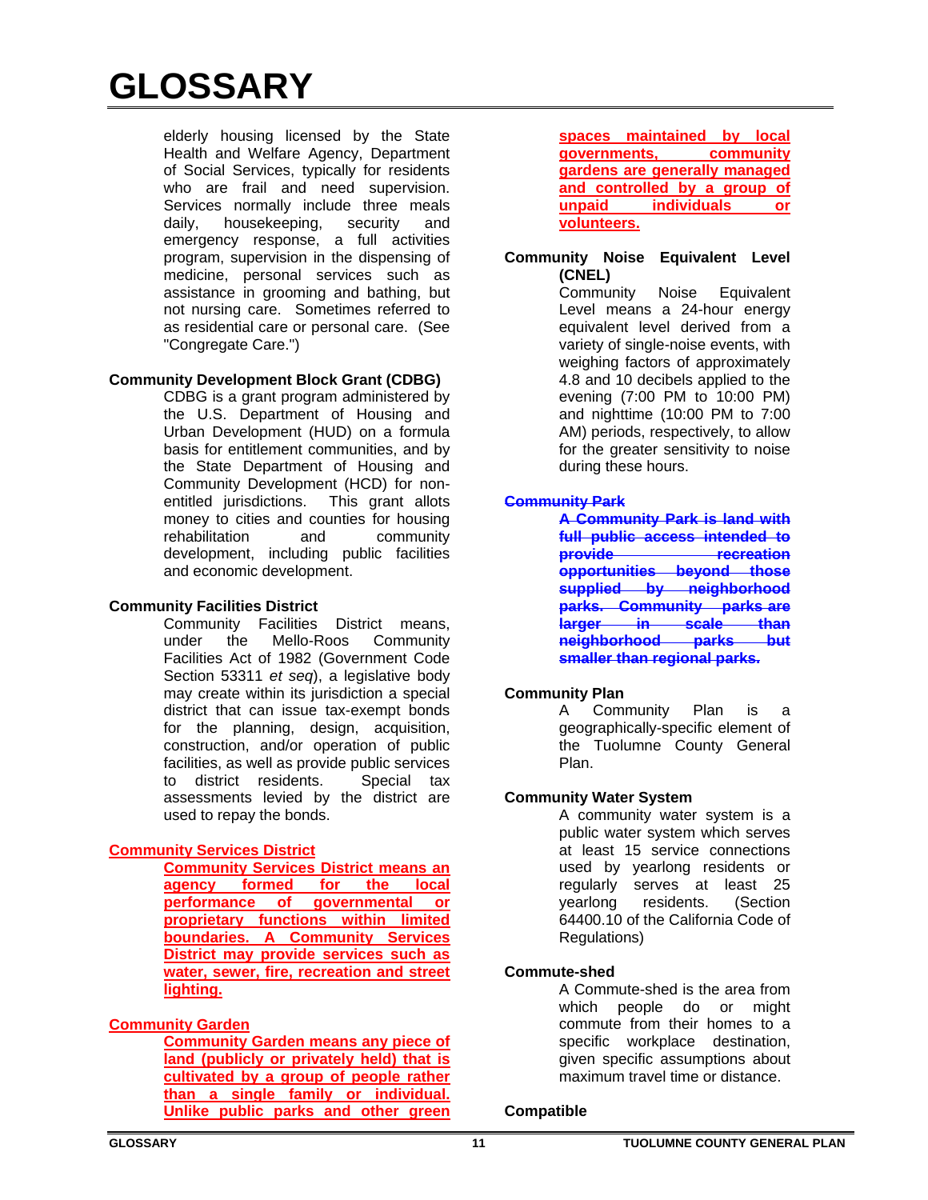# GLOSSARY

elderly housing licensed by the State Health and Welfare Agency, Department of Social Services, typically for residents who are frail and need supervision. Services normally include three meals daily, housekeeping, security and emergency response, a full activities program, supervision in the dispensing of medicine, personal services such as assistance in grooming and bathing, but not nursing care. Sometimes referred to as residential care or personal care. (See "Congregate Care.")

**Community Development Block Grant (CDBG)**

CDBG is a grant program administered by the U.S. Department of Housing and Urban Development (HUD) on a formula basis for entitlement communities, and by the State Department of Housing and Community Development (HCD) for non-entitled jurisdictions. This grant allots money to cities and counties for housing rehabilitation and community development, including public facilities and economic development.

**Community Facilities District**

Community Facilities District means, under the Mello-Roos Community Facilities Act of 1982 (Government Code Section 53311 *et seq*), a legislative body may create within its jurisdiction a special district that can issue tax-exempt bonds for the planning, design, acquisition, construction, and/or operation of public facilities, as well as provide public services to district residents. Special tax assessments levied by the district are used to repay the bonds.

**Community Services District**

**Community Services District means an agency formed for the local performance of governmental or proprietary functions within limited boundaries. A Community Services District may provide services such as water, sewer, fire, recreation and street lighting.**

**Community Garden**

**Community Garden means any piece of land (publicly or privately held) that is cultivated by a group of people rather than a single family or individual. Unlike public parks and other green spaces maintained by local governments, community gardens are generally managed and controlled by a group of unpaid individuals or volunteers.**

**Community Noise Equivalent Level (CNEL)**

Community Noise Equivalent Level means a 24-hour energy equivalent level derived from a variety of single-noise events, with weighing factors of approximately 4.8 and 10 decibels applied to the evening (7:00 PM to 10:00 PM) and nighttime (10:00 PM to 7:00 AM) periods, respectively, to allow for the greater sensitivity to noise during these hours.

~~**Community Park**~~

~~**A Community Park is land with full public access intended to provide recreation opportunities beyond those supplied by neighborhood parks. Community parks are larger in scale than neighborhood parks but smaller than regional parks.**~~

**Community Plan**

A Community Plan is a geographically-specific element of the Tuolumne County General Plan.

**Community Water System**

A community water system is a public water system which serves at least 15 service connections used by yearlong residents or regularly serves at least 25 yearlong residents. (Section 64400.10 of the California Code of Regulations)

**Commute-shed**

A Commute-shed is the area from which people do or might commute from their homes to a specific workplace destination, given specific assumptions about maximum travel time or distance.

**Compatible**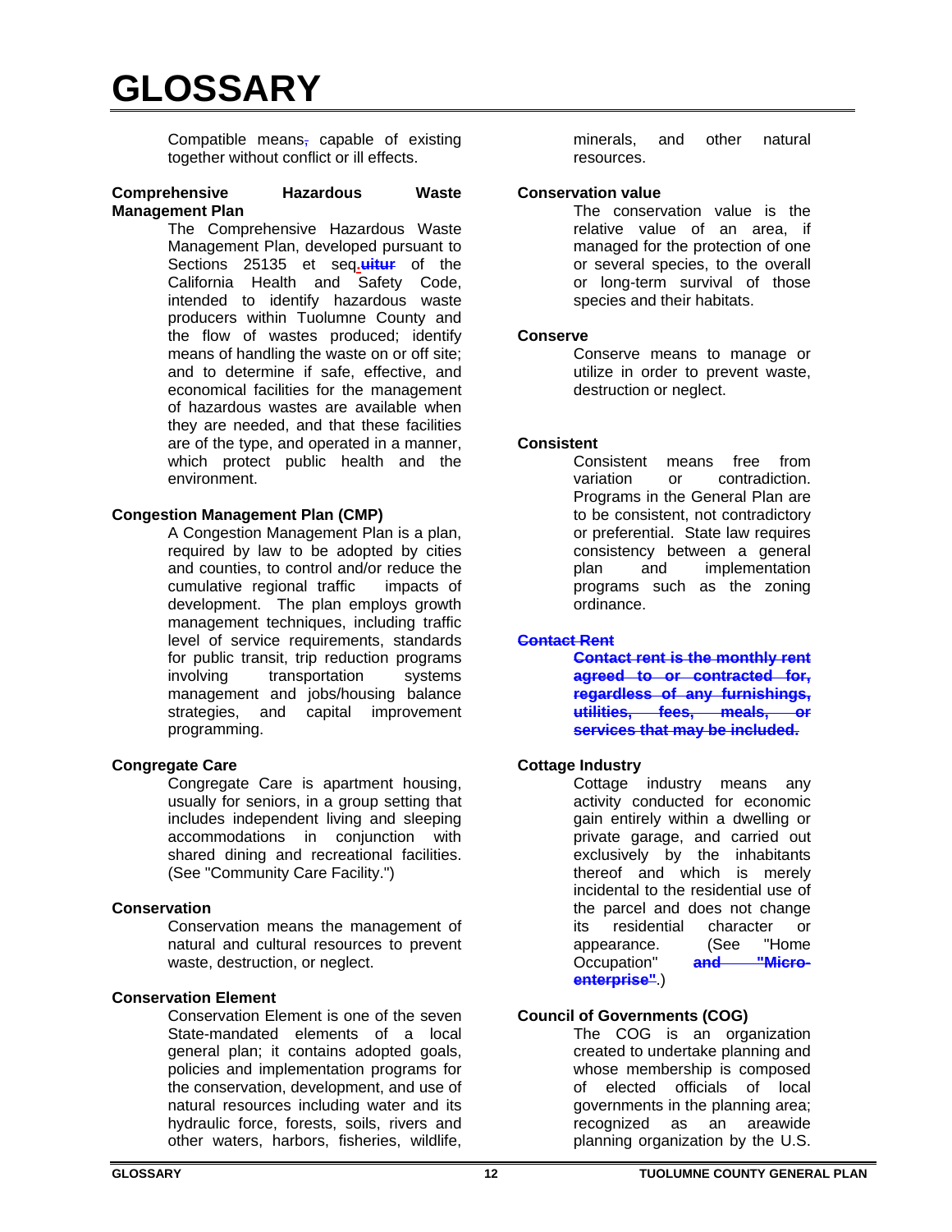# GLOSSARY

Compatible means, capable of existing together without conflict or ill effects.

**Comprehensive Hazardous Waste Management Plan**

The Comprehensive Hazardous Waste Management Plan, developed pursuant to Sections 25135 et seq.~~uitur~~ of the California Health and Safety Code, intended to identify hazardous waste producers within Tuolumne County and the flow of wastes produced; identify means of handling the waste on or off site; and to determine if safe, effective, and economical facilities for the management of hazardous wastes are available when they are needed, and that these facilities are of the type, and operated in a manner, which protect public health and the environment.

**Congestion Management Plan (CMP)**

A Congestion Management Plan is a plan, required by law to be adopted by cities and counties, to control and/or reduce the cumulative regional traffic impacts of development. The plan employs growth management techniques, including traffic level of service requirements, standards for public transit, trip reduction programs involving transportation systems management and jobs/housing balance strategies, and capital improvement programming.

**Congregate Care**

Congregate Care is apartment housing, usually for seniors, in a group setting that includes independent living and sleeping accommodations in conjunction with shared dining and recreational facilities. (See "Community Care Facility.")

**Conservation**

Conservation means the management of natural and cultural resources to prevent waste, destruction, or neglect.

**Conservation Element**

Conservation Element is one of the seven State-mandated elements of a local general plan; it contains adopted goals, policies and implementation programs for the conservation, development, and use of natural resources including water and its hydraulic force, forests, soils, rivers and other waters, harbors, fisheries, wildlife, minerals, and other natural resources.

**Conservation value**

The conservation value is the relative value of an area, if managed for the protection of one or several species, to the overall or long-term survival of those species and their habitats.

**Conserve**

Conserve means to manage or utilize in order to prevent waste, destruction or neglect.

**Consistent**

Consistent means free from variation or contradiction. Programs in the General Plan are to be consistent, not contradictory or preferential. State law requires consistency between a general plan and implementation programs such as the zoning ordinance.

~~**Contact Rent**~~

~~**Contact rent is the monthly rent agreed to or contracted for, regardless of any furnishings, utilities, fees, meals, or services that may be included.**~~

**Cottage Industry**

Cottage industry means any activity conducted for economic gain entirely within a dwelling or private garage, and carried out exclusively by the inhabitants thereof and which is merely incidental to the residential use of the parcel and does not change its residential character or appearance. (See "Home Occupation" ~~**and "Micro-enterprise"**~~.)

**Council of Governments (COG)**

The COG is an organization created to undertake planning and whose membership is composed of elected officials of local governments in the planning area; recognized as an areawide planning organization by the U.S.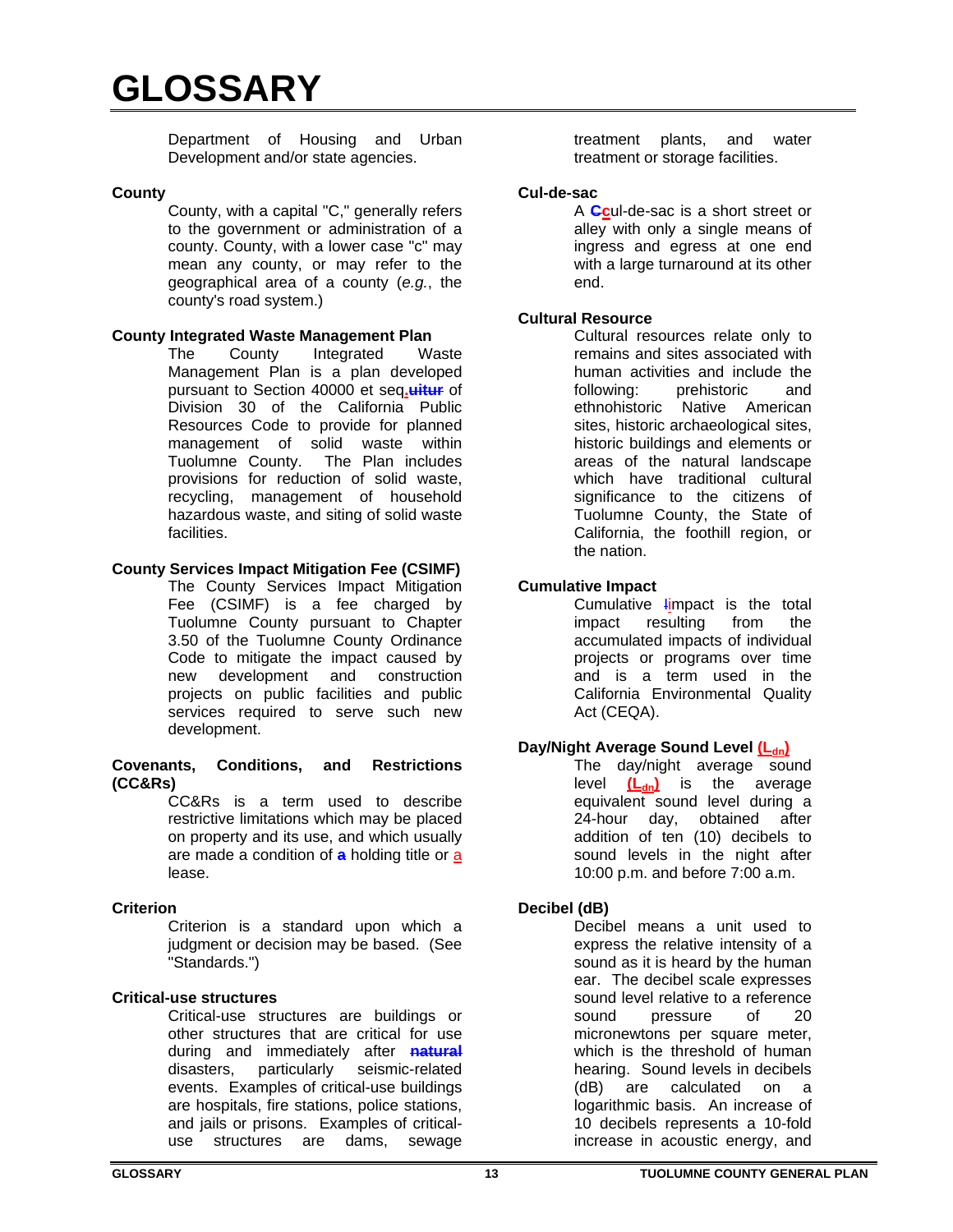Department of Housing and Urban Development and/or state agencies.

**County**

County, with a capital "C," generally refers to the government or administration of a county. County, with a lower case "c" may mean any county, or may refer to the geographical area of a county (*e.g.*, the county's road system.)

**County Integrated Waste Management Plan**

The County Integrated Waste Management Plan is a plan developed pursuant to Section 40000 et seq.~~uitur~~ of Division 30 of the California Public Resources Code to provide for planned management of solid waste within Tuolumne County. The Plan includes provisions for reduction of solid waste, recycling, management of household hazardous waste, and siting of solid waste facilities.

**County Services Impact Mitigation Fee (CSIMF)**

The County Services Impact Mitigation Fee (CSIMF) is a fee charged by Tuolumne County pursuant to Chapter 3.50 of the Tuolumne County Ordinance Code to mitigate the impact caused by new development and construction projects on public facilities and public services required to serve such new development.

**Covenants, Conditions, and Restrictions (CC&Rs)**

CC&Rs is a term used to describe restrictive limitations which may be placed on property and its use, and which usually are made a condition of ~~a~~ holding title or a lease.

**Criterion**

Criterion is a standard upon which a judgment or decision may be based. (See "Standards.")

**Critical-use structures**

Critical-use structures are buildings or other structures that are critical for use during and immediately after ~~natural~~ disasters, particularly seismic-related events. Examples of critical-use buildings are hospitals, fire stations, police stations, and jails or prisons. Examples of critical-use structures are dams, sewage treatment plants, and water treatment or storage facilities.

**Cul-de-sac**

A ~~C~~cul-de-sac is a short street or alley with only a single means of ingress and egress at one end with a large turnaround at its other end.

**Cultural Resource**

Cultural resources relate only to remains and sites associated with human activities and include the following: prehistoric and ethnohistoric Native American sites, historic archaeological sites, historic buildings and elements or areas of the natural landscape which have traditional cultural significance to the citizens of Tuolumne County, the State of California, the foothill region, or the nation.

**Cumulative Impact**

Cumulative ~~I~~impact is the total impact resulting from the accumulated impacts of individual projects or programs over time and is a term used in the California Environmental Quality Act (CEQA).

**Day/Night Average Sound Level ($L_{dn}$)**

The day/night average sound level ($L_{dn}$) is the average equivalent sound level during a 24-hour day, obtained after addition of ten (10) decibels to sound levels in the night after 10:00 p.m. and before 7:00 a.m.

**Decibel (dB)**

Decibel means a unit used to express the relative intensity of a sound as it is heard by the human ear. The decibel scale expresses sound level relative to a reference sound pressure of 20 micronewtons per square meter, which is the threshold of human hearing. Sound levels in decibels (dB) are calculated on a logarithmic basis. An increase of 10 decibels represents a 10-fold increase in acoustic energy, and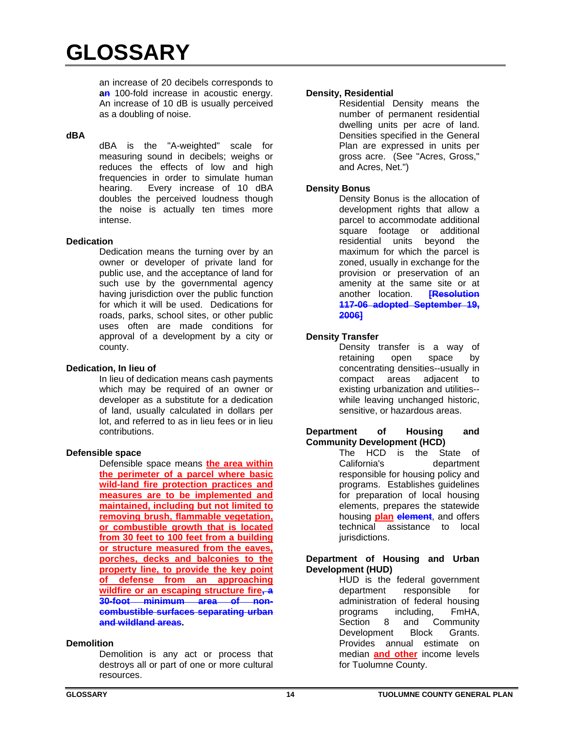# GLOSSARY

an increase of 20 decibels corresponds to a~~n~~ 100-fold increase in acoustic energy. An increase of 10 dB is usually perceived as a doubling of noise.

**dBA**

dBA is the "A-weighted" scale for measuring sound in decibels; weighs or reduces the effects of low and high frequencies in order to simulate human hearing. Every increase of 10 dBA doubles the perceived loudness though the noise is actually ten times more intense.

**Dedication**

Dedication means the turning over by an owner or developer of private land for public use, and the acceptance of land for such use by the governmental agency having jurisdiction over the public function for which it will be used. Dedications for roads, parks, school sites, or other public uses often are made conditions for approval of a development by a city or county.

**Dedication, In lieu of**

In lieu of dedication means cash payments which may be required of an owner or developer as a substitute for a dedication of land, usually calculated in dollars per lot, and referred to as in lieu fees or in lieu contributions.

**Defensible space**

Defensible space means **the area within the perimeter of a parcel where basic wild-land fire protection practices and measures are to be implemented and maintained, including but not limited to removing brush, flammable vegetation, or combustible growth that is located from 30 feet to 100 feet from a building or structure measured from the eaves, porches, decks and balconies to the property line, to provide the key point of defense from an approaching wildfire or an escaping structure fire**~~, a 30-foot minimum area of non-combustible surfaces separating urban and wildland areas~~.

**Demolition**

Demolition is any act or process that destroys all or part of one or more cultural resources.

**Density, Residential**

Residential Density means the number of permanent residential dwelling units per acre of land. Densities specified in the General Plan are expressed in units per gross acre. (See "Acres, Gross," and Acres, Net.")

**Density Bonus**

Density Bonus is the allocation of development rights that allow a parcel to accommodate additional square footage or additional residential units beyond the maximum for which the parcel is zoned, usually in exchange for the provision or preservation of an amenity at the same site or at another location. ~~**[Resolution 117-06 adopted September 19, 2006]**~~

**Density Transfer**

Density transfer is a way of retaining open space by concentrating densities--usually in compact areas adjacent to existing urbanization and utilities--while leaving unchanged historic, sensitive, or hazardous areas.

**Department of Housing and Community Development (HCD)**

The HCD is the State of California's department responsible for housing policy and programs. Establishes guidelines for preparation of local housing elements, prepares the statewide housing **plan** ~~**element**~~, and offers technical assistance to local jurisdictions.

**Department of Housing and Urban Development (HUD)**

HUD is the federal government department responsible for administration of federal housing programs including, FmHA, Section 8 and Community Development Block Grants. Provides annual estimate on median **and other** income levels for Tuolumne County.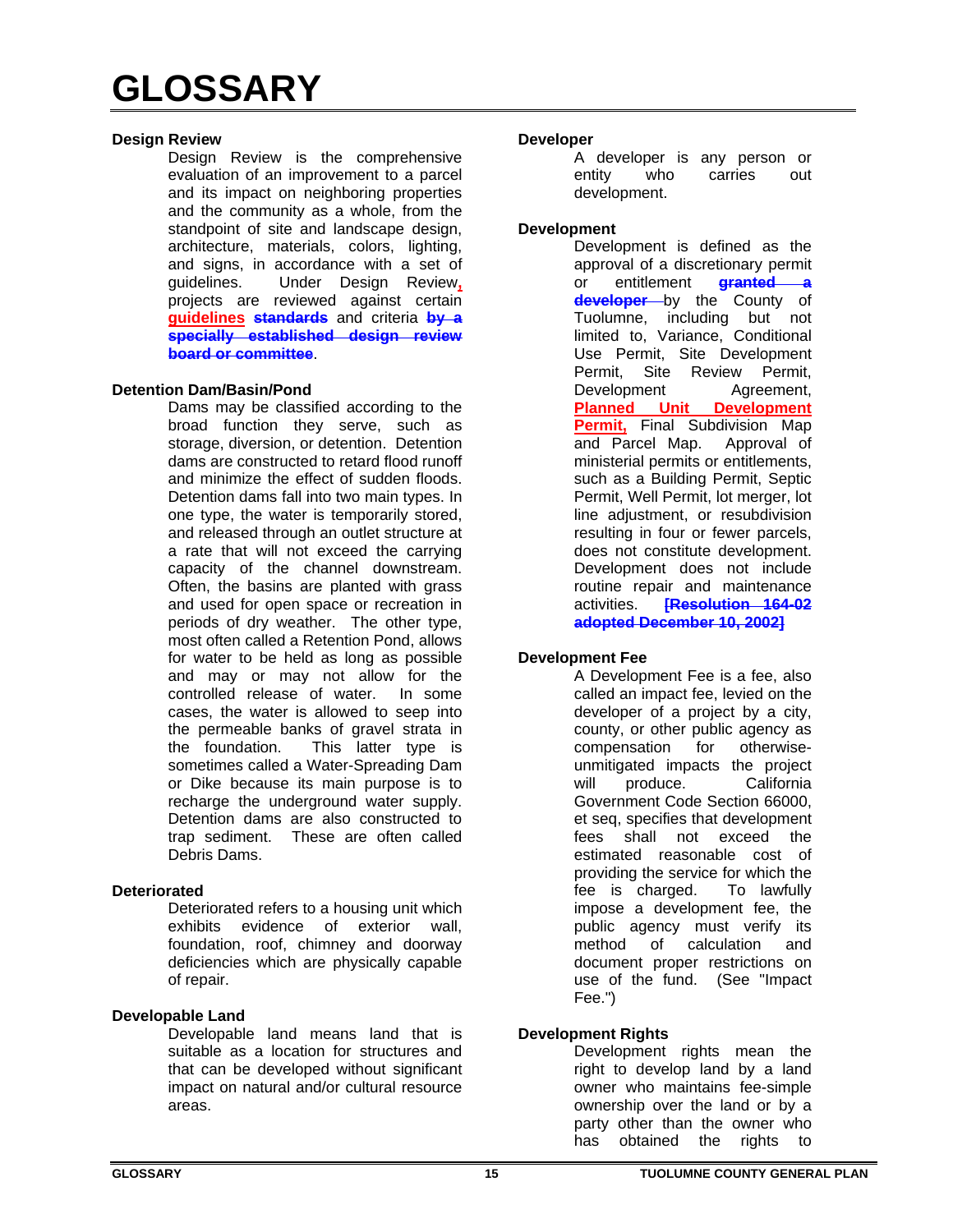# GLOSSARY

### Design Review

Design Review is the comprehensive evaluation of an improvement to a parcel and its impact on neighboring properties and the community as a whole, from the standpoint of site and landscape design, architecture, materials, colors, lighting, and signs, in accordance with a set of guidelines. Under Design Review, projects are reviewed against certain guidelines ~~standards~~ and criteria ~~by a specially established design review board or committee~~.

### Detention Dam/Basin/Pond

Dams may be classified according to the broad function they serve, such as storage, diversion, or detention. Detention dams are constructed to retard flood runoff and minimize the effect of sudden floods. Detention dams fall into two main types. In one type, the water is temporarily stored, and released through an outlet structure at a rate that will not exceed the carrying capacity of the channel downstream. Often, the basins are planted with grass and used for open space or recreation in periods of dry weather. The other type, most often called a Retention Pond, allows for water to be held as long as possible and may or may not allow for the controlled release of water. In some cases, the water is allowed to seep into the permeable banks of gravel strata in the foundation. This latter type is sometimes called a Water-Spreading Dam or Dike because its main purpose is to recharge the underground water supply. Detention dams are also constructed to trap sediment. These are often called Debris Dams.

### Deteriorated

Deteriorated refers to a housing unit which exhibits evidence of exterior wall, foundation, roof, chimney and doorway deficiencies which are physically capable of repair.

### Developable Land

Developable land means land that is suitable as a location for structures and that can be developed without significant impact on natural and/or cultural resource areas.

### Developer

A developer is any person or entity who carries out development.

### Development

Development is defined as the approval of a discretionary permit or entitlement ~~granted a developer~~ by the County of Tuolumne, including but not limited to, Variance, Conditional Use Permit, Site Development Permit, Site Review Permit, Development Agreement, Planned Unit Development Permit, Final Subdivision Map and Parcel Map. Approval of ministerial permits or entitlements, such as a Building Permit, Septic Permit, Well Permit, lot merger, lot line adjustment, or resubdivision resulting in four or fewer parcels, does not constitute development. Development does not include routine repair and maintenance activities. ~~[Resolution 164-02 adopted December 10, 2002]~~

### Development Fee

A Development Fee is a fee, also called an impact fee, levied on the developer of a project by a city, county, or other public agency as compensation for otherwise-unmitigated impacts the project will produce. California Government Code Section 66000, et seq, specifies that development fees shall not exceed the estimated reasonable cost of providing the service for which the fee is charged. To lawfully impose a development fee, the public agency must verify its method of calculation and document proper restrictions on use of the fund. (See "Impact Fee.")

### Development Rights

Development rights mean the right to develop land by a land owner who maintains fee-simple ownership over the land or by a party other than the owner who has obtained the rights to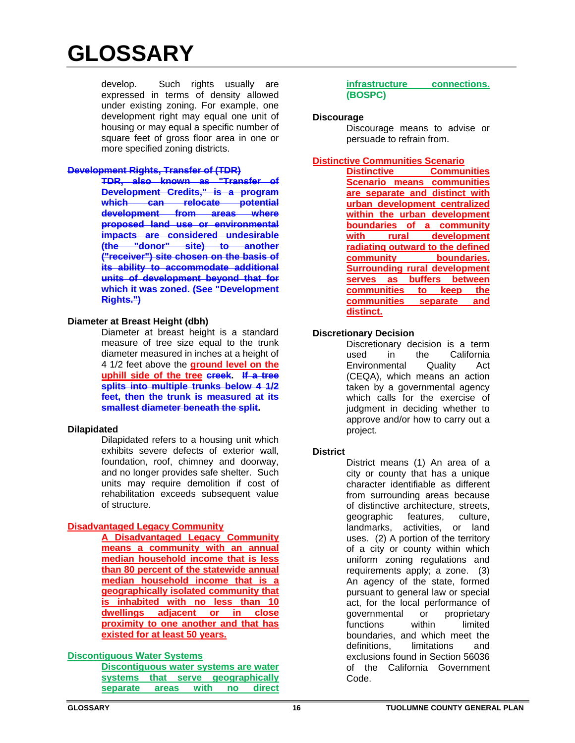# GLOSSARY

develop. Such rights usually are expressed in terms of density allowed under existing zoning. For example, one development right may equal one unit of housing or may equal a specific number of square feet of gross floor area in one or more specified zoning districts.

~~**Development Rights, Transfer of (TDR)**~~

~~**TDR, also known as "Transfer of Development Credits," is a program which can relocate potential development from areas where proposed land use or environmental impacts are considered undesirable (the "donor" site) to another ("receiver") site chosen on the basis of its ability to accommodate additional units of development beyond that for which it was zoned. (See "Development Rights.")**~~

**Diameter at Breast Height (dbh)**

Diameter at breast height is a standard measure of tree size equal to the trunk diameter measured in inches at a height of 4 1/2 feet above the **ground level on the uphill side of the tree** ~~**creek**~~. ~~**If a tree splits into multiple trunks below 4 1/2 feet, then the trunk is measured at its smallest diameter beneath the split**~~.

**Dilapidated**

Dilapidated refers to a housing unit which exhibits severe defects of exterior wall, foundation, roof, chimney and doorway, and no longer provides safe shelter. Such units may require demolition if cost of rehabilitation exceeds subsequent value of structure.

**Disadvantaged Legacy Community**

**A Disadvantaged Legacy Community means a community with an annual median household income that is less than 80 percent of the statewide annual median household income that is a geographically isolated community that is inhabited with no less than 10 dwellings adjacent or in close proximity to one another and that has existed for at least 50 years.**

**Discontiguous Water Systems**

**Discontiguous water systems are water systems that serve geographically separate areas with no direct infrastructure connections. (BOSPC)**

**Discourage**

Discourage means to advise or persuade to refrain from.

**Distinctive Communities Scenario**

**Distinctive Communities Scenario means communities are separate and distinct with urban development centralized within the urban development boundaries of a community with rural development radiating outward to the defined community boundaries. Surrounding rural development serves as buffers between communities to keep the communities separate and distinct.**

**Discretionary Decision**

Discretionary decision is a term used in the California Environmental Quality Act (CEQA), which means an action taken by a governmental agency which calls for the exercise of judgment in deciding whether to approve and/or how to carry out a project.

**District**

District means (1) An area of a city or county that has a unique character identifiable as different from surrounding areas because of distinctive architecture, streets, geographic features, culture, landmarks, activities, or land uses. (2) A portion of the territory of a city or county within which uniform zoning regulations and requirements apply; a zone. (3) An agency of the state, formed pursuant to general law or special act, for the local performance of governmental or proprietary functions within limited boundaries, and which meet the definitions, limitations and exclusions found in Section 56036 of the California Government Code.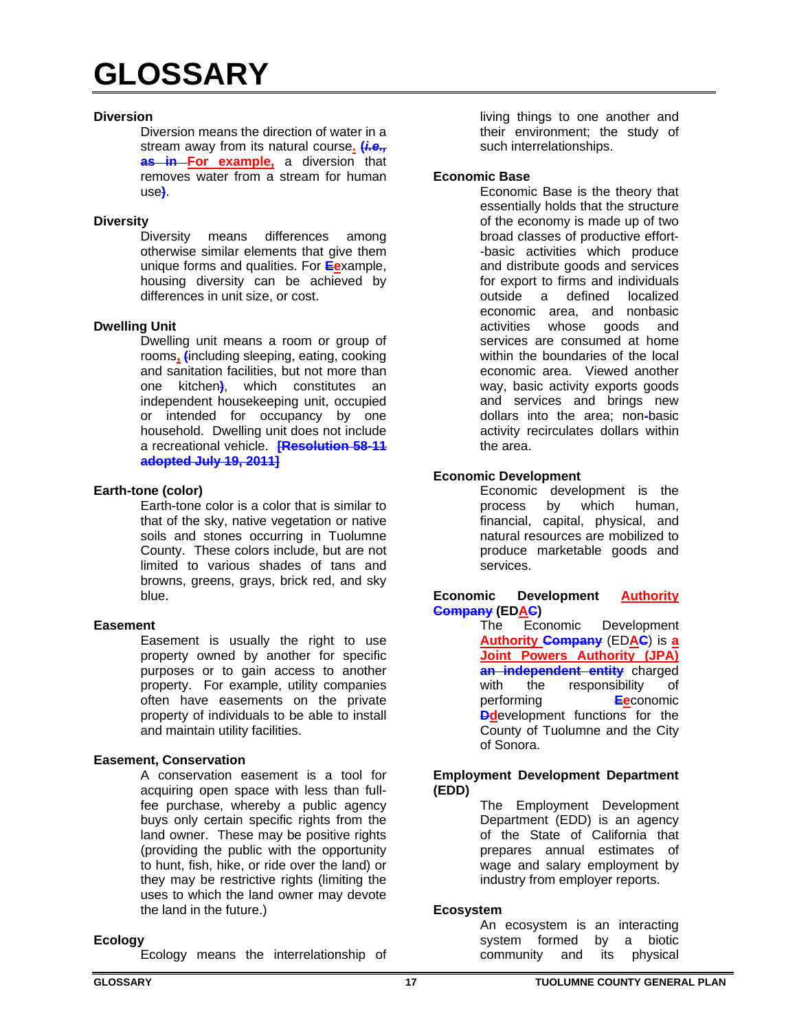# GLOSSARY

**Diversion**

Diversion means the direction of water in a stream away from its natural course. ~~(*i.e.,* as in~~ For example, a diversion that removes water from a stream for human use~~)~~.

**Diversity**

Diversity means differences among otherwise similar elements that give them unique forms and qualities. For ~~E~~example, housing diversity can be achieved by differences in unit size, or cost.

**Dwelling Unit**

Dwelling unit means a room or group of rooms, ~~(~~including sleeping, eating, cooking and sanitation facilities, but not more than one kitchen~~)~~, which constitutes an independent housekeeping unit, occupied or intended for occupancy by one household. Dwelling unit does not include a recreational vehicle. ~~[Resolution 58-11 adopted July 19, 2011]~~

**Earth-tone (color)**

Earth-tone color is a color that is similar to that of the sky, native vegetation or native soils and stones occurring in Tuolumne County. These colors include, but are not limited to various shades of tans and browns, greens, grays, brick red, and sky blue.

**Easement**

Easement is usually the right to use property owned by another for specific purposes or to gain access to another property. For example, utility companies often have easements on the private property of individuals to be able to install and maintain utility facilities.

**Easement, Conservation**

A conservation easement is a tool for acquiring open space with less than full-fee purchase, whereby a public agency buys only certain specific rights from the land owner. These may be positive rights (providing the public with the opportunity to hunt, fish, hike, or ride over the land) or they may be restrictive rights (limiting the uses to which the land owner may devote the land in the future.)

**Ecology**

Ecology means the interrelationship of living things to one another and their environment; the study of such interrelationships.

**Economic Base**

Economic Base is the theory that essentially holds that the structure of the economy is made up of two broad classes of productive effort--basic activities which produce and distribute goods and services for export to firms and individuals outside a defined localized economic area, and nonbasic activities whose goods and services are consumed at home within the boundaries of the local economic area. Viewed another way, basic activity exports goods and services and brings new dollars into the area; non~~-~~basic activity recirculates dollars within the area.

**Economic Development**

Economic development is the process by which human, financial, capital, physical, and natural resources are mobilized to produce marketable goods and services.

**Economic Development Authority ~~Company~~ (EDA~~C~~)**

The Economic Development Authority ~~Company~~ (EDA~~C~~) is a Joint Powers Authority (JPA) ~~an independent entity~~ charged with the responsibility of performing ~~E~~economic ~~D~~development functions for the County of Tuolumne and the City of Sonora.

**Employment Development Department (EDD)**

The Employment Development Department (EDD) is an agency of the State of California that prepares annual estimates of wage and salary employment by industry from employer reports.

**Ecosystem**

An ecosystem is an interacting system formed by a biotic community and its physical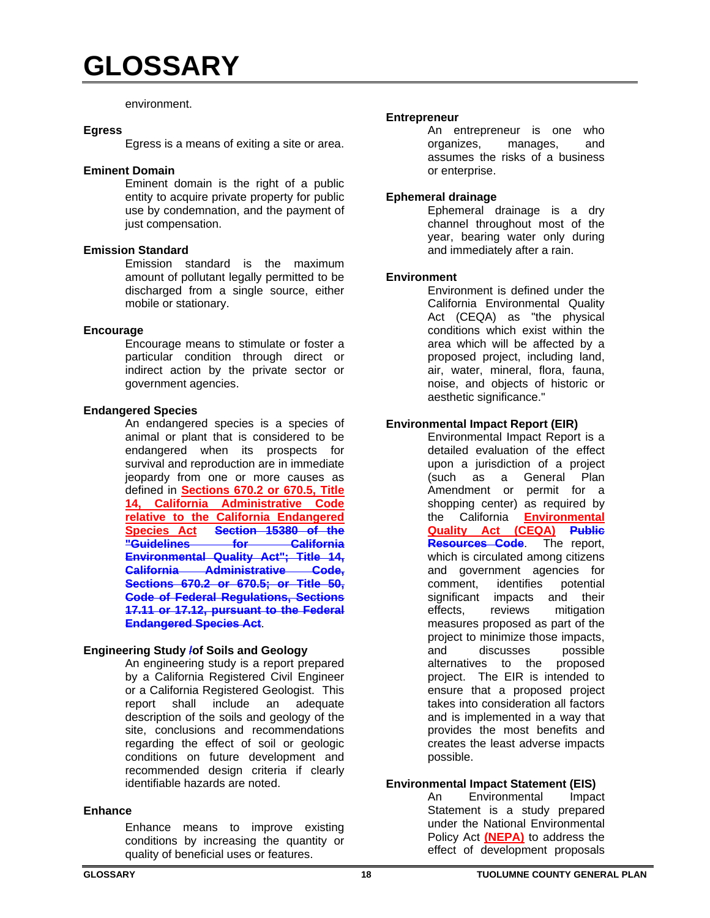environment.

**Egress**

Egress is a means of exiting a site or area.

**Eminent Domain**

Eminent domain is the right of a public entity to acquire private property for public use by condemnation, and the payment of just compensation.

**Emission Standard**

Emission standard is the maximum amount of pollutant legally permitted to be discharged from a single source, either mobile or stationary.

**Encourage**

Encourage means to stimulate or foster a particular condition through direct or indirect action by the private sector or government agencies.

**Endangered Species**

An endangered species is a species of animal or plant that is considered to be endangered when its prospects for survival and reproduction are in immediate jeopardy from one or more causes as defined in **Sections 670.2 or 670.5, Title 14, California Administrative Code relative to the California Endangered Species Act** ~~**Section 15380 of the "Guidelines for California Environmental Quality Act"; Title 14, California Administrative Code, Sections 670.2 or 670.5; or Title 50, Code of Federal Regulations, Sections 17.11 or 17.12, pursuant to the Federal Endangered Species Act**~~.

**Engineering Study ~~/~~of Soils and Geology**

An engineering study is a report prepared by a California Registered Civil Engineer or a California Registered Geologist. This report shall include an adequate description of the soils and geology of the site, conclusions and recommendations regarding the effect of soil or geologic conditions on future development and recommended design criteria if clearly identifiable hazards are noted.

**Enhance**

Enhance means to improve existing conditions by increasing the quantity or quality of beneficial uses or features.

**Entrepreneur**

An entrepreneur is one who organizes, manages, and assumes the risks of a business or enterprise.

**Ephemeral drainage**

Ephemeral drainage is a dry channel throughout most of the year, bearing water only during and immediately after a rain.

**Environment**

Environment is defined under the California Environmental Quality Act (CEQA) as "the physical conditions which exist within the area which will be affected by a proposed project, including land, air, water, mineral, flora, fauna, noise, and objects of historic or aesthetic significance."

**Environmental Impact Report (EIR)**

Environmental Impact Report is a detailed evaluation of the effect upon a jurisdiction of a project (such as a General Plan Amendment or permit for a shopping center) as required by the California **Environmental Quality Act (CEQA)** ~~**Public Resources Code**~~. The report, which is circulated among citizens and government agencies for comment, identifies potential significant impacts and their effects, reviews mitigation measures proposed as part of the project to minimize those impacts, and discusses possible alternatives to the proposed project. The EIR is intended to ensure that a proposed project takes into consideration all factors and is implemented in a way that provides the most benefits and creates the least adverse impacts possible.

**Environmental Impact Statement (EIS)**

An Environmental Impact Statement is a study prepared under the National Environmental Policy Act **(NEPA)** to address the effect of development proposals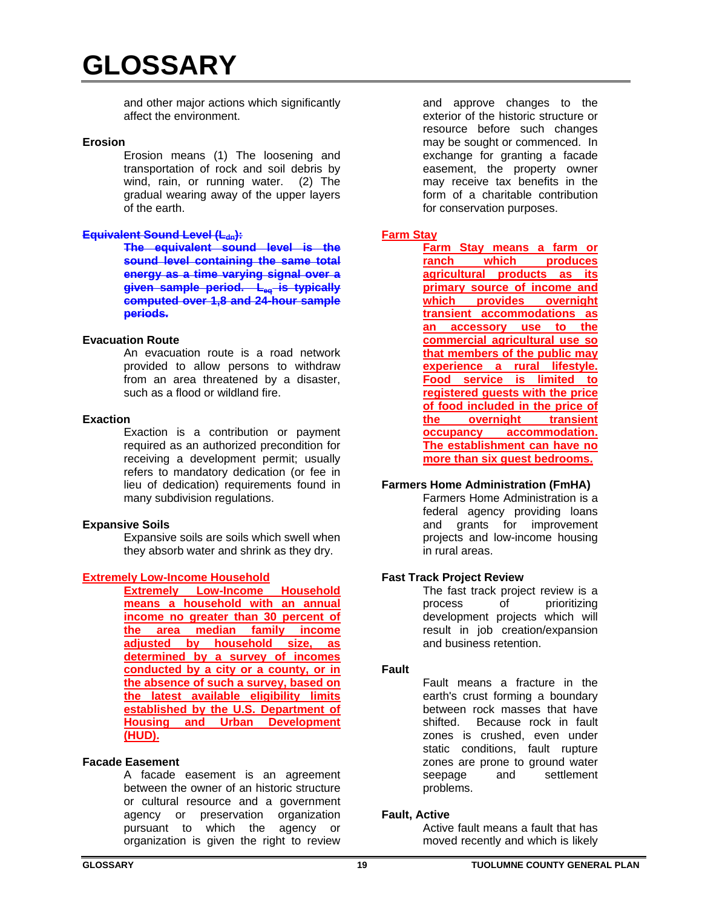# GLOSSARY

and other major actions which significantly affect the environment.

**Erosion**

Erosion means (1) The loosening and transportation of rock and soil debris by wind, rain, or running water. (2) The gradual wearing away of the upper layers of the earth.

~~**Equivalent Sound Level ($L_{dn}$):**~~

~~**The equivalent sound level is the sound level containing the same total energy as a time varying signal over a given sample period. $L_{eq}$ is typically computed over 1,8 and 24-hour sample periods.**~~

**Evacuation Route**

An evacuation route is a road network provided to allow persons to withdraw from an area threatened by a disaster, such as a flood or wildland fire.

**Exaction**

Exaction is a contribution or payment required as an authorized precondition for receiving a development permit; usually refers to mandatory dedication (or fee in lieu of dedication) requirements found in many subdivision regulations.

**Expansive Soils**

Expansive soils are soils which swell when they absorb water and shrink as they dry.

**Extremely Low-Income Household**

**Extremely Low-Income Household means a household with an annual income no greater than 30 percent of the area median family income adjusted by household size, as determined by a survey of incomes conducted by a city or a county, or in the absence of such a survey, based on the latest available eligibility limits established by the U.S. Department of Housing and Urban Development (HUD).**

**Facade Easement**

A facade easement is an agreement between the owner of an historic structure or cultural resource and a government agency or preservation organization pursuant to which the agency or organization is given the right to review and approve changes to the exterior of the historic structure or resource before such changes may be sought or commenced. In exchange for granting a facade easement, the property owner may receive tax benefits in the form of a charitable contribution for conservation purposes.

**Farm Stay**

**Farm Stay means a farm or ranch which produces agricultural products as its primary source of income and which provides overnight transient accommodations as an accessory use to the commercial agricultural use so that members of the public may experience a rural lifestyle. Food service is limited to registered guests with the price of food included in the price of the overnight transient occupancy accommodation. The establishment can have no more than six guest bedrooms.**

**Farmers Home Administration (FmHA)**

Farmers Home Administration is a federal agency providing loans and grants for improvement projects and low-income housing in rural areas.

**Fast Track Project Review**

The fast track project review is a process of prioritizing development projects which will result in job creation/expansion and business retention.

**Fault**

Fault means a fracture in the earth's crust forming a boundary between rock masses that have shifted. Because rock in fault zones is crushed, even under static conditions, fault rupture zones are prone to ground water seepage and settlement problems.

**Fault, Active**

Active fault means a fault that has moved recently and which is likely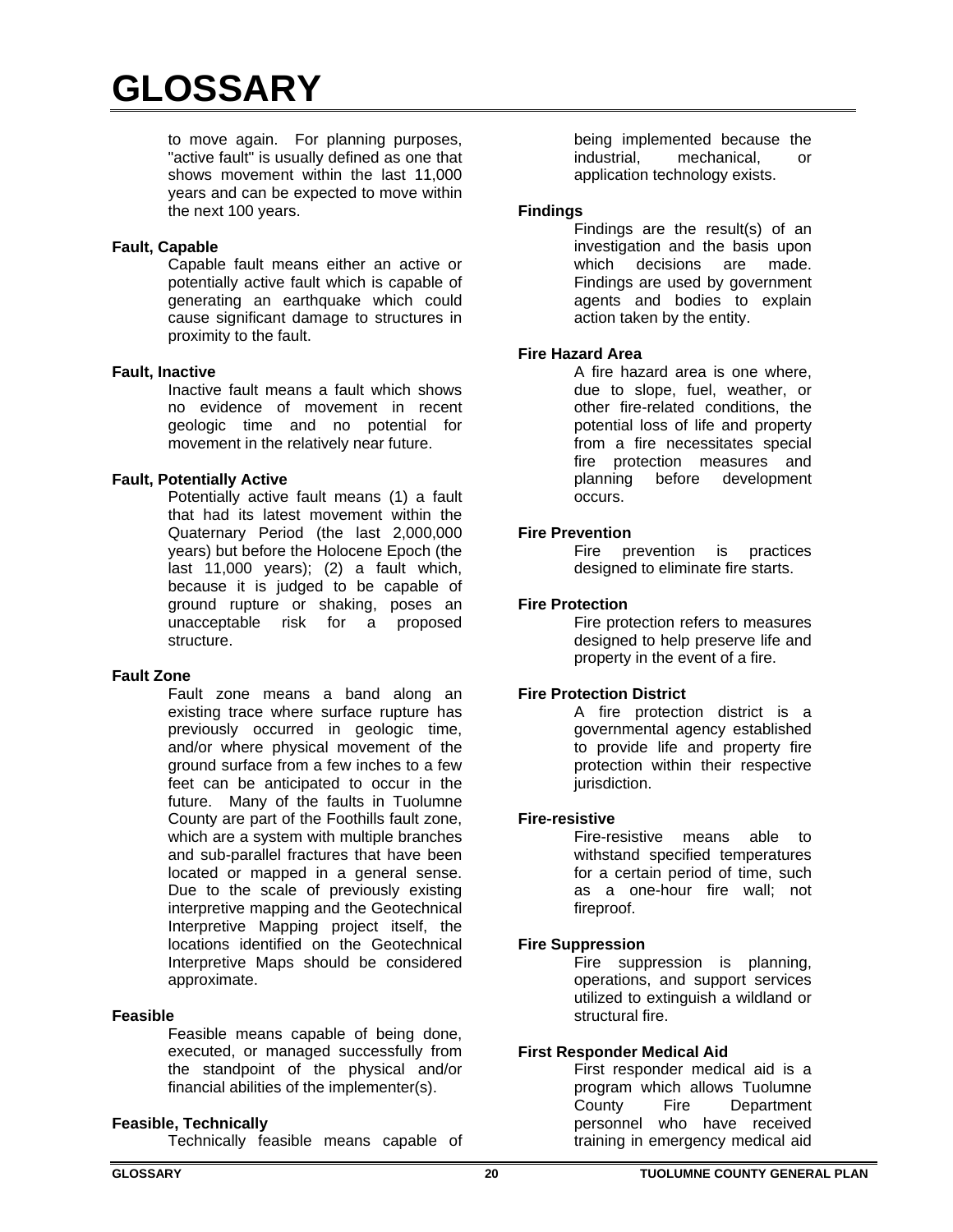to move again. For planning purposes, "active fault" is usually defined as one that shows movement within the last 11,000 years and can be expected to move within the next 100 years.

**Fault, Capable**

Capable fault means either an active or potentially active fault which is capable of generating an earthquake which could cause significant damage to structures in proximity to the fault.

**Fault, Inactive**

Inactive fault means a fault which shows no evidence of movement in recent geologic time and no potential for movement in the relatively near future.

**Fault, Potentially Active**

Potentially active fault means (1) a fault that had its latest movement within the Quaternary Period (the last 2,000,000 years) but before the Holocene Epoch (the last 11,000 years); (2) a fault which, because it is judged to be capable of ground rupture or shaking, poses an unacceptable risk for a proposed structure.

**Fault Zone**

Fault zone means a band along an existing trace where surface rupture has previously occurred in geologic time, and/or where physical movement of the ground surface from a few inches to a few feet can be anticipated to occur in the future. Many of the faults in Tuolumne County are part of the Foothills fault zone, which are a system with multiple branches and sub-parallel fractures that have been located or mapped in a general sense. Due to the scale of previously existing interpretive mapping and the Geotechnical Interpretive Mapping project itself, the locations identified on the Geotechnical Interpretive Maps should be considered approximate.

**Feasible**

Feasible means capable of being done, executed, or managed successfully from the standpoint of the physical and/or financial abilities of the implementer(s).

**Feasible, Technically**

Technically feasible means capable of being implemented because the industrial, mechanical, or application technology exists.

**Findings**

Findings are the result(s) of an investigation and the basis upon which decisions are made. Findings are used by government agents and bodies to explain action taken by the entity.

**Fire Hazard Area**

A fire hazard area is one where, due to slope, fuel, weather, or other fire-related conditions, the potential loss of life and property from a fire necessitates special fire protection measures and planning before development occurs.

**Fire Prevention**

Fire prevention is practices designed to eliminate fire starts.

**Fire Protection**

Fire protection refers to measures designed to help preserve life and property in the event of a fire.

**Fire Protection District**

A fire protection district is a governmental agency established to provide life and property fire protection within their respective jurisdiction.

**Fire-resistive**

Fire-resistive means able to withstand specified temperatures for a certain period of time, such as a one-hour fire wall; not fireproof.

**Fire Suppression**

Fire suppression is planning, operations, and support services utilized to extinguish a wildland or structural fire.

**First Responder Medical Aid**

First responder medical aid is a program which allows Tuolumne County Fire Department personnel who have received training in emergency medical aid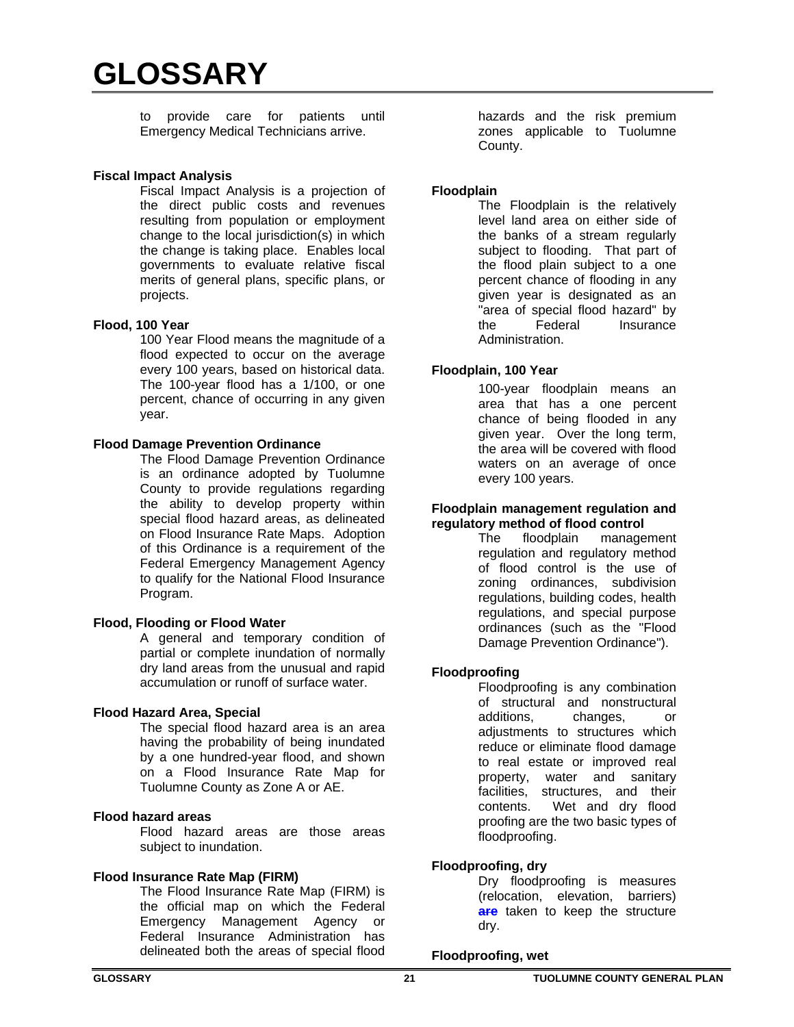# GLOSSARY

to provide care for patients until Emergency Medical Technicians arrive.

**Fiscal Impact Analysis**

Fiscal Impact Analysis is a projection of the direct public costs and revenues resulting from population or employment change to the local jurisdiction(s) in which the change is taking place. Enables local governments to evaluate relative fiscal merits of general plans, specific plans, or projects.

**Flood, 100 Year**

100 Year Flood means the magnitude of a flood expected to occur on the average every 100 years, based on historical data. The 100-year flood has a 1/100, or one percent, chance of occurring in any given year.

**Flood Damage Prevention Ordinance**

The Flood Damage Prevention Ordinance is an ordinance adopted by Tuolumne County to provide regulations regarding the ability to develop property within special flood hazard areas, as delineated on Flood Insurance Rate Maps. Adoption of this Ordinance is a requirement of the Federal Emergency Management Agency to qualify for the National Flood Insurance Program.

**Flood, Flooding or Flood Water**

A general and temporary condition of partial or complete inundation of normally dry land areas from the unusual and rapid accumulation or runoff of surface water.

**Flood Hazard Area, Special**

The special flood hazard area is an area having the probability of being inundated by a one hundred-year flood, and shown on a Flood Insurance Rate Map for Tuolumne County as Zone A or AE.

**Flood hazard areas**

Flood hazard areas are those areas subject to inundation.

**Flood Insurance Rate Map (FIRM)**

The Flood Insurance Rate Map (FIRM) is the official map on which the Federal Emergency Management Agency or Federal Insurance Administration has delineated both the areas of special flood hazards and the risk premium zones applicable to Tuolumne County.

**Floodplain**

The Floodplain is the relatively level land area on either side of the banks of a stream regularly subject to flooding. That part of the flood plain subject to a one percent chance of flooding in any given year is designated as an "area of special flood hazard" by the Federal Insurance Administration.

**Floodplain, 100 Year**

100-year floodplain means an area that has a one percent chance of being flooded in any given year. Over the long term, the area will be covered with flood waters on an average of once every 100 years.

**Floodplain management regulation and regulatory method of flood control**

The floodplain management regulation and regulatory method of flood control is the use of zoning ordinances, subdivision regulations, building codes, health regulations, and special purpose ordinances (such as the "Flood Damage Prevention Ordinance").

**Floodproofing**

Floodproofing is any combination of structural and nonstructural additions, changes, or adjustments to structures which reduce or eliminate flood damage to real estate or improved real property, water and sanitary facilities, structures, and their contents. Wet and dry flood proofing are the two basic types of floodproofing.

**Floodproofing, dry**

Dry floodproofing is measures (relocation, elevation, barriers) **are** taken to keep the structure dry.

**Floodproofing, wet**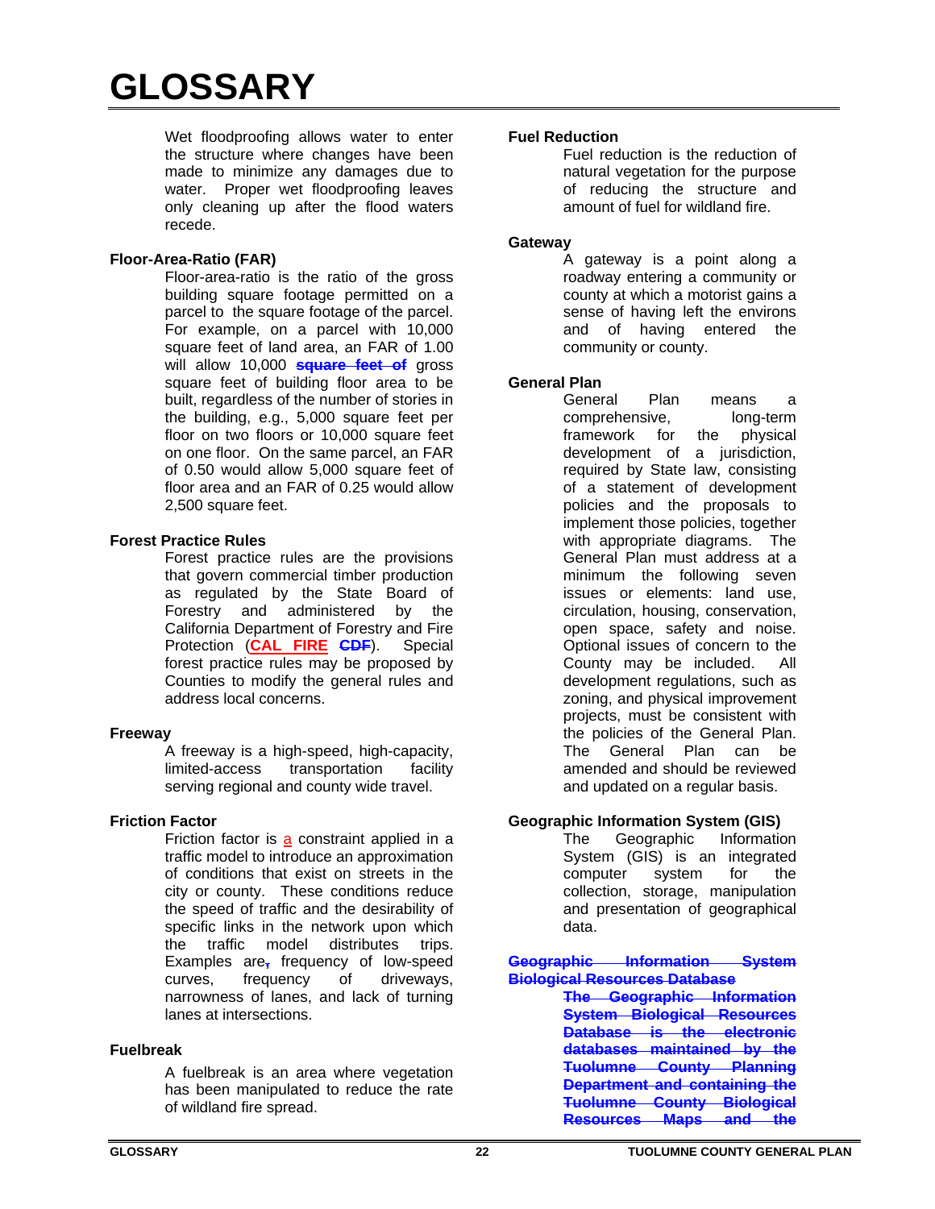# GLOSSARY

Wet floodproofing allows water to enter the structure where changes have been made to minimize any damages due to water. Proper wet floodproofing leaves only cleaning up after the flood waters recede.

**Floor-Area-Ratio (FAR)**

Floor-area-ratio is the ratio of the gross building square footage permitted on a parcel to the square footage of the parcel. For example, on a parcel with 10,000 square feet of land area, an FAR of 1.00 will allow 10,000 ~~**square feet of**~~ gross square feet of building floor area to be built, regardless of the number of stories in the building, e.g., 5,000 square feet per floor on two floors or 10,000 square feet on one floor. On the same parcel, an FAR of 0.50 would allow 5,000 square feet of floor area and an FAR of 0.25 would allow 2,500 square feet.

**Forest Practice Rules**

Forest practice rules are the provisions that govern commercial timber production as regulated by the State Board of Forestry and administered by the California Department of Forestry and Fire Protection (**CAL FIRE** ~~**CDF**~~). Special forest practice rules may be proposed by Counties to modify the general rules and address local concerns.

**Freeway**

A freeway is a high-speed, high-capacity, limited-access transportation facility serving regional and county wide travel.

**Friction Factor**

Friction factor is a constraint applied in a traffic model to introduce an approximation of conditions that exist on streets in the city or county. These conditions reduce the speed of traffic and the desirability of specific links in the network upon which the traffic model distributes trips. Examples are~~,~~ frequency of low-speed curves, frequency of driveways, narrowness of lanes, and lack of turning lanes at intersections.

**Fuelbreak**

A fuelbreak is an area where vegetation has been manipulated to reduce the rate of wildland fire spread.

**Fuel Reduction**

Fuel reduction is the reduction of natural vegetation for the purpose of reducing the structure and amount of fuel for wildland fire.

**Gateway**

A gateway is a point along a roadway entering a community or county at which a motorist gains a sense of having left the environs and of having entered the community or county.

**General Plan**

General Plan means a comprehensive, long-term framework for the physical development of a jurisdiction, required by State law, consisting of a statement of development policies and the proposals to implement those policies, together with appropriate diagrams. The General Plan must address at a minimum the following seven issues or elements: land use, circulation, housing, conservation, open space, safety and noise. Optional issues of concern to the County may be included. All development regulations, such as zoning, and physical improvement projects, must be consistent with the policies of the General Plan. The General Plan can be amended and should be reviewed and updated on a regular basis.

**Geographic Information System (GIS)**

The Geographic Information System (GIS) is an integrated computer system for the collection, storage, manipulation and presentation of geographical data.

~~**Geographic Information System Biological Resources Database**~~

~~**The Geographic Information System Biological Resources Database is the electronic databases maintained by the Tuolumne County Planning Department and containing the Tuolumne County Biological Resources Maps and the**~~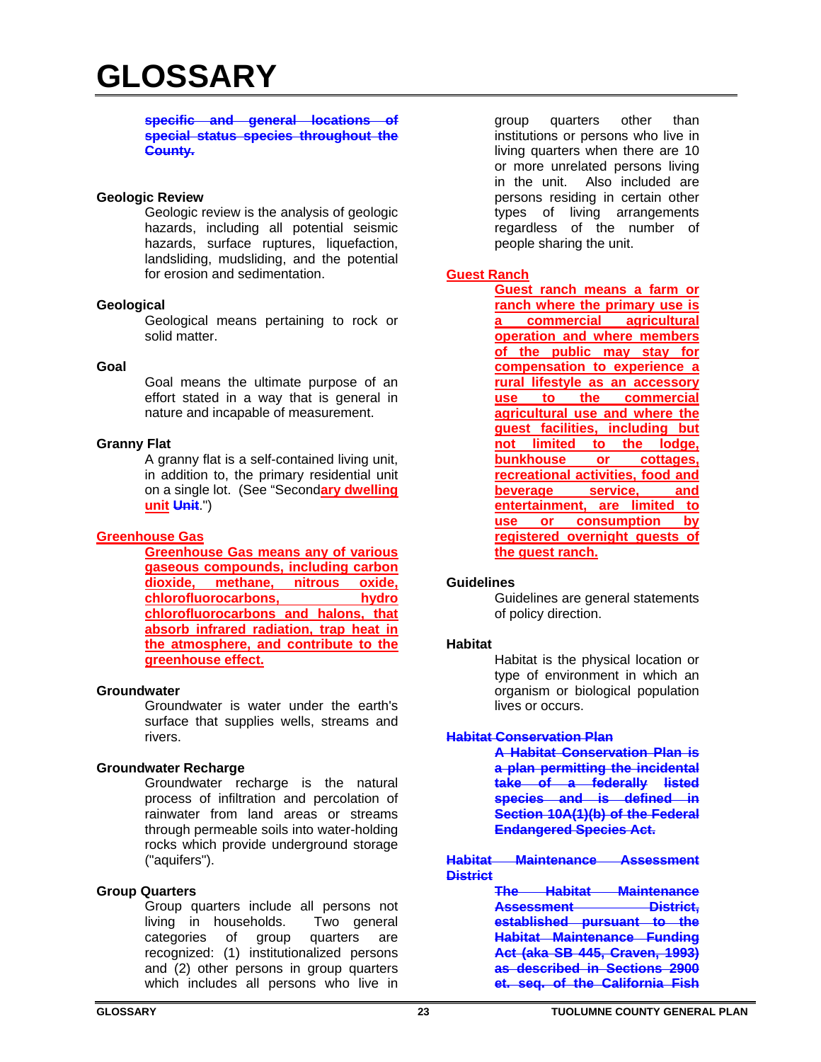# GLOSSARY

~~specific and general locations of special status species throughout the County.~~

**Geologic Review**

Geologic review is the analysis of geologic hazards, including all potential seismic hazards, surface ruptures, liquefaction, landsliding, mudsliding, and the potential for erosion and sedimentation.

**Geological**

Geological means pertaining to rock or solid matter.

**Goal**

Goal means the ultimate purpose of an effort stated in a way that is general in nature and incapable of measurement.

**Granny Flat**

A granny flat is a self-contained living unit, in addition to, the primary residential unit on a single lot. (See "Second<u>ary dwelling unit</u> ~~Unit~~.")

<u>**Greenhouse Gas**</u>

<u>**Greenhouse Gas means any of various gaseous compounds, including carbon dioxide, methane, nitrous oxide, chlorofluorocarbons, hydro chlorofluorocarbons and halons, that absorb infrared radiation, trap heat in the atmosphere, and contribute to the greenhouse effect.**</u>

**Groundwater**

Groundwater is water under the earth's surface that supplies wells, streams and rivers.

**Groundwater Recharge**

Groundwater recharge is the natural process of infiltration and percolation of rainwater from land areas or streams through permeable soils into water-holding rocks which provide underground storage ("aquifers").

**Group Quarters**

Group quarters include all persons not living in households. Two general categories of group quarters are recognized: (1) institutionalized persons and (2) other persons in group quarters which includes all persons who live in group quarters other than institutions or persons who live in living quarters when there are 10 or more unrelated persons living in the unit. Also included are persons residing in certain other types of living arrangements regardless of the number of people sharing the unit.

<u>**Guest Ranch**</u>

<u>**Guest ranch means a farm or ranch where the primary use is a commercial agricultural operation and where members of the public may stay for compensation to experience a rural lifestyle as an accessory use to the commercial agricultural use and where the guest facilities, including but not limited to the lodge, bunkhouse or cottages, recreational activities, food and beverage service, and entertainment, are limited to use or consumption by registered overnight guests of the guest ranch.**</u>

**Guidelines**

Guidelines are general statements of policy direction.

**Habitat**

Habitat is the physical location or type of environment in which an organism or biological population lives or occurs.

~~**Habitat Conservation Plan**~~

~~A Habitat Conservation Plan is a plan permitting the incidental take of a federally listed species and is defined in Section 10A(1)(b) of the Federal Endangered Species Act.~~

~~**Habitat Maintenance Assessment District**~~

~~The Habitat Maintenance Assessment District, established pursuant to the Habitat Maintenance Funding Act (aka SB 445, Craven, 1993) as described in Sections 2900 et. seq. of the California Fish~~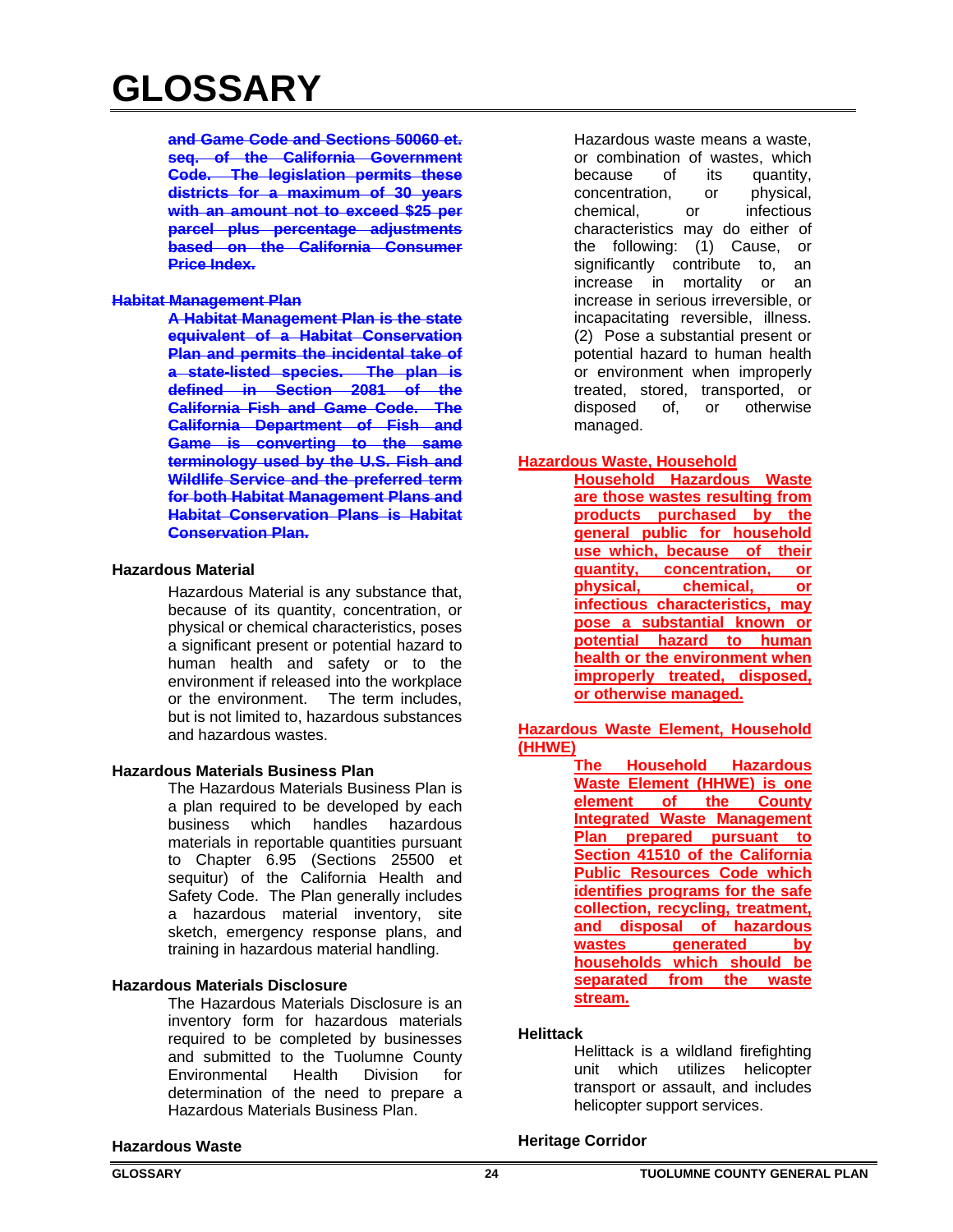# GLOSSARY

~~**and Game Code and Sections 50060 et. seq. of the California Government Code. The legislation permits these districts for a maximum of 30 years with an amount not to exceed $25 per parcel plus percentage adjustments based on the California Consumer Price Index.**~~

~~**Habitat Management Plan**~~

~~**A Habitat Management Plan is the state equivalent of a Habitat Conservation Plan and permits the incidental take of a state-listed species. The plan is defined in Section 2081 of the California Fish and Game Code. The California Department of Fish and Game is converting to the same terminology used by the U.S. Fish and Wildlife Service and the preferred term for both Habitat Management Plans and Habitat Conservation Plans is Habitat Conservation Plan.**~~

**Hazardous Material**

Hazardous Material is any substance that, because of its quantity, concentration, or physical or chemical characteristics, poses a significant present or potential hazard to human health and safety or to the environment if released into the workplace or the environment. The term includes, but is not limited to, hazardous substances and hazardous wastes.

**Hazardous Materials Business Plan**

The Hazardous Materials Business Plan is a plan required to be developed by each business which handles hazardous materials in reportable quantities pursuant to Chapter 6.95 (Sections 25500 et sequitur) of the California Health and Safety Code. The Plan generally includes a hazardous material inventory, site sketch, emergency response plans, and training in hazardous material handling.

**Hazardous Materials Disclosure**

The Hazardous Materials Disclosure is an inventory form for hazardous materials required to be completed by businesses and submitted to the Tuolumne County Environmental Health Division for determination of the need to prepare a Hazardous Materials Business Plan.

**Hazardous Waste**

Hazardous waste means a waste, or combination of wastes, which because of its quantity, concentration, or physical, chemical, or infectious characteristics may do either of the following: (1) Cause, or significantly contribute to, an increase in mortality or an increase in serious irreversible, or incapacitating reversible, illness. (2) Pose a substantial present or potential hazard to human health or environment when improperly treated, stored, transported, or disposed of, or otherwise managed.

<u>**Hazardous Waste, Household**</u>

<u>**Household Hazardous Waste are those wastes resulting from products purchased by the general public for household use which, because of their quantity, concentration, or physical, chemical, or infectious characteristics, may pose a substantial known or potential hazard to human health or the environment when improperly treated, disposed, or otherwise managed.**</u>

<u>**Hazardous Waste Element, Household (HHWE)**</u>

<u>**The Household Hazardous Waste Element (HHWE) is one element of the County Integrated Waste Management Plan prepared pursuant to Section 41510 of the California Public Resources Code which identifies programs for the safe collection, recycling, treatment, and disposal of hazardous wastes generated by households which should be separated from the waste stream.**</u>

**Helittack**

Helittack is a wildland firefighting unit which utilizes helicopter transport or assault, and includes helicopter support services.

**Heritage Corridor**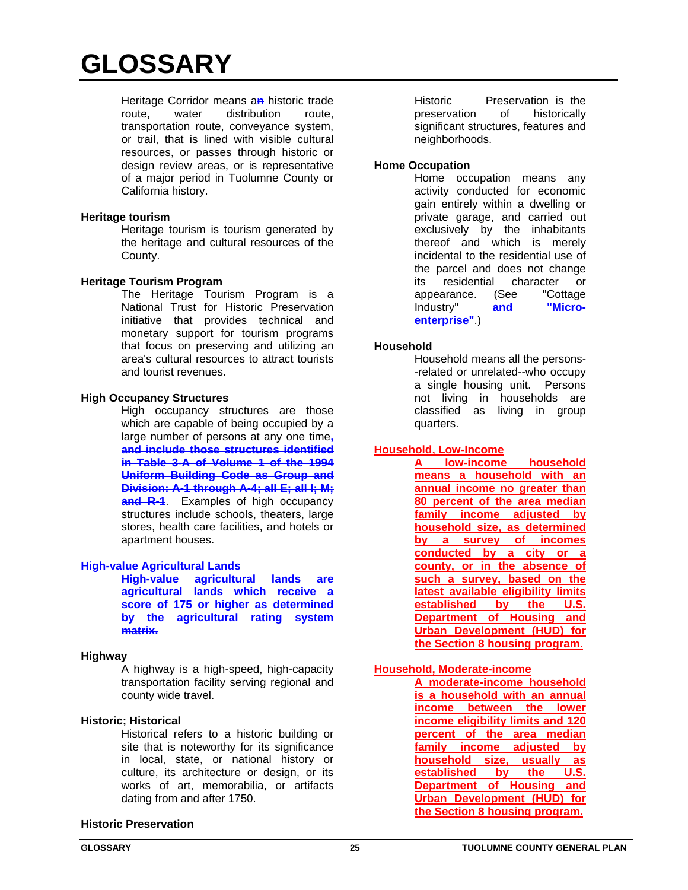# GLOSSARY

Heritage Corridor means an historic trade route, water distribution route, transportation route, conveyance system, or trail, that is lined with visible cultural resources, or passes through historic or design review areas, or is representative of a major period in Tuolumne County or California history.

**Heritage tourism**

Heritage tourism is tourism generated by the heritage and cultural resources of the County.

**Heritage Tourism Program**

The Heritage Tourism Program is a National Trust for Historic Preservation initiative that provides technical and monetary support for tourism programs that focus on preserving and utilizing an area's cultural resources to attract tourists and tourist revenues.

**High Occupancy Structures**

High occupancy structures are those which are capable of being occupied by a large number of persons at any one time~~, and include those structures identified in Table 3-A of Volume 1 of the 1994 Uniform Building Code as Group and Division: A-1 through A-4; all E; all I; M; and R-1~~. Examples of high occupancy structures include schools, theaters, large stores, health care facilities, and hotels or apartment houses.

~~**High-value Agricultural Lands**~~

~~High-value agricultural lands are agricultural lands which receive a score of 175 or higher as determined by the agricultural rating system matrix.~~

**Highway**

A highway is a high-speed, high-capacity transportation facility serving regional and county wide travel.

**Historic; Historical**

Historical refers to a historic building or site that is noteworthy for its significance in local, state, or national history or culture, its architecture or design, or its works of art, memorabilia, or artifacts dating from and after 1750.

**Historic Preservation**

Historic Preservation is the preservation of historically significant structures, features and neighborhoods.

**Home Occupation**

Home occupation means any activity conducted for economic gain entirely within a dwelling or private garage, and carried out exclusively by the inhabitants thereof and which is merely incidental to the residential use of the parcel and does not change its residential character or appearance. (See "Cottage Industry" ~~and "Micro-enterprise"~~.)

**Household**

Household means all the persons--related or unrelated--who occupy a single housing unit. Persons not living in households are classified as living in group quarters.

**Household, Low-Income**

A low-income household means a household with an annual income no greater than 80 percent of the area median family income adjusted by household size, as determined by a survey of incomes conducted by a city or a county, or in the absence of such a survey, based on the latest available eligibility limits established by the U.S. Department of Housing and Urban Development (HUD) for the Section 8 housing program.

**Household, Moderate-income**

A moderate-income household is a household with an annual income between the lower income eligibility limits and 120 percent of the area median family income adjusted by household size, usually as established by the U.S. Department of Housing and Urban Development (HUD) for the Section 8 housing program.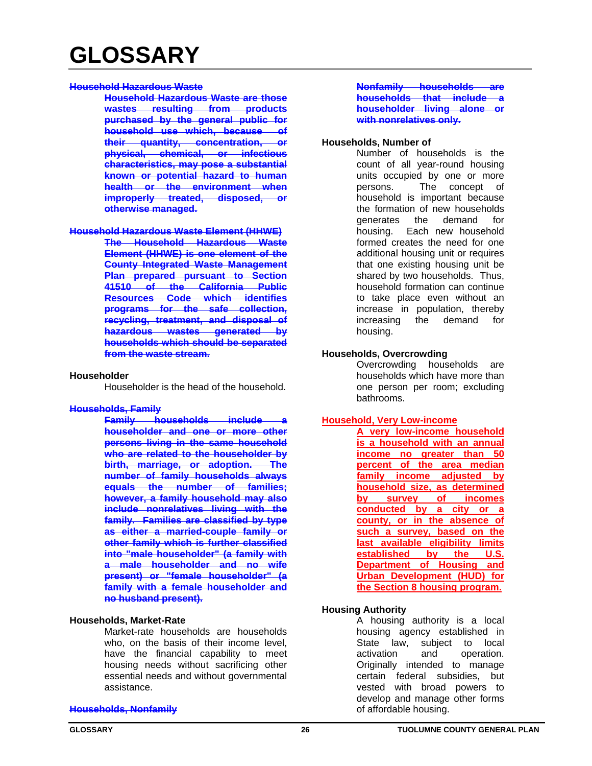# GLOSSARY

~~**Household Hazardous Waste**~~

~~**Household Hazardous Waste are those wastes resulting from products purchased by the general public for household use which, because of their quantity, concentration, or physical, chemical, or infectious characteristics, may pose a substantial known or potential hazard to human health or the environment when improperly treated, disposed, or otherwise managed.**~~

~~**Household Hazardous Waste Element (HHWE)**~~

~~**The Household Hazardous Waste Element (HHWE) is one element of the County Integrated Waste Management Plan prepared pursuant to Section 41510 of the California Public Resources Code which identifies programs for the safe collection, recycling, treatment, and disposal of hazardous wastes generated by households which should be separated from the waste stream.**~~

**Householder**

Householder is the head of the household.

~~**Households, Family**~~

~~**Family households include a householder and one or more other persons living in the same household who are related to the householder by birth, marriage, or adoption. The number of family households always equals the number of families; however, a family household may also include nonrelatives living with the family. Families are classified by type as either a married-couple family or other family which is further classified into "male householder" (a family with a male householder and no wife present) or "female householder" (a family with a female householder and no husband present).**~~

**Households, Market-Rate**

Market-rate households are households who, on the basis of their income level, have the financial capability to meet housing needs without sacrificing other essential needs and without governmental assistance.

~~**Households, Nonfamily**~~

~~**Nonfamily households are households that include a householder living alone or with nonrelatives only.**~~

**Households, Number of**

Number of households is the count of all year-round housing units occupied by one or more persons. The concept of household is important because the formation of new households generates the demand for housing. Each new household formed creates the need for one additional housing unit or requires that one existing housing unit be shared by two households. Thus, household formation can continue to take place even without an increase in population, thereby increasing the demand for housing.

**Households, Overcrowding**

Overcrowding households are households which have more than one person per room; excluding bathrooms.

<u>**Household, Very Low-income**</u>

<u>**A very low-income household is a household with an annual income no greater than 50 percent of the area median family income adjusted by household size, as determined by survey of incomes conducted by a city or a county, or in the absence of such a survey, based on the last available eligibility limits established by the U.S. Department of Housing and Urban Development (HUD) for the Section 8 housing program.**</u>

**Housing Authority**

A housing authority is a local housing agency established in State law, subject to local activation and operation. Originally intended to manage certain federal subsidies, but vested with broad powers to develop and manage other forms of affordable housing.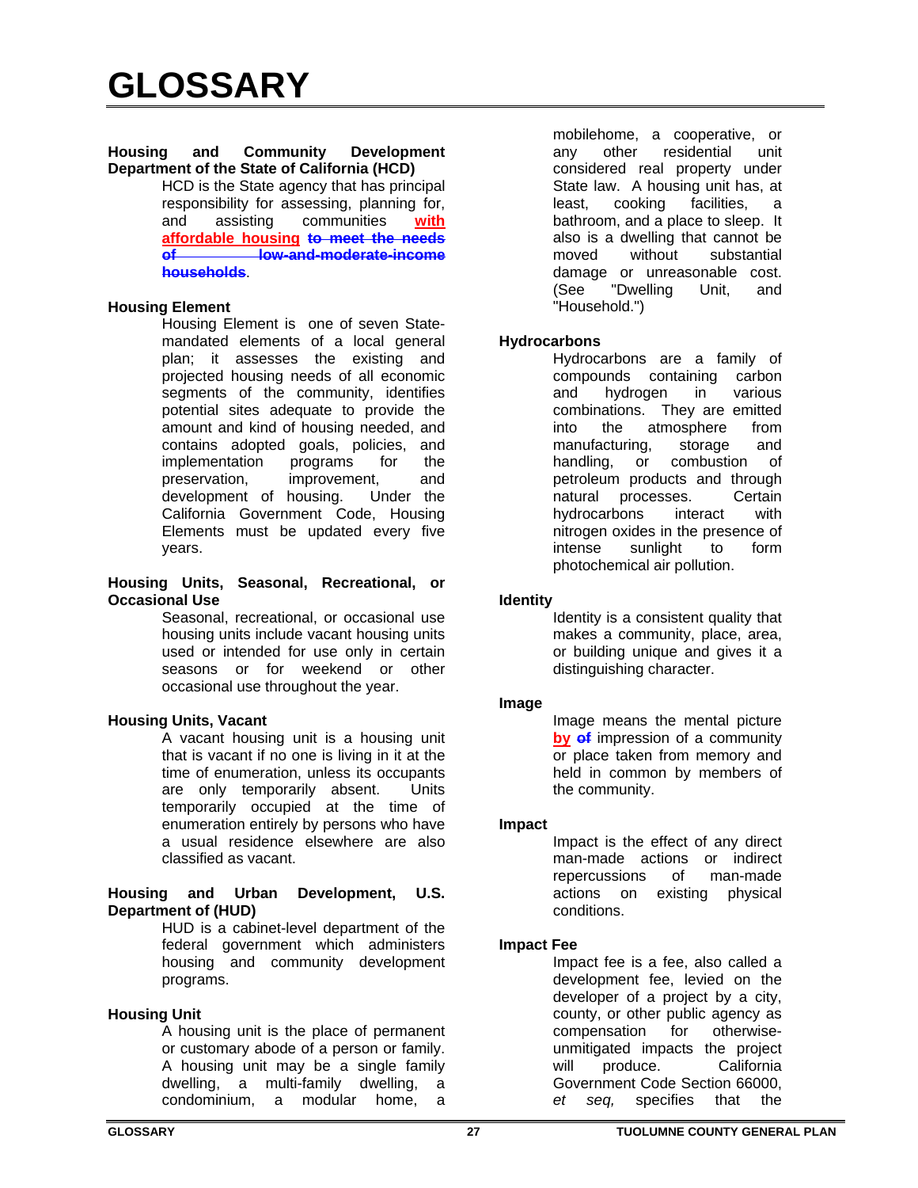# GLOSSARY

**Housing and Community Development Department of the State of California (HCD)**

HCD is the State agency that has principal responsibility for assessing, planning for, and assisting communities <u>with affordable housing</u> ~~to meet the needs of low-and-moderate-income households~~.

**Housing Element**

Housing Element is one of seven State-mandated elements of a local general plan; it assesses the existing and projected housing needs of all economic segments of the community, identifies potential sites adequate to provide the amount and kind of housing needed, and contains adopted goals, policies, and implementation programs for the preservation, improvement, and development of housing. Under the California Government Code, Housing Elements must be updated every five years.

**Housing Units, Seasonal, Recreational, or Occasional Use**

Seasonal, recreational, or occasional use housing units include vacant housing units used or intended for use only in certain seasons or for weekend or other occasional use throughout the year.

**Housing Units, Vacant**

A vacant housing unit is a housing unit that is vacant if no one is living in it at the time of enumeration, unless its occupants are only temporarily absent. Units temporarily occupied at the time of enumeration entirely by persons who have a usual residence elsewhere are also classified as vacant.

**Housing and Urban Development, U.S. Department of (HUD)**

HUD is a cabinet-level department of the federal government which administers housing and community development programs.

**Housing Unit**

A housing unit is the place of permanent or customary abode of a person or family. A housing unit may be a single family dwelling, a multi-family dwelling, a condominium, a modular home, a mobilehome, a cooperative, or any other residential unit considered real property under State law. A housing unit has, at least, cooking facilities, a bathroom, and a place to sleep. It also is a dwelling that cannot be moved without substantial damage or unreasonable cost. (See "Dwelling Unit, and "Household.")

**Hydrocarbons**

Hydrocarbons are a family of compounds containing carbon and hydrogen in various combinations. They are emitted into the atmosphere from manufacturing, storage and handling, or combustion of petroleum products and through natural processes. Certain hydrocarbons interact with nitrogen oxides in the presence of intense sunlight to form photochemical air pollution.

**Identity**

Identity is a consistent quality that makes a community, place, area, or building unique and gives it a distinguishing character.

**Image**

Image means the mental picture <u>by</u> ~~of~~ impression of a community or place taken from memory and held in common by members of the community.

**Impact**

Impact is the effect of any direct man-made actions or indirect repercussions of man-made actions on existing physical conditions.

**Impact Fee**

Impact fee is a fee, also called a development fee, levied on the developer of a project by a city, county, or other public agency as compensation for otherwise-unmitigated impacts the project will produce. California Government Code Section 66000, *et seq,* specifies that the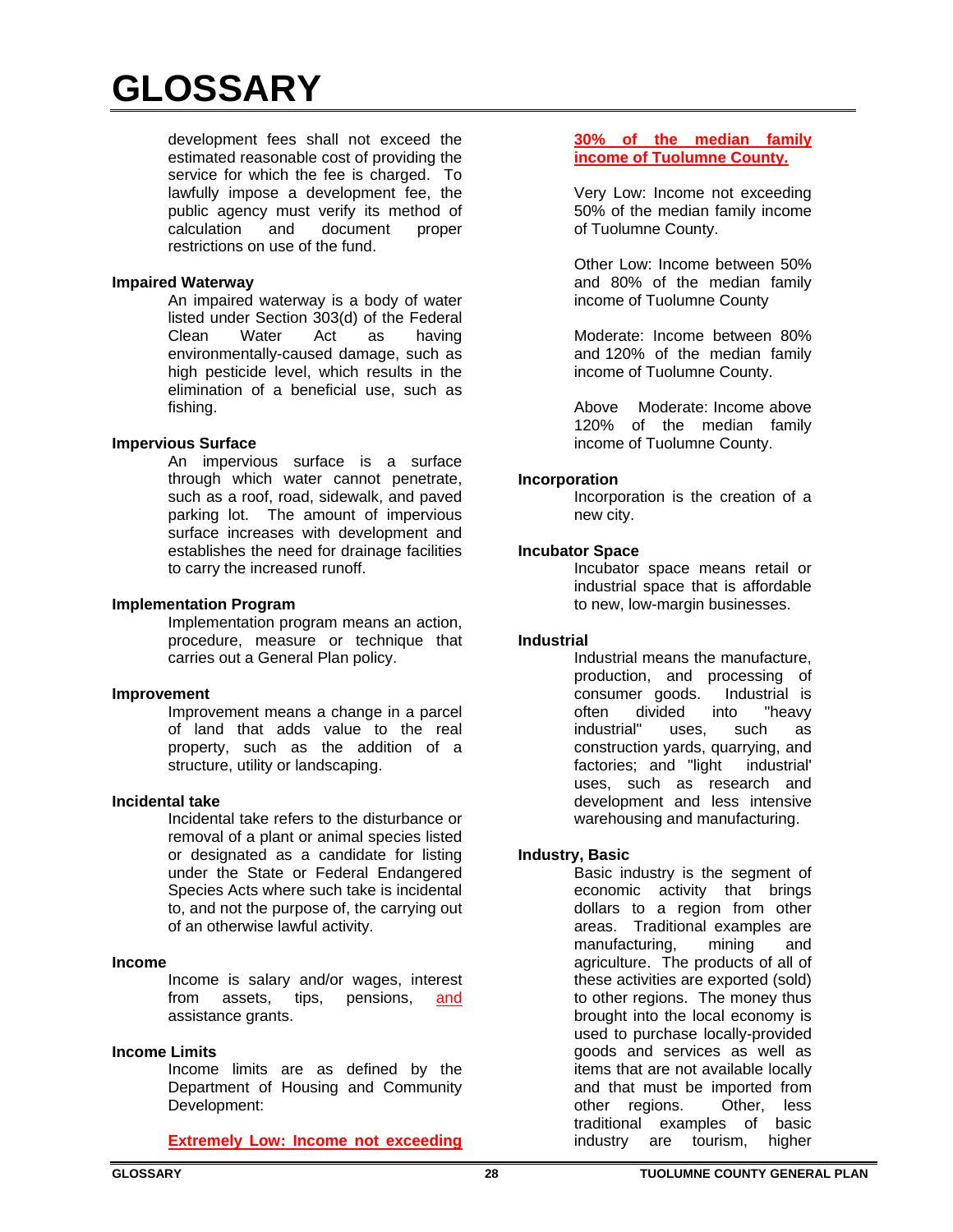# GLOSSARY

development fees shall not exceed the estimated reasonable cost of providing the service for which the fee is charged. To lawfully impose a development fee, the public agency must verify its method of calculation and document proper restrictions on use of the fund.

**Impaired Waterway**

An impaired waterway is a body of water listed under Section 303(d) of the Federal Clean Water Act as having environmentally-caused damage, such as high pesticide level, which results in the elimination of a beneficial use, such as fishing.

**Impervious Surface**

An impervious surface is a surface through which water cannot penetrate, such as a roof, road, sidewalk, and paved parking lot. The amount of impervious surface increases with development and establishes the need for drainage facilities to carry the increased runoff.

**Implementation Program**

Implementation program means an action, procedure, measure or technique that carries out a General Plan policy.

**Improvement**

Improvement means a change in a parcel of land that adds value to the real property, such as the addition of a structure, utility or landscaping.

**Incidental take**

Incidental take refers to the disturbance or removal of a plant or animal species listed or designated as a candidate for listing under the State or Federal Endangered Species Acts where such take is incidental to, and not the purpose of, the carrying out of an otherwise lawful activity.

**Income**

Income is salary and/or wages, interest from assets, tips, pensions, and assistance grants.

**Income Limits**

Income limits are as defined by the Department of Housing and Community Development:

**Extremely Low: Income not exceeding 30% of the median family income of Tuolumne County.**

Very Low: Income not exceeding 50% of the median family income of Tuolumne County.

Other Low: Income between 50% and 80% of the median family income of Tuolumne County

Moderate: Income between 80% and 120% of the median family income of Tuolumne County.

Above Moderate: Income above 120% of the median family income of Tuolumne County.

**Incorporation**

Incorporation is the creation of a new city.

**Incubator Space**

Incubator space means retail or industrial space that is affordable to new, low-margin businesses.

**Industrial**

Industrial means the manufacture, production, and processing of consumer goods. Industrial is often divided into "heavy industrial" uses, such as construction yards, quarrying, and factories; and "light industrial' uses, such as research and development and less intensive warehousing and manufacturing.

**Industry, Basic**

Basic industry is the segment of economic activity that brings dollars to a region from other areas. Traditional examples are manufacturing, mining and agriculture. The products of all of these activities are exported (sold) to other regions. The money thus brought into the local economy is used to purchase locally-provided goods and services as well as items that are not available locally and that must be imported from other regions. Other, less traditional examples of basic industry are tourism, higher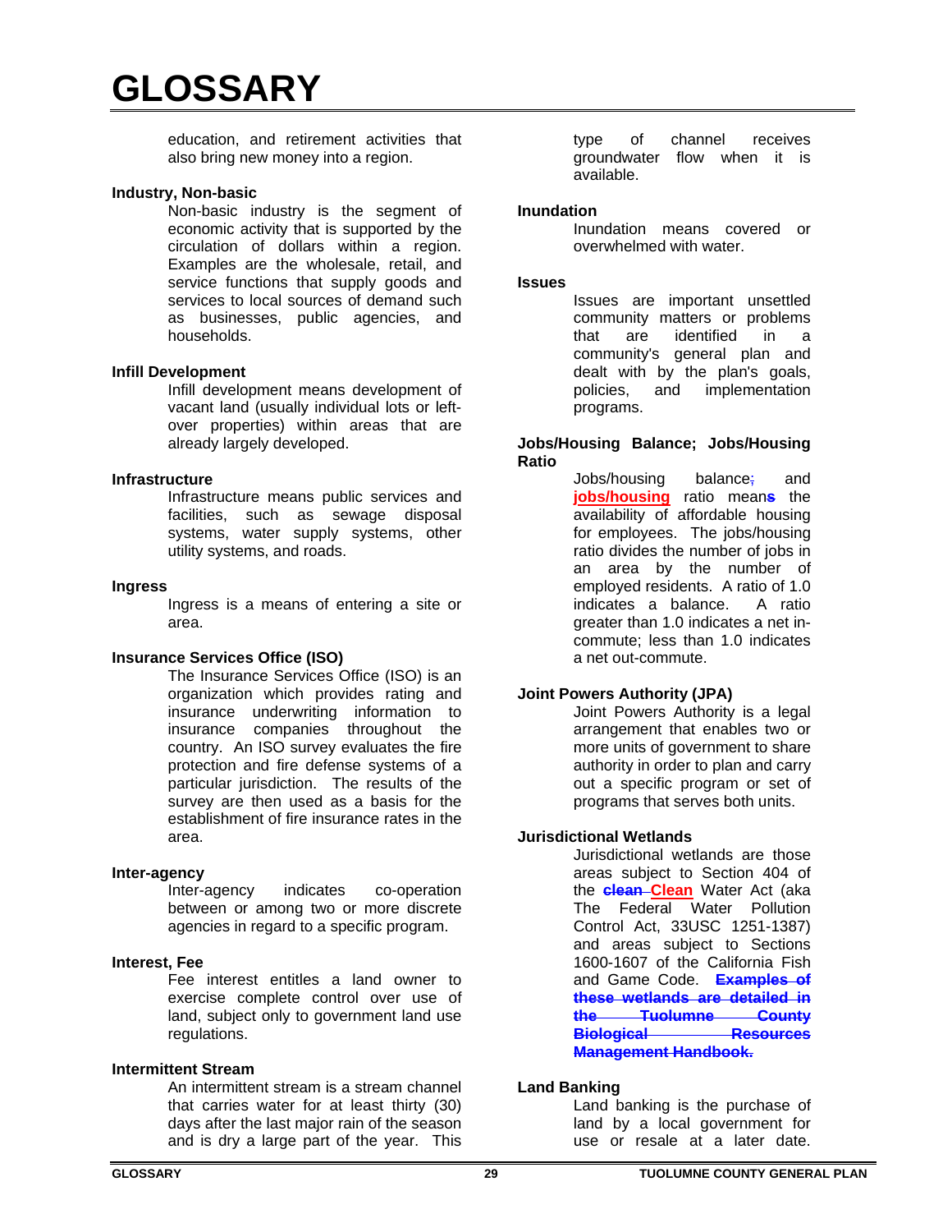education, and retirement activities that also bring new money into a region.

**Industry, Non-basic**

Non-basic industry is the segment of economic activity that is supported by the circulation of dollars within a region. Examples are the wholesale, retail, and service functions that supply goods and services to local sources of demand such as businesses, public agencies, and households.

**Infill Development**

Infill development means development of vacant land (usually individual lots or left-over properties) within areas that are already largely developed.

**Infrastructure**

Infrastructure means public services and facilities, such as sewage disposal systems, water supply systems, other utility systems, and roads.

**Ingress**

Ingress is a means of entering a site or area.

**Insurance Services Office (ISO)**

The Insurance Services Office (ISO) is an organization which provides rating and insurance underwriting information to insurance companies throughout the country. An ISO survey evaluates the fire protection and fire defense systems of a particular jurisdiction. The results of the survey are then used as a basis for the establishment of fire insurance rates in the area.

**Inter-agency**

Inter-agency indicates co-operation between or among two or more discrete agencies in regard to a specific program.

**Interest, Fee**

Fee interest entitles a land owner to exercise complete control over use of land, subject only to government land use regulations.

**Intermittent Stream**

An intermittent stream is a stream channel that carries water for at least thirty (30) days after the last major rain of the season and is dry a large part of the year. This type of channel receives groundwater flow when it is available.

**Inundation**

Inundation means covered or overwhelmed with water.

**Issues**

Issues are important unsettled community matters or problems that are identified in a community's general plan and dealt with by the plan's goals, policies, and implementation programs.

**Jobs/Housing Balance; Jobs/Housing Ratio**

Jobs/housing balance~~;~~ and <u>jobs/housing</u> ratio mean~~s~~ the availability of affordable housing for employees. The jobs/housing ratio divides the number of jobs in an area by the number of employed residents. A ratio of 1.0 indicates a balance. A ratio greater than 1.0 indicates a net in-commute; less than 1.0 indicates a net out-commute.

**Joint Powers Authority (JPA)**

Joint Powers Authority is a legal arrangement that enables two or more units of government to share authority in order to plan and carry out a specific program or set of programs that serves both units.

**Jurisdictional Wetlands**

Jurisdictional wetlands are those areas subject to Section 404 of the ~~clean~~ <u>Clean</u> Water Act (aka The Federal Water Pollution Control Act, 33USC 1251-1387) and areas subject to Sections 1600-1607 of the California Fish and Game Code. ~~Examples of these wetlands are detailed in the Tuolumne County Biological Resources Management Handbook.~~

**Land Banking**

Land banking is the purchase of land by a local government for use or resale at a later date.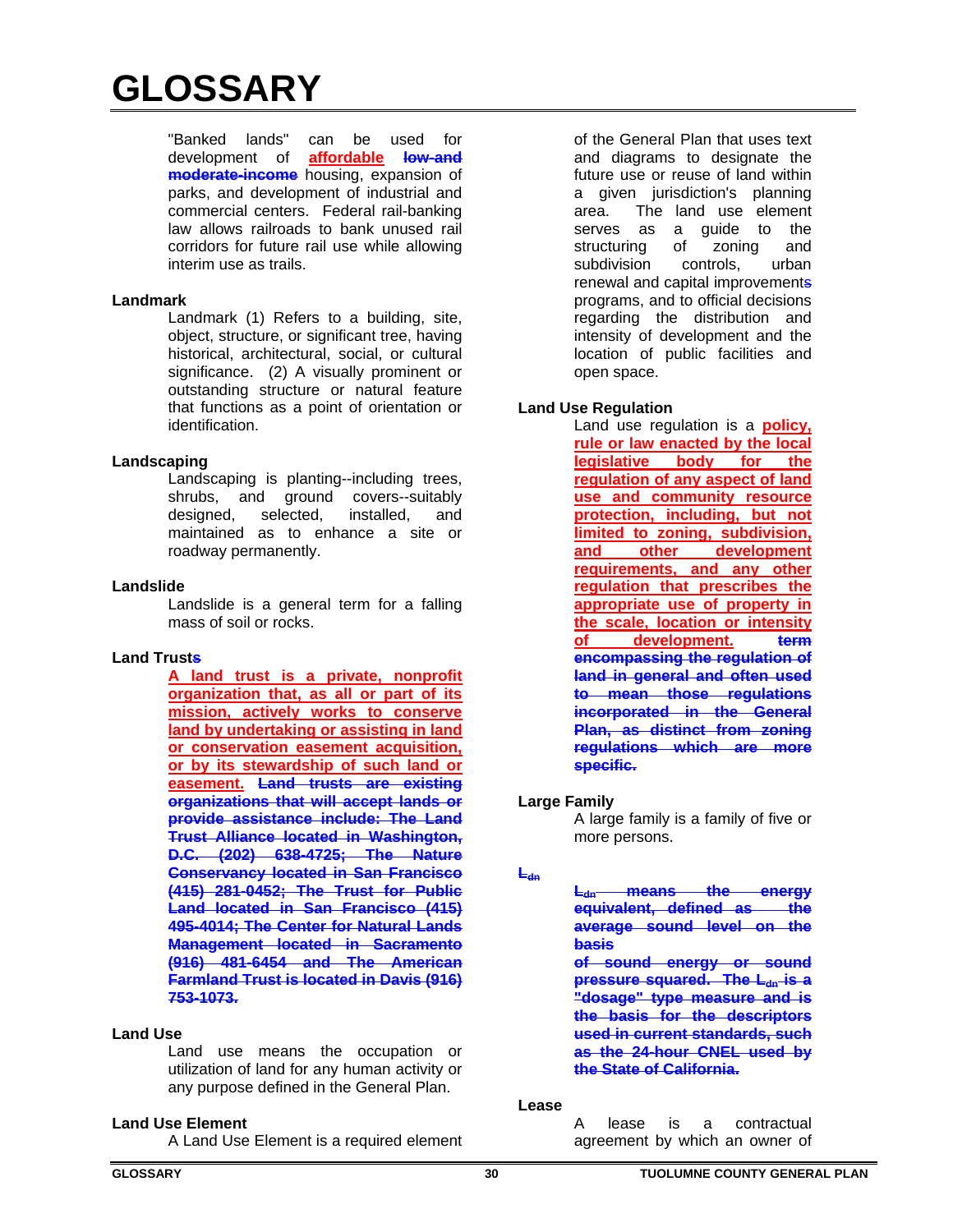# GLOSSARY

"Banked lands" can be used for development of <u>affordable</u> ~~low-and moderate-income~~ housing, expansion of parks, and development of industrial and commercial centers. Federal rail-banking law allows railroads to bank unused rail corridors for future rail use while allowing interim use as trails.

**Landmark**

Landmark (1) Refers to a building, site, object, structure, or significant tree, having historical, architectural, social, or cultural significance. (2) A visually prominent or outstanding structure or natural feature that functions as a point of orientation or identification.

**Landscaping**

Landscaping is planting--including trees, shrubs, and ground covers--suitably designed, selected, installed, and maintained as to enhance a site or roadway permanently.

**Landslide**

Landslide is a general term for a falling mass of soil or rocks.

**Land Trust~~s~~**

<u>A land trust is a private, nonprofit organization that, as all or part of its mission, actively works to conserve land by undertaking or assisting in land or conservation easement acquisition, or by its stewardship of such land or easement.</u> ~~Land trusts are existing organizations that will accept lands or provide assistance include: The Land Trust Alliance located in Washington, D.C. (202) 638-4725; The Nature Conservancy located in San Francisco (415) 281-0452; The Trust for Public Land located in San Francisco (415) 495-4014; The Center for Natural Lands Management located in Sacramento (916) 481-6454 and The American Farmland Trust is located in Davis (916) 753-1073.~~

**Land Use**

Land use means the occupation or utilization of land for any human activity or any purpose defined in the General Plan.

**Land Use Element**

A Land Use Element is a required element of the General Plan that uses text and diagrams to designate the future use or reuse of land within a given jurisdiction's planning area. The land use element serves as a guide to the structuring of zoning and subdivision controls, urban renewal and capital improvement~~s~~ programs, and to official decisions regarding the distribution and intensity of development and the location of public facilities and open space.

**Land Use Regulation**

Land use regulation is a <u>policy, rule or law enacted by the local legislative body for the regulation of any aspect of land use and community resource protection, including, but not limited to zoning, subdivision, and other development requirements, and any other regulation that prescribes the appropriate use of property in the scale, location or intensity of development.</u> ~~term encompassing the regulation of land in general and often used to mean those regulations incorporated in the General Plan, as distinct from zoning regulations which are more specific.~~

**Large Family**

A large family is a family of five or more persons.

~~$L_{dn}$~~

~~$L_{dn}$ means the energy equivalent, defined as the average sound level on the basis of sound energy or sound pressure squared. The $L_{dn}$ is a "dosage" type measure and is the basis for the descriptors used in current standards, such as the 24-hour CNEL used by the State of California.~~

**Lease**

A lease is a contractual agreement by which an owner of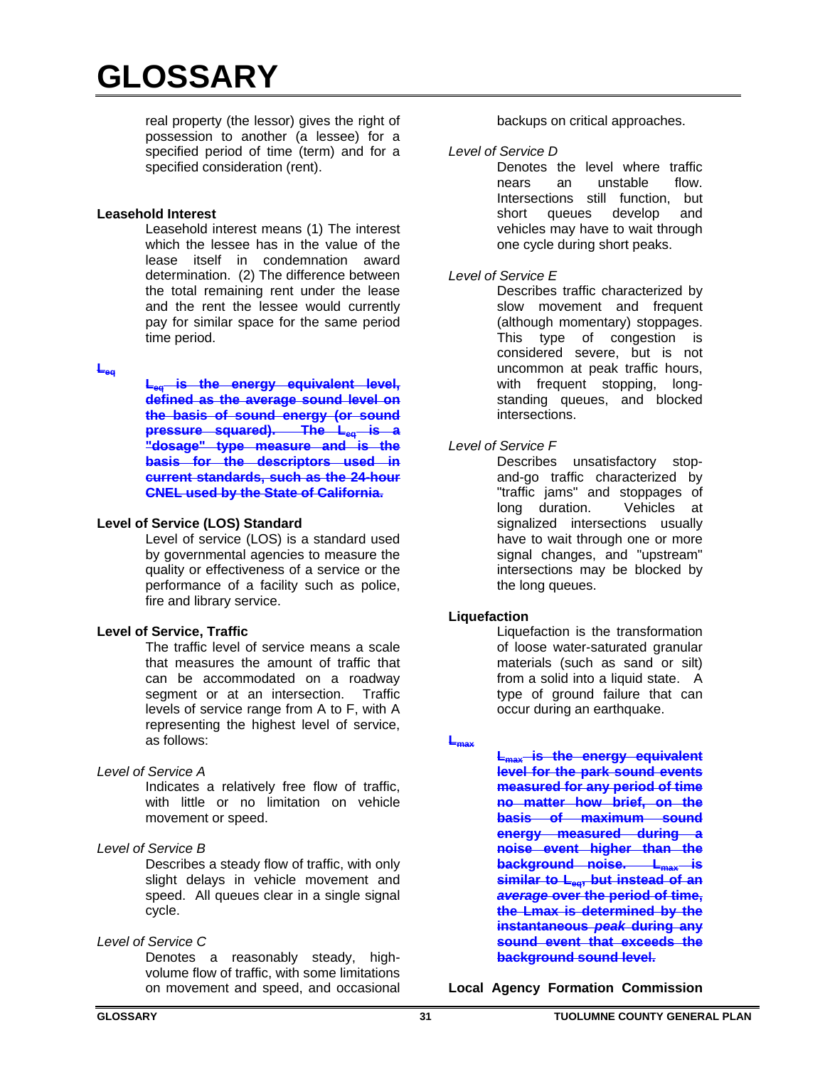# GLOSSARY

real property (the lessor) gives the right of possession to another (a lessee) for a specified period of time (term) and for a specified consideration (rent).

**Leasehold Interest**

Leasehold interest means (1) The interest which the lessee has in the value of the lease itself in condemnation award determination. (2) The difference between the total remaining rent under the lease and the rent the lessee would currently pay for similar space for the same period time period.

~~**$L_{eq}$**~~

~~**$L_{eq}$ is the energy equivalent level, defined as the average sound level on the basis of sound energy (or sound pressure squared). The $L_{eq}$ is a "dosage" type measure and is the basis for the descriptors used in current standards, such as the 24-hour CNEL used by the State of California.**~~

**Level of Service (LOS) Standard**

Level of service (LOS) is a standard used by governmental agencies to measure the quality or effectiveness of a service or the performance of a facility such as police, fire and library service.

**Level of Service, Traffic**

The traffic level of service means a scale that measures the amount of traffic that can be accommodated on a roadway segment or at an intersection. Traffic levels of service range from A to F, with A representing the highest level of service, as follows:

*Level of Service A*

Indicates a relatively free flow of traffic, with little or no limitation on vehicle movement or speed.

*Level of Service B*

Describes a steady flow of traffic, with only slight delays in vehicle movement and speed. All queues clear in a single signal cycle.

*Level of Service C*

Denotes a reasonably steady, high-volume flow of traffic, with some limitations on movement and speed, and occasional backups on critical approaches.

*Level of Service D*

Denotes the level where traffic nears an unstable flow. Intersections still function, but short queues develop and vehicles may have to wait through one cycle during short peaks.

*Level of Service E*

Describes traffic characterized by slow movement and frequent (although momentary) stoppages. This type of congestion is considered severe, but is not uncommon at peak traffic hours, with frequent stopping, long-standing queues, and blocked intersections.

*Level of Service F*

Describes unsatisfactory stop-and-go traffic characterized by "traffic jams" and stoppages of long duration. Vehicles at signalized intersections usually have to wait through one or more signal changes, and "upstream" intersections may be blocked by the long queues.

**Liquefaction**

Liquefaction is the transformation of loose water-saturated granular materials (such as sand or silt) from a solid into a liquid state. A type of ground failure that can occur during an earthquake.

~~**$L_{max}$**~~

~~**$L_{max}$ is the energy equivalent level for the park sound events measured for any period of time no matter how brief, on the basis of maximum sound energy measured during a noise event higher than the background noise. $L_{max}$ is similar to $L_{eq}$, but instead of an *average* over the period of time, the Lmax is determined by the instantaneous *peak* during any sound event that exceeds the background sound level.**~~

**Local Agency Formation Commission**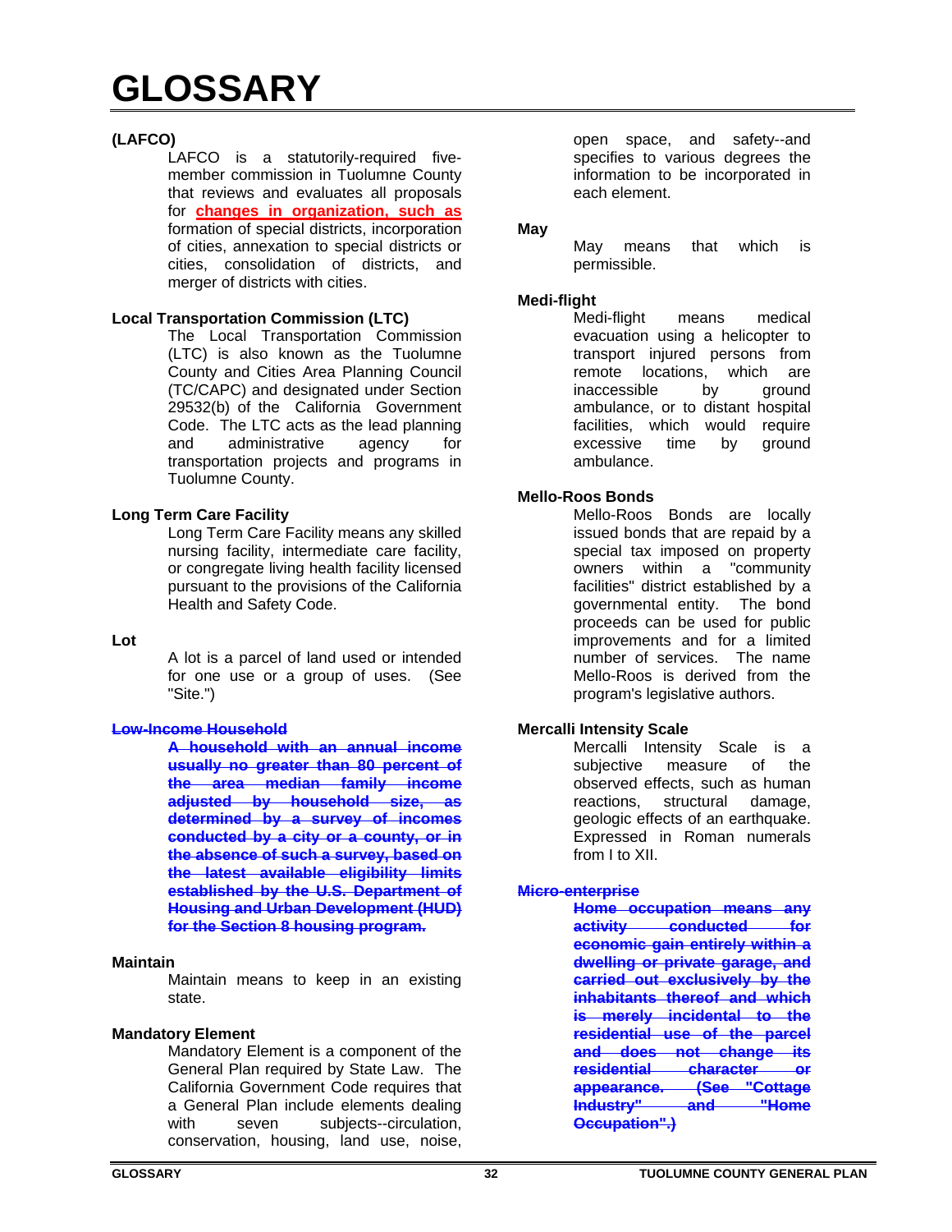# GLOSSARY

**(LAFCO)**

LAFCO is a statutorily-required five-member commission in Tuolumne County that reviews and evaluates all proposals for **changes in organization, such as** formation of special districts, incorporation of cities, annexation to special districts or cities, consolidation of districts, and merger of districts with cities.

**Local Transportation Commission (LTC)**

The Local Transportation Commission (LTC) is also known as the Tuolumne County and Cities Area Planning Council (TC/CAPC) and designated under Section 29532(b) of the California Government Code. The LTC acts as the lead planning and administrative agency for transportation projects and programs in Tuolumne County.

**Long Term Care Facility**

Long Term Care Facility means any skilled nursing facility, intermediate care facility, or congregate living health facility licensed pursuant to the provisions of the California Health and Safety Code.

**Lot**

A lot is a parcel of land used or intended for one use or a group of uses. (See "Site.")

~~**Low-Income Household**~~

~~**A household with an annual income usually no greater than 80 percent of the area median family income adjusted by household size, as determined by a survey of incomes conducted by a city or a county, or in the absence of such a survey, based on the latest available eligibility limits established by the U.S. Department of Housing and Urban Development (HUD) for the Section 8 housing program.**~~

**Maintain**

Maintain means to keep in an existing state.

**Mandatory Element**

Mandatory Element is a component of the General Plan required by State Law. The California Government Code requires that a General Plan include elements dealing with seven subjects--circulation, conservation, housing, land use, noise, open space, and safety--and specifies to various degrees the information to be incorporated in each element.

**May**

May means that which is permissible.

**Medi-flight**

Medi-flight means medical evacuation using a helicopter to transport injured persons from remote locations, which are inaccessible by ground ambulance, or to distant hospital facilities, which would require excessive time by ground ambulance.

**Mello-Roos Bonds**

Mello-Roos Bonds are locally issued bonds that are repaid by a special tax imposed on property owners within a "community facilities" district established by a governmental entity. The bond proceeds can be used for public improvements and for a limited number of services. The name Mello-Roos is derived from the program's legislative authors.

**Mercalli Intensity Scale**

Mercalli Intensity Scale is a subjective measure of the observed effects, such as human reactions, structural damage, geologic effects of an earthquake. Expressed in Roman numerals from I to XII.

~~**Micro-enterprise**~~

~~**Home occupation means any activity conducted for economic gain entirely within a dwelling or private garage, and carried out exclusively by the inhabitants thereof and which is merely incidental to the residential use of the parcel and does not change its residential character or appearance. (See "Cottage Industry" and "Home Occupation".)**~~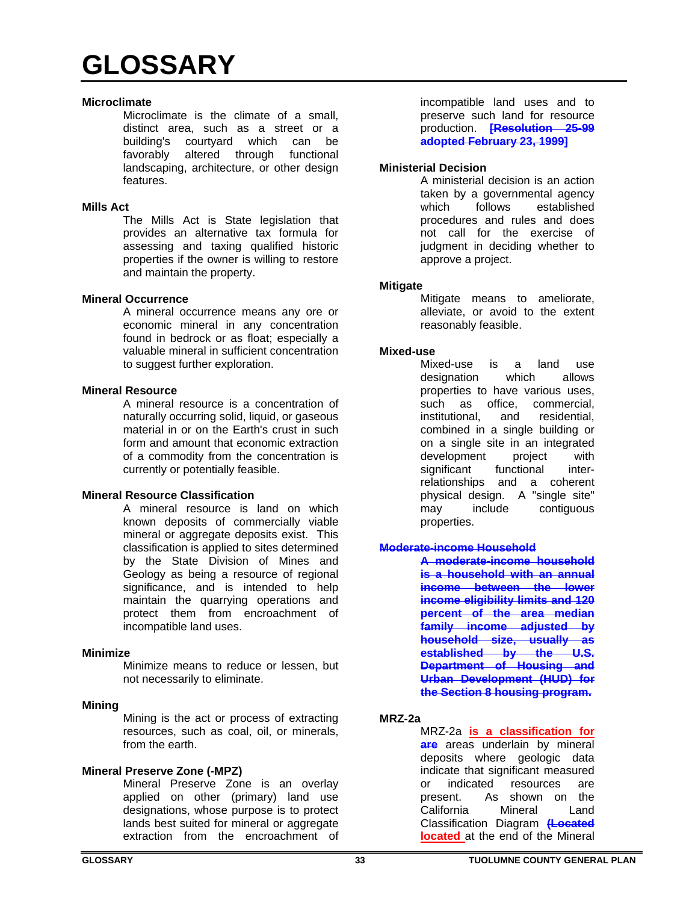# GLOSSARY

**Microclimate**

Microclimate is the climate of a small, distinct area, such as a street or a building's courtyard which can be favorably altered through functional landscaping, architecture, or other design features.

**Mills Act**

The Mills Act is State legislation that provides an alternative tax formula for assessing and taxing qualified historic properties if the owner is willing to restore and maintain the property.

**Mineral Occurrence**

A mineral occurrence means any ore or economic mineral in any concentration found in bedrock or as float; especially a valuable mineral in sufficient concentration to suggest further exploration.

**Mineral Resource**

A mineral resource is a concentration of naturally occurring solid, liquid, or gaseous material in or on the Earth's crust in such form and amount that economic extraction of a commodity from the concentration is currently or potentially feasible.

**Mineral Resource Classification**

A mineral resource is land on which known deposits of commercially viable mineral or aggregate deposits exist. This classification is applied to sites determined by the State Division of Mines and Geology as being a resource of regional significance, and is intended to help maintain the quarrying operations and protect them from encroachment of incompatible land uses.

**Minimize**

Minimize means to reduce or lessen, but not necessarily to eliminate.

**Mining**

Mining is the act or process of extracting resources, such as coal, oil, or minerals, from the earth.

**Mineral Preserve Zone (-MPZ)**

Mineral Preserve Zone is an overlay applied on other (primary) land use designations, whose purpose is to protect lands best suited for mineral or aggregate extraction from the encroachment of incompatible land uses and to preserve such land for resource production. ~~**[Resolution 25-99 adopted February 23, 1999]**~~

**Ministerial Decision**

A ministerial decision is an action taken by a governmental agency which follows established procedures and rules and does not call for the exercise of judgment in deciding whether to approve a project.

**Mitigate**

Mitigate means to ameliorate, alleviate, or avoid to the extent reasonably feasible.

**Mixed-use**

Mixed-use is a land use designation which allows properties to have various uses, such as office, commercial, institutional, and residential, combined in a single building or on a single site in an integrated development project with significant functional inter-relationships and a coherent physical design. A "single site" may include contiguous properties.

~~**Moderate-income Household**~~

~~**A moderate-income household is a household with an annual income between the lower income eligibility limits and 120 percent of the area median family income adjusted by household size, usually as established by the U.S. Department of Housing and Urban Development (HUD) for the Section 8 housing program.**~~

**MRZ-2a**

MRZ-2a **is a classification for** ~~**are**~~ areas underlain by mineral deposits where geologic data indicate that significant measured or indicated resources are present. As shown on the California Mineral Land Classification Diagram ~~**(Located**~~ **located** at the end of the Mineral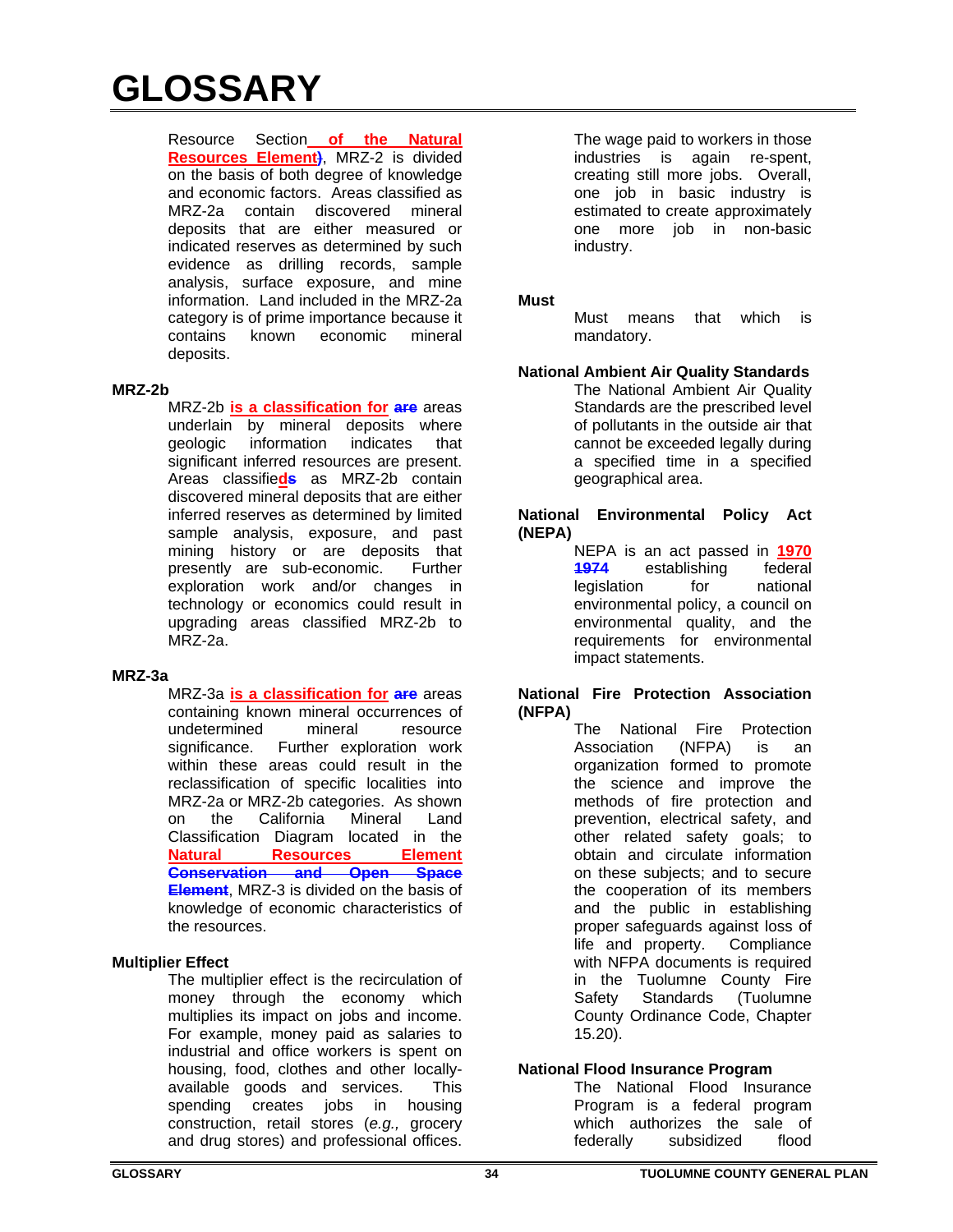# GLOSSARY

Resource Section of the Natural Resources Element), MRZ-2 is divided on the basis of both degree of knowledge and economic factors. Areas classified as MRZ-2a contain discovered mineral deposits that are either measured or indicated reserves as determined by such evidence as drilling records, sample analysis, surface exposure, and mine information. Land included in the MRZ-2a category is of prime importance because it contains known economic mineral deposits.

**MRZ-2b**

MRZ-2b is a classification for ~~are~~ areas underlain by mineral deposits where geologic information indicates that significant inferred resources are present. Areas classifieds as MRZ-2b contain discovered mineral deposits that are either inferred reserves as determined by limited sample analysis, exposure, and past mining history or are deposits that presently are sub-economic. Further exploration work and/or changes in technology or economics could result in upgrading areas classified MRZ-2b to MRZ-2a.

**MRZ-3a**

MRZ-3a is a classification for ~~are~~ areas containing known mineral occurrences of undetermined mineral resource significance. Further exploration work within these areas could result in the reclassification of specific localities into MRZ-2a or MRZ-2b categories. As shown on the California Mineral Land Classification Diagram located in the Natural Resources Element ~~Conservation and Open Space Element~~, MRZ-3 is divided on the basis of knowledge of economic characteristics of the resources.

**Multiplier Effect**

The multiplier effect is the recirculation of money through the economy which multiplies its impact on jobs and income. For example, money paid as salaries to industrial and office workers is spent on housing, food, clothes and other locally-available goods and services. This spending creates jobs in housing construction, retail stores (*e.g.,* grocery and drug stores) and professional offices. The wage paid to workers in those industries is again re-spent, creating still more jobs. Overall, one job in basic industry is estimated to create approximately one more job in non-basic industry.

**Must**

Must means that which is mandatory.

**National Ambient Air Quality Standards**

The National Ambient Air Quality Standards are the prescribed level of pollutants in the outside air that cannot be exceeded legally during a specified time in a specified geographical area.

**National Environmental Policy Act (NEPA)**

NEPA is an act passed in 1970 ~~1974~~ establishing federal legislation for national environmental policy, a council on environmental quality, and the requirements for environmental impact statements.

**National Fire Protection Association (NFPA)**

The National Fire Protection Association (NFPA) is an organization formed to promote the science and improve the methods of fire protection and prevention, electrical safety, and other related safety goals; to obtain and circulate information on these subjects; and to secure the cooperation of its members and the public in establishing proper safeguards against loss of life and property. Compliance with NFPA documents is required in the Tuolumne County Fire Safety Standards (Tuolumne County Ordinance Code, Chapter 15.20).

**National Flood Insurance Program**

The National Flood Insurance Program is a federal program which authorizes the sale of federally subsidized flood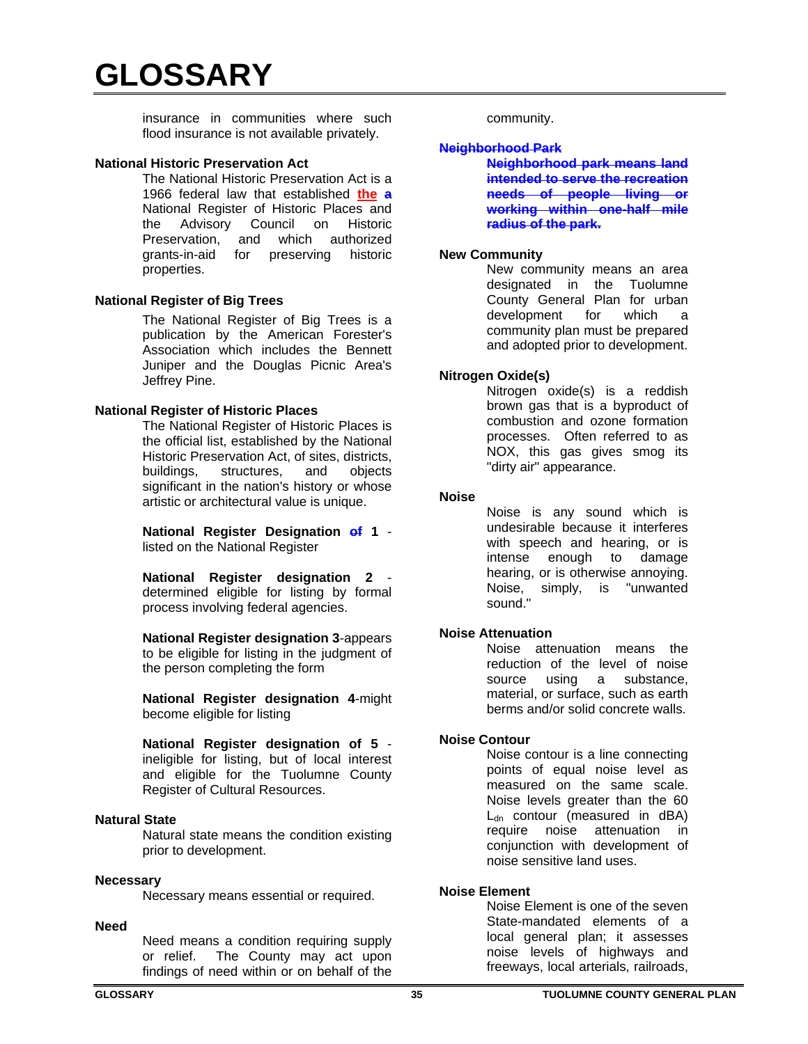# GLOSSARY

insurance in communities where such flood insurance is not available privately.

**National Historic Preservation Act**

The National Historic Preservation Act is a 1966 federal law that established **the** ~~a~~ National Register of Historic Places and the Advisory Council on Historic Preservation, and which authorized grants-in-aid for preserving historic properties.

**National Register of Big Trees**

The National Register of Big Trees is a publication by the American Forester's Association which includes the Bennett Juniper and the Douglas Picnic Area's Jeffrey Pine.

**National Register of Historic Places**

The National Register of Historic Places is the official list, established by the National Historic Preservation Act, of sites, districts, buildings, structures, and objects significant in the nation's history or whose artistic or architectural value is unique.

**National Register Designation ~~of~~ 1** - listed on the National Register

**National Register designation 2** - determined eligible for listing by formal process involving federal agencies.

**National Register designation 3**-appears to be eligible for listing in the judgment of the person completing the form

**National Register designation 4**-might become eligible for listing

**National Register designation of 5** - ineligible for listing, but of local interest and eligible for the Tuolumne County Register of Cultural Resources.

**Natural State**

Natural state means the condition existing prior to development.

**Necessary**

Necessary means essential or required.

**Need**

Need means a condition requiring supply or relief. The County may act upon findings of need within or on behalf of the community.

~~**Neighborhood Park**~~

~~**Neighborhood park means land intended to serve the recreation needs of people living or working within one-half mile radius of the park.**~~

**New Community**

New community means an area designated in the Tuolumne County General Plan for urban development for which a community plan must be prepared and adopted prior to development.

**Nitrogen Oxide(s)**

Nitrogen oxide(s) is a reddish brown gas that is a byproduct of combustion and ozone formation processes. Often referred to as NOX, this gas gives smog its "dirty air" appearance.

**Noise**

Noise is any sound which is undesirable because it interferes with speech and hearing, or is intense enough to damage hearing, or is otherwise annoying. Noise, simply, is "unwanted sound."

**Noise Attenuation**

Noise attenuation means the reduction of the level of noise source using a substance, material, or surface, such as earth berms and/or solid concrete walls.

**Noise Contour**

Noise contour is a line connecting points of equal noise level as measured on the same scale. Noise levels greater than the 60 $L_{dn}$ contour (measured in dBA) require noise attenuation in conjunction with development of noise sensitive land uses.

**Noise Element**

Noise Element is one of the seven State-mandated elements of a local general plan; it assesses noise levels of highways and freeways, local arterials, railroads,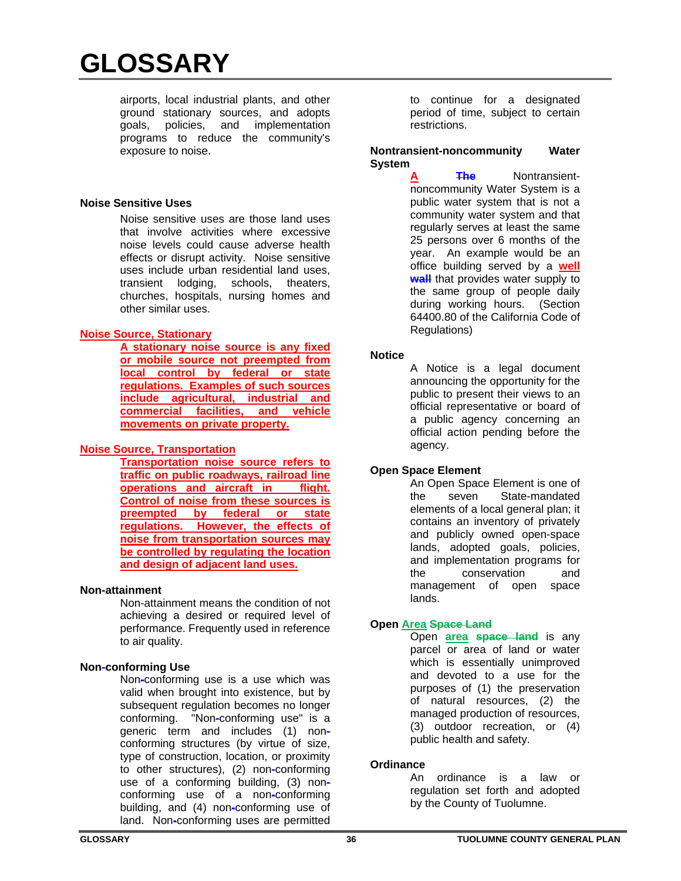# GLOSSARY

airports, local industrial plants, and other ground stationary sources, and adopts goals, policies, and implementation programs to reduce the community's exposure to noise.

**Noise Sensitive Uses**

Noise sensitive uses are those land uses that involve activities where excessive noise levels could cause adverse health effects or disrupt activity. Noise sensitive uses include urban residential land uses, transient lodging, schools, theaters, churches, hospitals, nursing homes and other similar uses.

**Noise Source, Stationary**

A stationary noise source is any fixed or mobile source not preempted from local control by federal or state regulations. Examples of such sources include agricultural, industrial and commercial facilities, and vehicle movements on private property.

**Noise Source, Transportation**

Transportation noise source refers to traffic on public roadways, railroad line operations and aircraft in flight. Control of noise from these sources is preempted by federal or state regulations. However, the effects of noise from transportation sources may be controlled by regulating the location and design of adjacent land uses.

**Non-attainment**

Non-attainment means the condition of not achieving a desired or required level of performance. Frequently used in reference to air quality.

**Non-conforming Use**

Non-conforming use is a use which was valid when brought into existence, but by subsequent regulation becomes no longer conforming. "Non-conforming use" is a generic term and includes (1) non-conforming structures (by virtue of size, type of construction, location, or proximity to other structures), (2) non-conforming use of a conforming building, (3) non-conforming use of a non-conforming building, and (4) non-conforming use of land. Non-conforming uses are permitted to continue for a designated period of time, subject to certain restrictions.

**Nontransient-noncommunity Water System**

A ~~The~~ Nontransient-noncommunity Water System is a public water system that is not a community water system and that regularly serves at least the same 25 persons over 6 months of the year. An example would be an office building served by a well ~~wall~~ that provides water supply to the same group of people daily during working hours. (Section 64400.80 of the California Code of Regulations)

**Notice**

A Notice is a legal document announcing the opportunity for the public to present their views to an official representative or board of a public agency concerning an official action pending before the agency.

**Open Space Element**

An Open Space Element is one of the seven State-mandated elements of a local general plan; it contains an inventory of privately and publicly owned open-space lands, adopted goals, policies, and implementation programs for the conservation and management of open space lands.

**Open Area ~~Space Land~~**

Open area ~~space land~~ is any parcel or area of land or water which is essentially unimproved and devoted to a use for the purposes of (1) the preservation of natural resources, (2) the managed production of resources, (3) outdoor recreation, or (4) public health and safety.

**Ordinance**

An ordinance is a law or regulation set forth and adopted by the County of Tuolumne.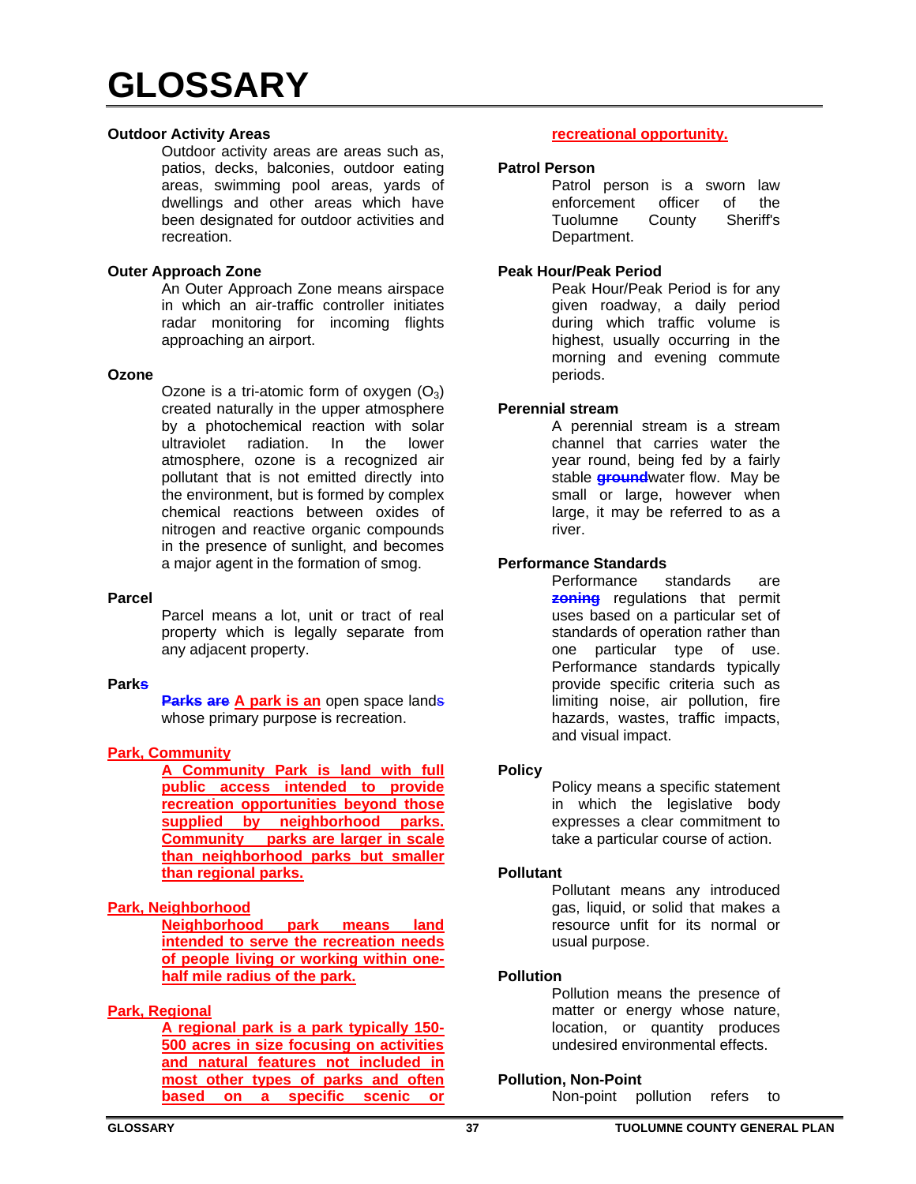# GLOSSARY

**Outdoor Activity Areas**

Outdoor activity areas are areas such as, patios, decks, balconies, outdoor eating areas, swimming pool areas, yards of dwellings and other areas which have been designated for outdoor activities and recreation.

**Outer Approach Zone**

An Outer Approach Zone means airspace in which an air-traffic controller initiates radar monitoring for incoming flights approaching an airport.

**Ozone**

Ozone is a tri-atomic form of oxygen ($O_3$) created naturally in the upper atmosphere by a photochemical reaction with solar ultraviolet radiation. In the lower atmosphere, ozone is a recognized air pollutant that is not emitted directly into the environment, but is formed by complex chemical reactions between oxides of nitrogen and reactive organic compounds in the presence of sunlight, and becomes a major agent in the formation of smog.

**Parcel**

Parcel means a lot, unit or tract of real property which is legally separate from any adjacent property.

**Parks**

~~Parks are~~ A park is an open space land~~s~~ whose primary purpose is recreation.

**Park, Community**

**A Community Park is land with full public access intended to provide recreation opportunities beyond those supplied by neighborhood parks. Community parks are larger in scale than neighborhood parks but smaller than regional parks.**

**Park, Neighborhood**

**Neighborhood park means land intended to serve the recreation needs of people living or working within one-half mile radius of the park.**

**Park, Regional**

**A regional park is a park typically 150-500 acres in size focusing on activities and natural features not included in most other types of parks and often based on a specific scenic or recreational opportunity.**

**Patrol Person**

Patrol person is a sworn law enforcement officer of the Tuolumne County Sheriff's Department.

**Peak Hour/Peak Period**

Peak Hour/Peak Period is for any given roadway, a daily period during which traffic volume is highest, usually occurring in the morning and evening commute periods.

**Perennial stream**

A perennial stream is a stream channel that carries water the year round, being fed by a fairly stable ~~ground~~water flow. May be small or large, however when large, it may be referred to as a river.

**Performance Standards**

Performance standards are ~~zoning~~ regulations that permit uses based on a particular set of standards of operation rather than one particular type of use. Performance standards typically provide specific criteria such as limiting noise, air pollution, fire hazards, wastes, traffic impacts, and visual impact.

**Policy**

Policy means a specific statement in which the legislative body expresses a clear commitment to take a particular course of action.

**Pollutant**

Pollutant means any introduced gas, liquid, or solid that makes a resource unfit for its normal or usual purpose.

**Pollution**

Pollution means the presence of matter or energy whose nature, location, or quantity produces undesired environmental effects.

**Pollution, Non-Point**

Non-point pollution refers to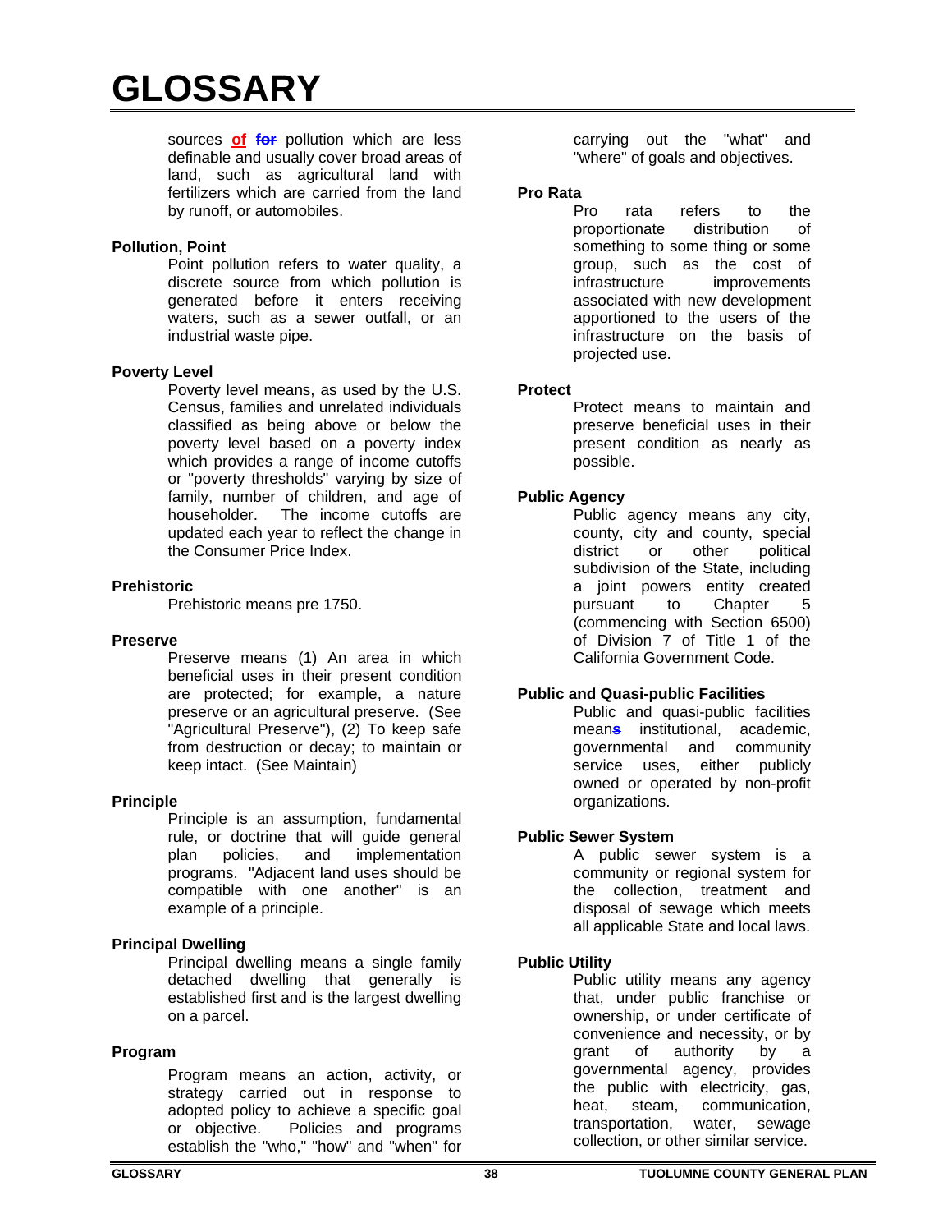sources of ~~for~~ pollution which are less definable and usually cover broad areas of land, such as agricultural land with fertilizers which are carried from the land by runoff, or automobiles.

**Pollution, Point**

Point pollution refers to water quality, a discrete source from which pollution is generated before it enters receiving waters, such as a sewer outfall, or an industrial waste pipe.

**Poverty Level**

Poverty level means, as used by the U.S. Census, families and unrelated individuals classified as being above or below the poverty level based on a poverty index which provides a range of income cutoffs or "poverty thresholds" varying by size of family, number of children, and age of householder. The income cutoffs are updated each year to reflect the change in the Consumer Price Index.

**Prehistoric**

Prehistoric means pre 1750.

**Preserve**

Preserve means (1) An area in which beneficial uses in their present condition are protected; for example, a nature preserve or an agricultural preserve. (See "Agricultural Preserve"), (2) To keep safe from destruction or decay; to maintain or keep intact. (See Maintain)

**Principle**

Principle is an assumption, fundamental rule, or doctrine that will guide general plan policies, and implementation programs. "Adjacent land uses should be compatible with one another" is an example of a principle.

**Principal Dwelling**

Principal dwelling means a single family detached dwelling that generally is established first and is the largest dwelling on a parcel.

**Program**

Program means an action, activity, or strategy carried out in response to adopted policy to achieve a specific goal or objective. Policies and programs establish the "who," "how" and "when" for carrying out the "what" and "where" of goals and objectives.

**Pro Rata**

Pro rata refers to the proportionate distribution of something to some thing or some group, such as the cost of infrastructure improvements associated with new development apportioned to the users of the infrastructure on the basis of projected use.

**Protect**

Protect means to maintain and preserve beneficial uses in their present condition as nearly as possible.

**Public Agency**

Public agency means any city, county, city and county, special district or other political subdivision of the State, including a joint powers entity created pursuant to Chapter 5 (commencing with Section 6500) of Division 7 of Title 1 of the California Government Code.

**Public and Quasi-public Facilities**

Public and quasi-public facilities mean~~s~~ institutional, academic, governmental and community service uses, either publicly owned or operated by non-profit organizations.

**Public Sewer System**

A public sewer system is a community or regional system for the collection, treatment and disposal of sewage which meets all applicable State and local laws.

**Public Utility**

Public utility means any agency that, under public franchise or ownership, or under certificate of convenience and necessity, or by grant of authority by a governmental agency, provides the public with electricity, gas, heat, steam, communication, transportation, water, sewage collection, or other similar service.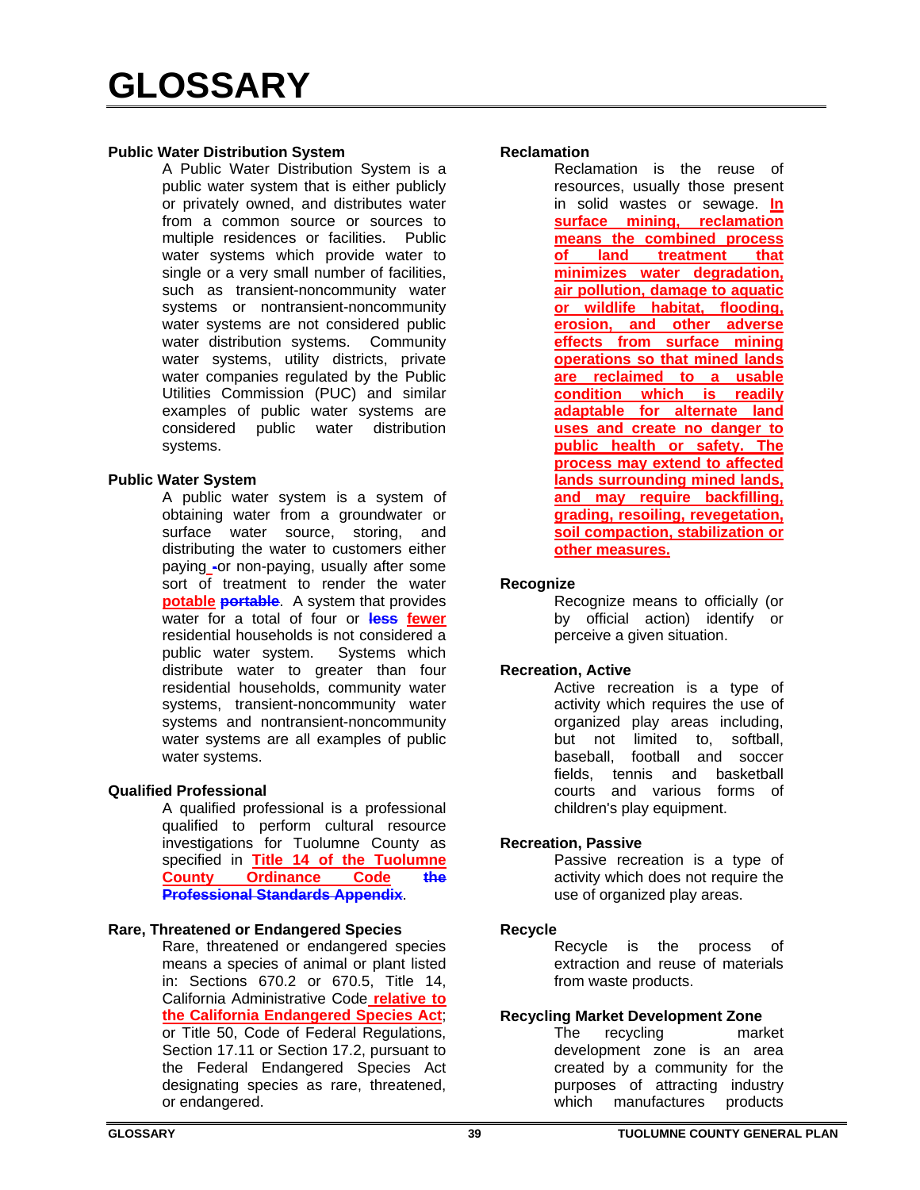# GLOSSARY

**Public Water Distribution System**

A Public Water Distribution System is a public water system that is either publicly or privately owned, and distributes water from a common source or sources to multiple residences or facilities. Public water systems which provide water to single or a very small number of facilities, such as transient-noncommunity water systems or nontransient-noncommunity water systems are not considered public water distribution systems. Community water systems, utility districts, private water companies regulated by the Public Utilities Commission (PUC) and similar examples of public water systems are considered public water distribution systems.

**Public Water System**

A public water system is a system of obtaining water from a groundwater or surface water source, storing, and distributing the water to customers either paying -or non-paying, usually after some sort of treatment to render the water potable ~~portable~~. A system that provides water for a total of four or ~~less~~ fewer residential households is not considered a public water system. Systems which distribute water to greater than four residential households, community water systems, transient-noncommunity water systems and nontransient-noncommunity water systems are all examples of public water systems.

**Qualified Professional**

A qualified professional is a professional qualified to perform cultural resource investigations for Tuolumne County as specified in Title 14 of the Tuolumne County Ordinance Code ~~the Professional Standards Appendix~~.

**Rare, Threatened or Endangered Species**

Rare, threatened or endangered species means a species of animal or plant listed in: Sections 670.2 or 670.5, Title 14, California Administrative Code relative to the California Endangered Species Act; or Title 50, Code of Federal Regulations, Section 17.11 or Section 17.2, pursuant to the Federal Endangered Species Act designating species as rare, threatened, or endangered.

**Reclamation**

Reclamation is the reuse of resources, usually those present in solid wastes or sewage. In surface mining, reclamation means the combined process of land treatment that minimizes water degradation, air pollution, damage to aquatic or wildlife habitat, flooding, erosion, and other adverse effects from surface mining operations so that mined lands are reclaimed to a usable condition which is readily adaptable for alternate land uses and create no danger to public health or safety. The process may extend to affected lands surrounding mined lands, and may require backfilling, grading, resoiling, revegetation, soil compaction, stabilization or other measures.

**Recognize**

Recognize means to officially (or by official action) identify or perceive a given situation.

**Recreation, Active**

Active recreation is a type of activity which requires the use of organized play areas including, but not limited to, softball, baseball, football and soccer fields, tennis and basketball courts and various forms of children's play equipment.

**Recreation, Passive**

Passive recreation is a type of activity which does not require the use of organized play areas.

**Recycle**

Recycle is the process of extraction and reuse of materials from waste products.

**Recycling Market Development Zone**

The recycling market development zone is an area created by a community for the purposes of attracting industry which manufactures products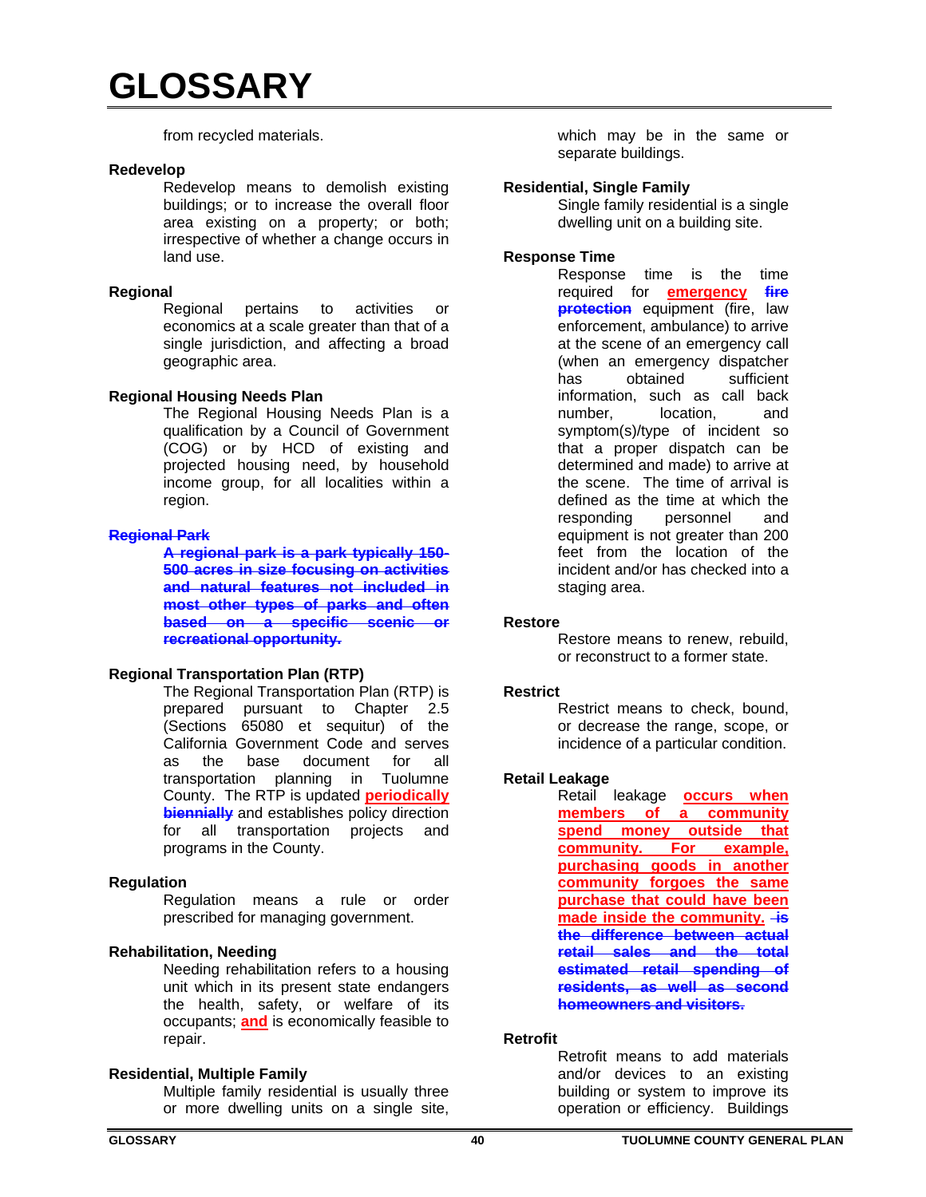# GLOSSARY

from recycled materials.

**Redevelop**

Redevelop means to demolish existing buildings; or to increase the overall floor area existing on a property; or both; irrespective of whether a change occurs in land use.

**Regional**

Regional pertains to activities or economics at a scale greater than that of a single jurisdiction, and affecting a broad geographic area.

**Regional Housing Needs Plan**

The Regional Housing Needs Plan is a qualification by a Council of Government (COG) or by HCD of existing and projected housing need, by household income group, for all localities within a region.

~~**Regional Park**~~

~~**A regional park is a park typically 150-500 acres in size focusing on activities and natural features not included in most other types of parks and often based on a specific scenic or recreational opportunity.**~~

**Regional Transportation Plan (RTP)**

The Regional Transportation Plan (RTP) is prepared pursuant to Chapter 2.5 (Sections 65080 et sequitur) of the California Government Code and serves as the base document for all transportation planning in Tuolumne County. The RTP is updated **periodically** ~~**biennially**~~ and establishes policy direction for all transportation projects and programs in the County.

**Regulation**

Regulation means a rule or order prescribed for managing government.

**Rehabilitation, Needing**

Needing rehabilitation refers to a housing unit which in its present state endangers the health, safety, or welfare of its occupants; **and** is economically feasible to repair.

**Residential, Multiple Family**

Multiple family residential is usually three or more dwelling units on a single site, which may be in the same or separate buildings.

**Residential, Single Family**

Single family residential is a single dwelling unit on a building site.

**Response Time**

Response time is the time required for **emergency** ~~**fire protection**~~ equipment (fire, law enforcement, ambulance) to arrive at the scene of an emergency call (when an emergency dispatcher has obtained sufficient information, such as call back number, location, and symptom(s)/type of incident so that a proper dispatch can be determined and made) to arrive at the scene. The time of arrival is defined as the time at which the responding personnel and equipment is not greater than 200 feet from the location of the incident and/or has checked into a staging area.

**Restore**

Restore means to renew, rebuild, or reconstruct to a former state.

**Restrict**

Restrict means to check, bound, or decrease the range, scope, or incidence of a particular condition.

**Retail Leakage**

Retail leakage **occurs when members of a community spend money outside that community. For example, purchasing goods in another community forgoes the same purchase that could have been made inside the community.** ~~**is the difference between actual retail sales and the total estimated retail spending of residents, as well as second homeowners and visitors.**~~

**Retrofit**

Retrofit means to add materials and/or devices to an existing building or system to improve its operation or efficiency. Buildings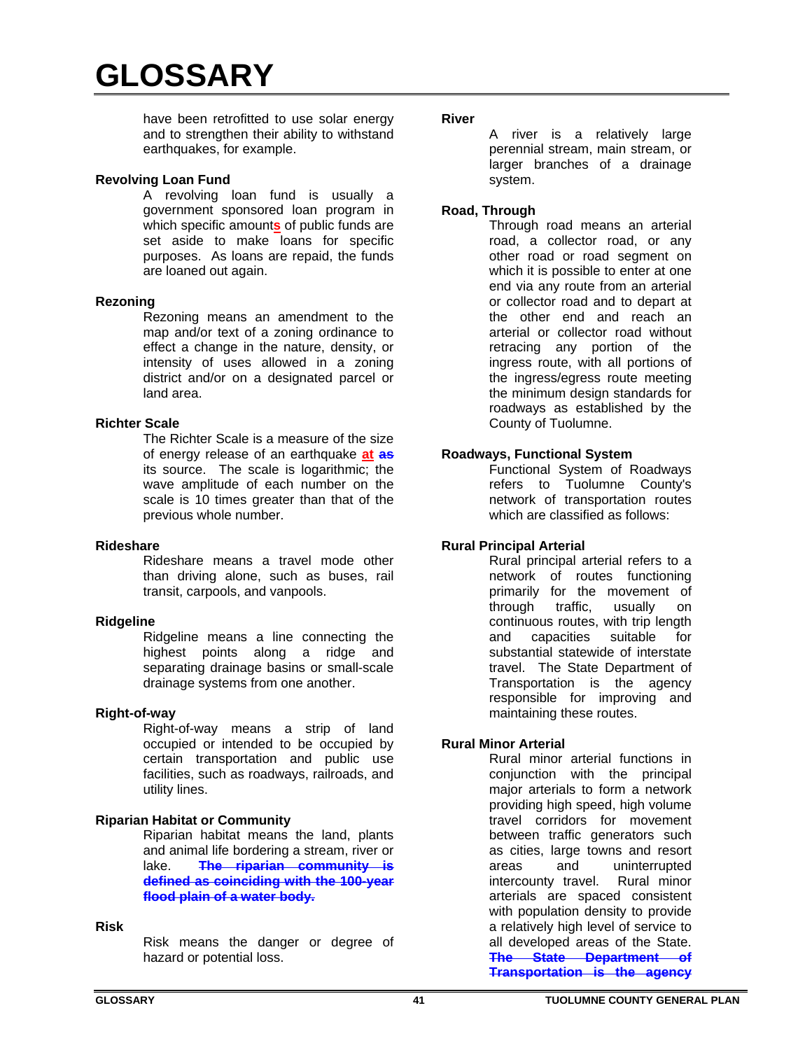# GLOSSARY

have been retrofitted to use solar energy and to strengthen their ability to withstand earthquakes, for example.

**Revolving Loan Fund**

A revolving loan fund is usually a government sponsored loan program in which specific amount**s** of public funds are set aside to make loans for specific purposes. As loans are repaid, the funds are loaned out again.

**Rezoning**

Rezoning means an amendment to the map and/or text of a zoning ordinance to effect a change in the nature, density, or intensity of uses allowed in a zoning district and/or on a designated parcel or land area.

**Richter Scale**

The Richter Scale is a measure of the size of energy release of an earthquake **at** ~~**as**~~ its source. The scale is logarithmic; the wave amplitude of each number on the scale is 10 times greater than that of the previous whole number.

**Rideshare**

Rideshare means a travel mode other than driving alone, such as buses, rail transit, carpools, and vanpools.

**Ridgeline**

Ridgeline means a line connecting the highest points along a ridge and separating drainage basins or small-scale drainage systems from one another.

**Right-of-way**

Right-of-way means a strip of land occupied or intended to be occupied by certain transportation and public use facilities, such as roadways, railroads, and utility lines.

**Riparian Habitat or Community**

Riparian habitat means the land, plants and animal life bordering a stream, river or lake. ~~**The riparian community is defined as coinciding with the 100-year flood plain of a water body.**~~

**Risk**

Risk means the danger or degree of hazard or potential loss.

**River**

A river is a relatively large perennial stream, main stream, or larger branches of a drainage system.

**Road, Through**

Through road means an arterial road, a collector road, or any other road or road segment on which it is possible to enter at one end via any route from an arterial or collector road and to depart at the other end and reach an arterial or collector road without retracing any portion of the ingress route, with all portions of the ingress/egress route meeting the minimum design standards for roadways as established by the County of Tuolumne.

**Roadways, Functional System**

Functional System of Roadways refers to Tuolumne County's network of transportation routes which are classified as follows:

**Rural Principal Arterial**

Rural principal arterial refers to a network of routes functioning primarily for the movement of through traffic, usually on continuous routes, with trip length and capacities suitable for substantial statewide of interstate travel. The State Department of Transportation is the agency responsible for improving and maintaining these routes.

**Rural Minor Arterial**

Rural minor arterial functions in conjunction with the principal major arterials to form a network providing high speed, high volume travel corridors for movement between traffic generators such as cities, large towns and resort areas and uninterrupted intercounty travel. Rural minor arterials are spaced consistent with population density to provide a relatively high level of service to all developed areas of the State. ~~**The State Department of Transportation is the agency**~~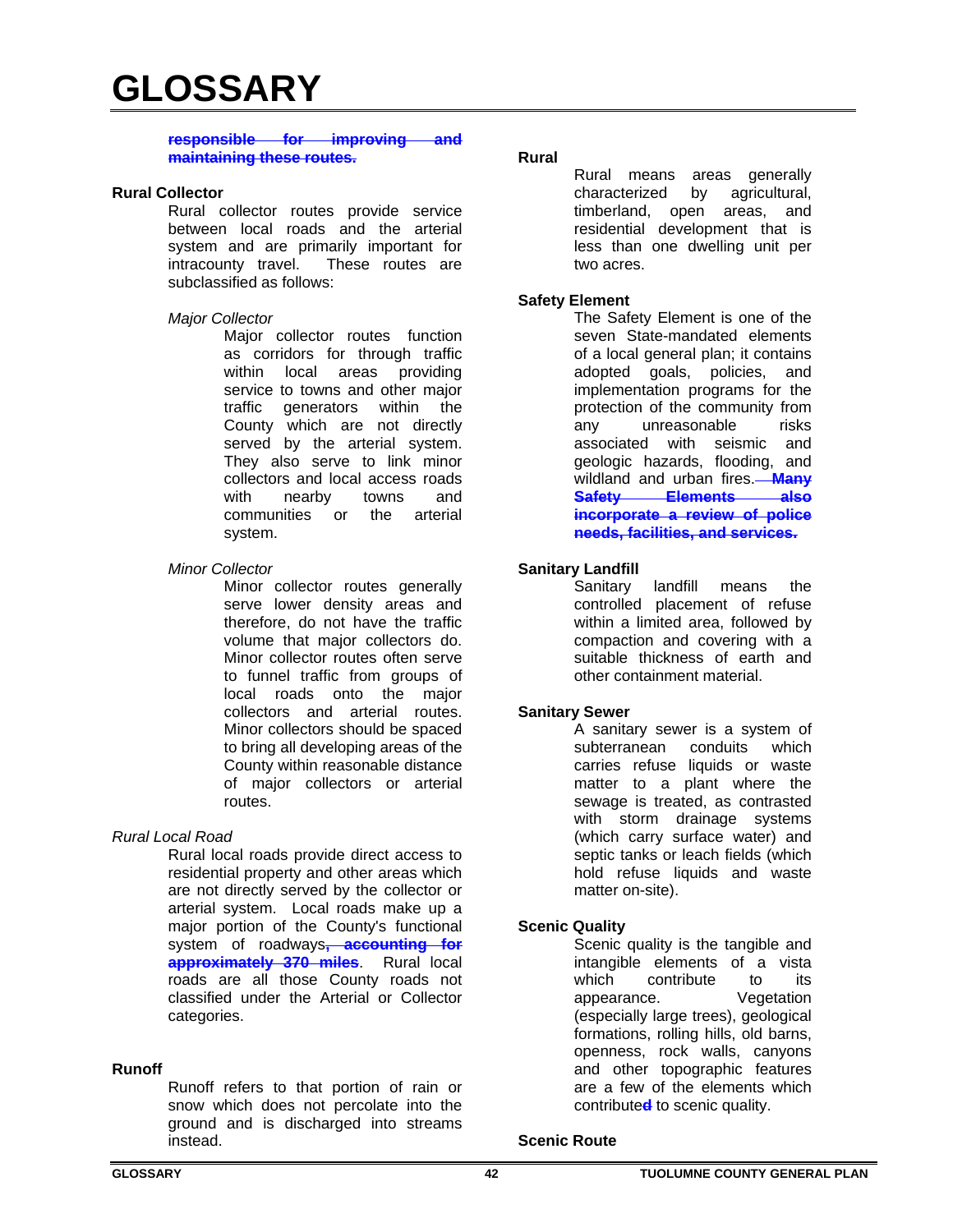# GLOSSARY

~~**responsible for improving and maintaining these routes.**~~

**Rural Collector**

Rural collector routes provide service between local roads and the arterial system and are primarily important for intracounty travel. These routes are subclassified as follows:

*Major Collector*

Major collector routes function as corridors for through traffic within local areas providing service to towns and other major traffic generators within the County which are not directly served by the arterial system. They also serve to link minor collectors and local access roads with nearby towns and communities or the arterial system.

*Minor Collector*

Minor collector routes generally serve lower density areas and therefore, do not have the traffic volume that major collectors do. Minor collector routes often serve to funnel traffic from groups of local roads onto the major collectors and arterial routes. Minor collectors should be spaced to bring all developing areas of the County within reasonable distance of major collectors or arterial routes.

*Rural Local Road*

Rural local roads provide direct access to residential property and other areas which are not directly served by the collector or arterial system. Local roads make up a major portion of the County's functional system of roadways~~**, accounting for approximately 370 miles**~~. Rural local roads are all those County roads not classified under the Arterial or Collector categories.

**Runoff**

Runoff refers to that portion of rain or snow which does not percolate into the ground and is discharged into streams instead.

**Rural**

Rural means areas generally characterized by agricultural, timberland, open areas, and residential development that is less than one dwelling unit per two acres.

**Safety Element**

The Safety Element is one of the seven State-mandated elements of a local general plan; it contains adopted goals, policies, and implementation programs for the protection of the community from any unreasonable risks associated with seismic and geologic hazards, flooding, and wildland and urban fires. ~~**Many Safety Elements also incorporate a review of police needs, facilities, and services.**~~

**Sanitary Landfill**

Sanitary landfill means the controlled placement of refuse within a limited area, followed by compaction and covering with a suitable thickness of earth and other containment material.

**Sanitary Sewer**

A sanitary sewer is a system of subterranean conduits which carries refuse liquids or waste matter to a plant where the sewage is treated, as contrasted with storm drainage systems (which carry surface water) and septic tanks or leach fields (which hold refuse liquids and waste matter on-site).

**Scenic Quality**

Scenic quality is the tangible and intangible elements of a vista which contribute to its appearance. Vegetation (especially large trees), geological formations, rolling hills, old barns, openness, rock walls, canyons and other topographic features are a few of the elements which contribute~~d~~ to scenic quality.

**Scenic Route**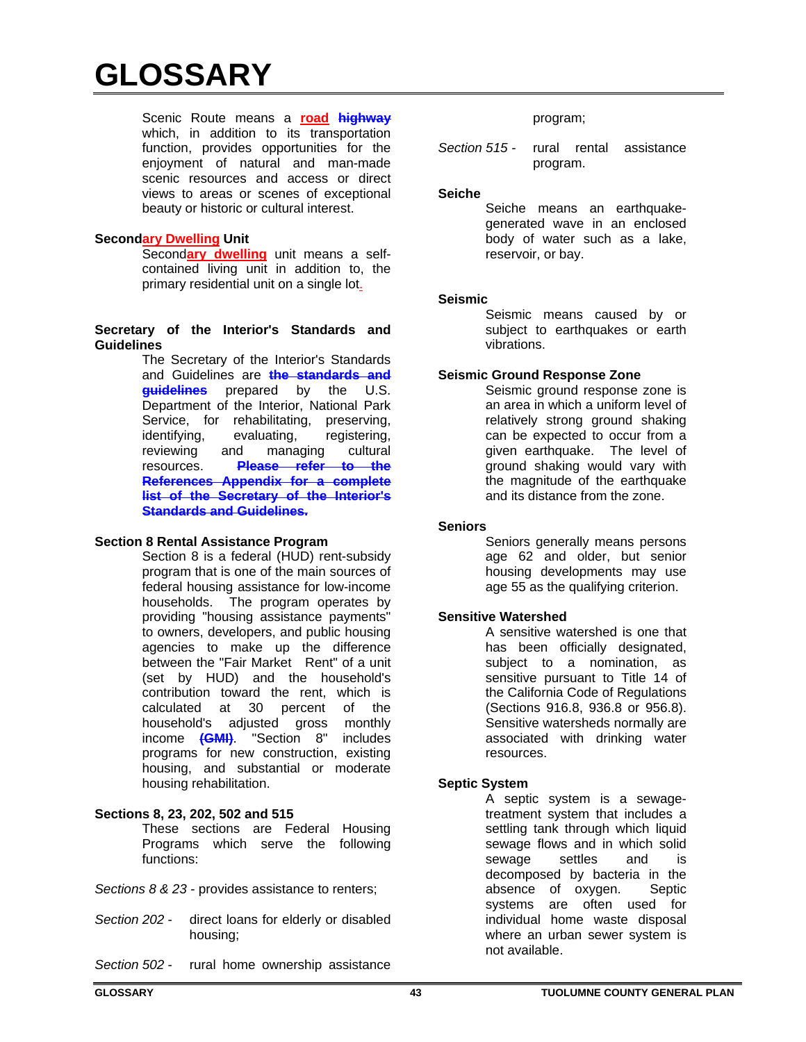# GLOSSARY

Scenic Route means a road highway which, in addition to its transportation function, provides opportunities for the enjoyment of natural and man-made scenic resources and access or direct views to areas or scenes of exceptional beauty or historic or cultural interest.

**Secondary Dwelling Unit**

Secondary dwelling unit means a self-contained living unit in addition to, the primary residential unit on a single lot.

**Secretary of the Interior's Standards and Guidelines**

The Secretary of the Interior's Standards and Guidelines are ~~the standards and guidelines~~ prepared by the U.S. Department of the Interior, National Park Service, for rehabilitating, preserving, identifying, evaluating, registering, reviewing and managing cultural resources. ~~Please refer to the References Appendix for a complete list of the Secretary of the Interior's Standards and Guidelines.~~

**Section 8 Rental Assistance Program**

Section 8 is a federal (HUD) rent-subsidy program that is one of the main sources of federal housing assistance for low-income households. The program operates by providing "housing assistance payments" to owners, developers, and public housing agencies to make up the difference between the "Fair Market Rent" of a unit (set by HUD) and the household's contribution toward the rent, which is calculated at 30 percent of the household's adjusted gross monthly income ~~(GMI)~~. "Section 8" includes programs for new construction, existing housing, and substantial or moderate housing rehabilitation.

**Sections 8, 23, 202, 502 and 515**

These sections are Federal Housing Programs which serve the following functions:

*Sections 8 & 23* - provides assistance to renters;

*Section 202* - direct loans for elderly or disabled housing;

*Section 502* - rural home ownership assistance program;

*Section 515* - rural rental assistance program.

**Seiche**

Seiche means an earthquake-generated wave in an enclosed body of water such as a lake, reservoir, or bay.

**Seismic**

Seismic means caused by or subject to earthquakes or earth vibrations.

**Seismic Ground Response Zone**

Seismic ground response zone is an area in which a uniform level of relatively strong ground shaking can be expected to occur from a given earthquake. The level of ground shaking would vary with the magnitude of the earthquake and its distance from the zone.

**Seniors**

Seniors generally means persons age 62 and older, but senior housing developments may use age 55 as the qualifying criterion.

**Sensitive Watershed**

A sensitive watershed is one that has been officially designated, subject to a nomination, as sensitive pursuant to Title 14 of the California Code of Regulations (Sections 916.8, 936.8 or 956.8). Sensitive watersheds normally are associated with drinking water resources.

**Septic System**

A septic system is a sewage-treatment system that includes a settling tank through which liquid sewage flows and in which solid sewage settles and is decomposed by bacteria in the absence of oxygen. Septic systems are often used for individual home waste disposal where an urban sewer system is not available.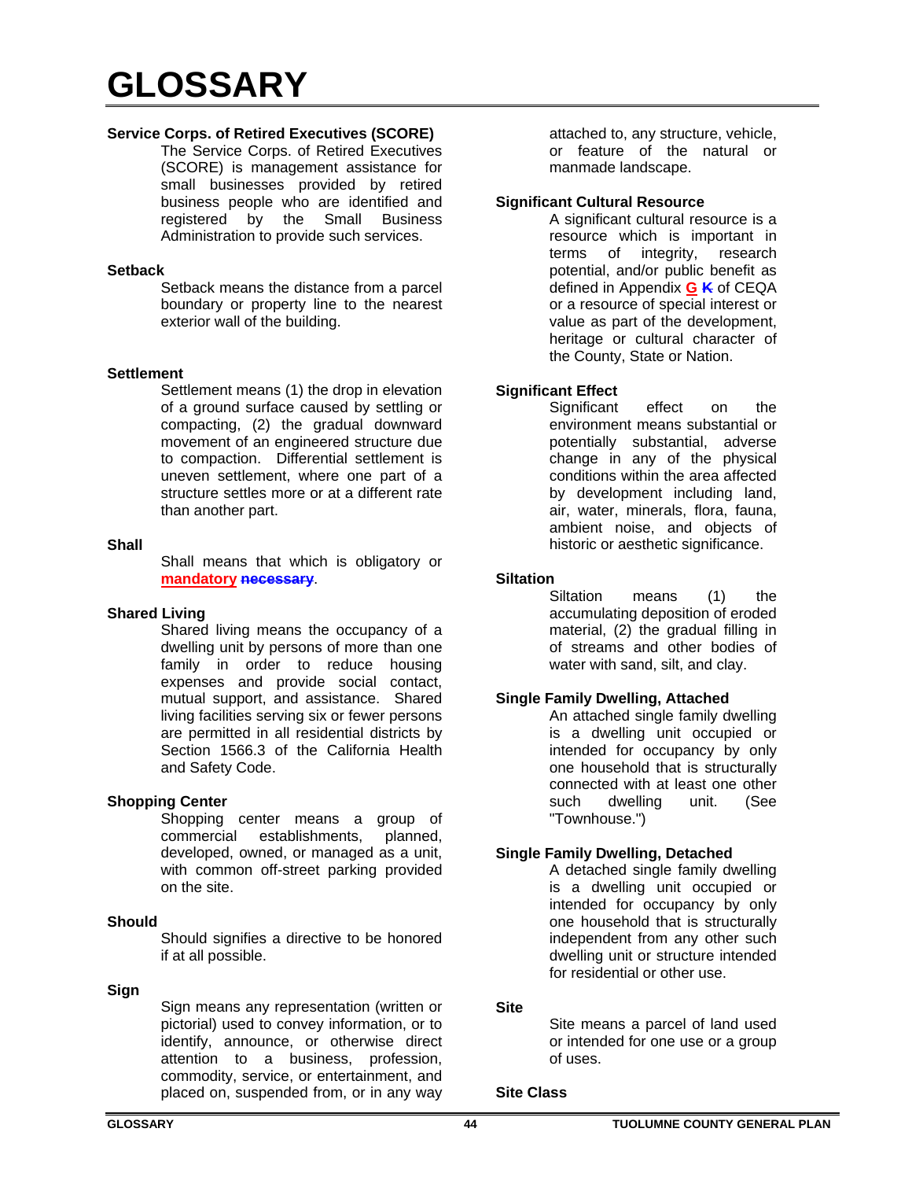# GLOSSARY

**Service Corps. of Retired Executives (SCORE)**

The Service Corps. of Retired Executives (SCORE) is management assistance for small businesses provided by retired business people who are identified and registered by the Small Business Administration to provide such services.

**Setback**

Setback means the distance from a parcel boundary or property line to the nearest exterior wall of the building.

**Settlement**

Settlement means (1) the drop in elevation of a ground surface caused by settling or compacting, (2) the gradual downward movement of an engineered structure due to compaction. Differential settlement is uneven settlement, where one part of a structure settles more or at a different rate than another part.

**Shall**

Shall means that which is obligatory or **mandatory** ~~**necessary**~~.

**Shared Living**

Shared living means the occupancy of a dwelling unit by persons of more than one family in order to reduce housing expenses and provide social contact, mutual support, and assistance. Shared living facilities serving six or fewer persons are permitted in all residential districts by Section 1566.3 of the California Health and Safety Code.

**Shopping Center**

Shopping center means a group of commercial establishments, planned, developed, owned, or managed as a unit, with common off-street parking provided on the site.

**Should**

Should signifies a directive to be honored if at all possible.

**Sign**

Sign means any representation (written or pictorial) used to convey information, or to identify, announce, or otherwise direct attention to a business, profession, commodity, service, or entertainment, and placed on, suspended from, or in any way attached to, any structure, vehicle, or feature of the natural or manmade landscape.

**Significant Cultural Resource**

A significant cultural resource is a resource which is important in terms of integrity, research potential, and/or public benefit as defined in Appendix **G** ~~**K**~~ of CEQA or a resource of special interest or value as part of the development, heritage or cultural character of the County, State or Nation.

**Significant Effect**

Significant effect on the environment means substantial or potentially substantial, adverse change in any of the physical conditions within the area affected by development including land, air, water, minerals, flora, fauna, ambient noise, and objects of historic or aesthetic significance.

**Siltation**

Siltation means (1) the accumulating deposition of eroded material, (2) the gradual filling in of streams and other bodies of water with sand, silt, and clay.

**Single Family Dwelling, Attached**

An attached single family dwelling is a dwelling unit occupied or intended for occupancy by only one household that is structurally connected with at least one other such dwelling unit. (See "Townhouse.")

**Single Family Dwelling, Detached**

A detached single family dwelling is a dwelling unit occupied or intended for occupancy by only one household that is structurally independent from any other such dwelling unit or structure intended for residential or other use.

**Site**

Site means a parcel of land used or intended for one use or a group of uses.

**Site Class**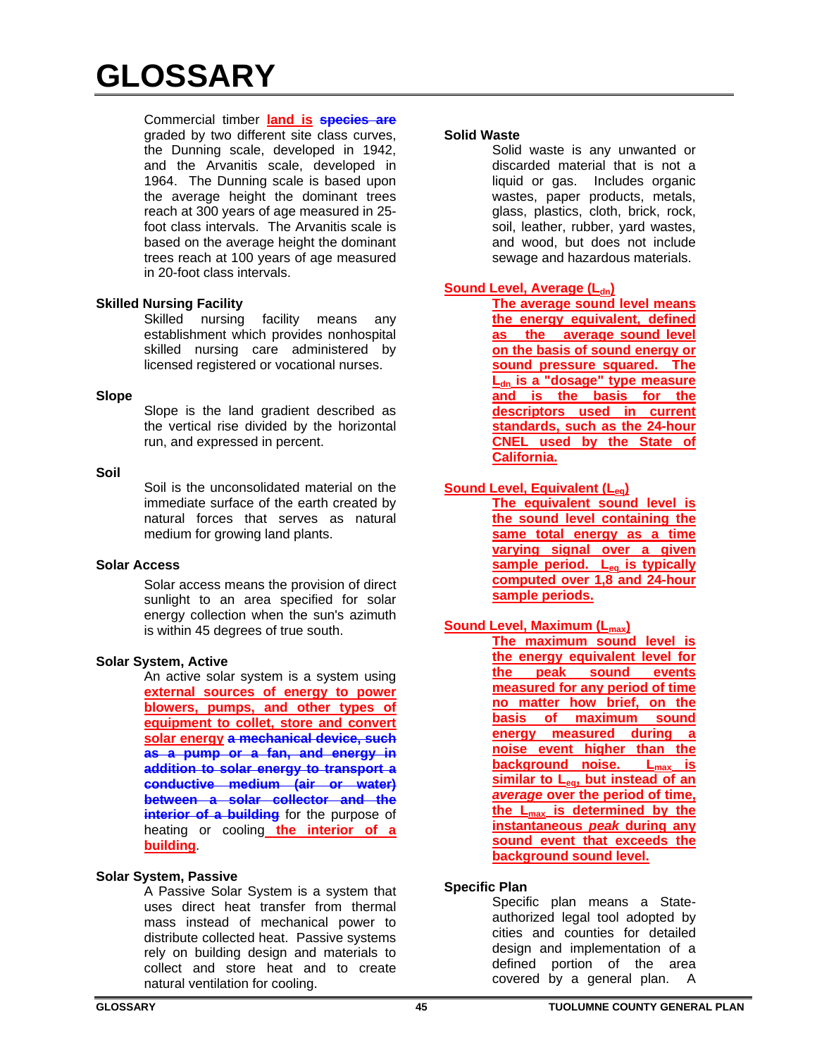# GLOSSARY

Commercial timber land is species are graded by two different site class curves, the Dunning scale, developed in 1942, and the Arvanitis scale, developed in 1964. The Dunning scale is based upon the average height the dominant trees reach at 300 years of age measured in 25-foot class intervals. The Arvanitis scale is based on the average height the dominant trees reach at 100 years of age measured in 20-foot class intervals.

**Skilled Nursing Facility**

Skilled nursing facility means any establishment which provides nonhospital skilled nursing care administered by licensed registered or vocational nurses.

**Slope**

Slope is the land gradient described as the vertical rise divided by the horizontal run, and expressed in percent.

**Soil**

Soil is the unconsolidated material on the immediate surface of the earth created by natural forces that serves as natural medium for growing land plants.

**Solar Access**

Solar access means the provision of direct sunlight to an area specified for solar energy collection when the sun's azimuth is within 45 degrees of true south.

**Solar System, Active**

An active solar system is a system using external sources of energy to power blowers, pumps, and other types of equipment to collet, store and convert solar energy ~~a mechanical device, such as a pump or a fan, and energy in addition to solar energy to transport a conductive medium (air or water) between a solar collector and the interior of a building~~ for the purpose of heating or cooling the interior of a building.

**Solar System, Passive**

A Passive Solar System is a system that uses direct heat transfer from thermal mass instead of mechanical power to distribute collected heat. Passive systems rely on building design and materials to collect and store heat and to create natural ventilation for cooling.

**Solid Waste**

Solid waste is any unwanted or discarded material that is not a liquid or gas. Includes organic wastes, paper products, metals, glass, plastics, cloth, brick, rock, soil, leather, rubber, yard wastes, and wood, but does not include sewage and hazardous materials.

**Sound Level, Average ($L_{dn}$)**

**The average sound level means the energy equivalent, defined as the average sound level on the basis of sound energy or sound pressure squared. The $L_{dn}$ is a "dosage" type measure and is the basis for the descriptors used in current standards, such as the 24-hour CNEL used by the State of California.**

**Sound Level, Equivalent ($L_{eq}$)**

**The equivalent sound level is the sound level containing the same total energy as a time varying signal over a given sample period. $L_{eq}$ is typically computed over 1,8 and 24-hour sample periods.**

**Sound Level, Maximum ($L_{max}$)**

**The maximum sound level is the energy equivalent level for the peak sound events measured for any period of time no matter how brief, on the basis of maximum sound energy measured during a noise event higher than the background noise. $L_{max}$ is similar to $L_{eq}$, but instead of an *average* over the period of time, the $L_{max}$ is determined by the instantaneous *peak* during any sound event that exceeds the background sound level.**

**Specific Plan**

Specific plan means a State-authorized legal tool adopted by cities and counties for detailed design and implementation of a defined portion of the area covered by a general plan. A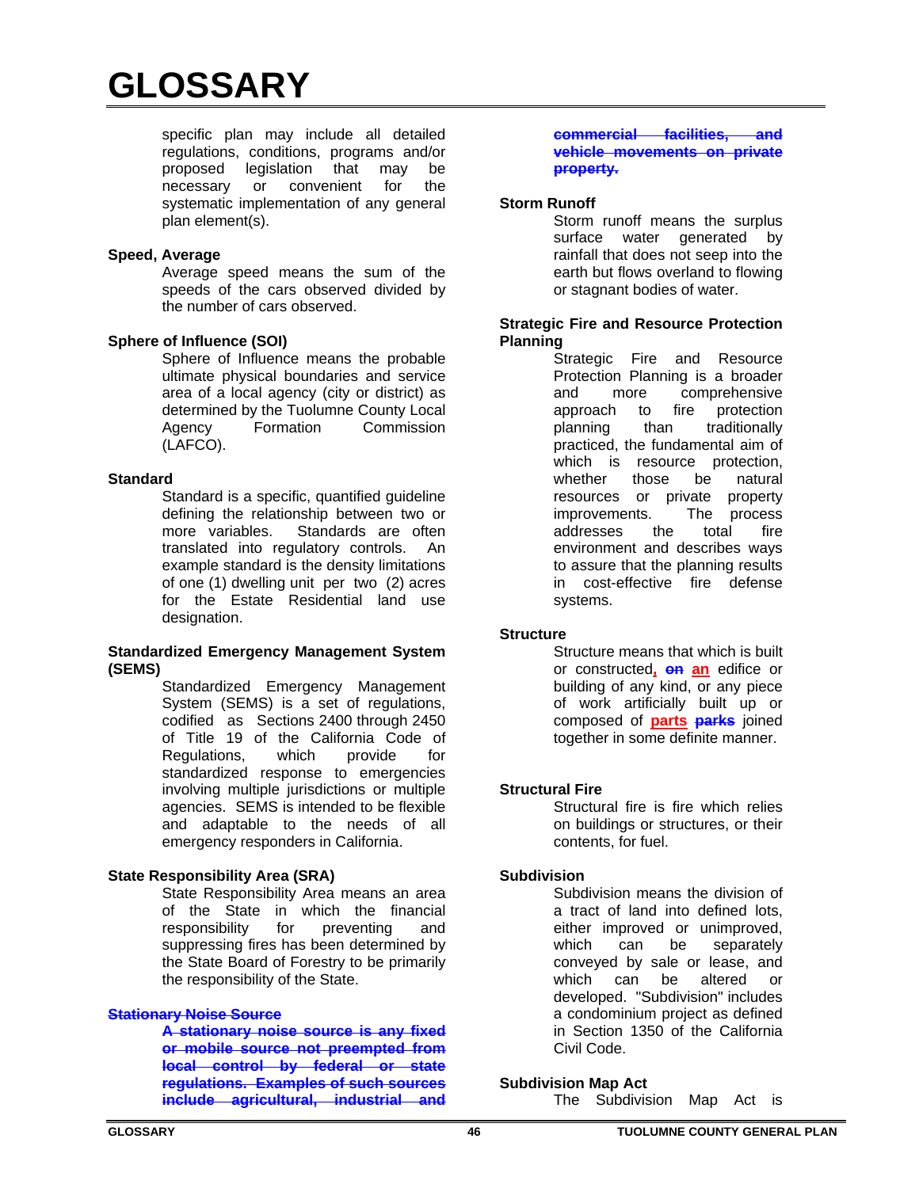# GLOSSARY

specific plan may include all detailed regulations, conditions, programs and/or proposed legislation that may be necessary or convenient for the systematic implementation of any general plan element(s).

**Speed, Average**

Average speed means the sum of the speeds of the cars observed divided by the number of cars observed.

**Sphere of Influence (SOI)**

Sphere of Influence means the probable ultimate physical boundaries and service area of a local agency (city or district) as determined by the Tuolumne County Local Agency Formation Commission (LAFCO).

**Standard**

Standard is a specific, quantified guideline defining the relationship between two or more variables. Standards are often translated into regulatory controls. An example standard is the density limitations of one (1) dwelling unit per two (2) acres for the Estate Residential land use designation.

**Standardized Emergency Management System (SEMS)**

Standardized Emergency Management System (SEMS) is a set of regulations, codified as Sections 2400 through 2450 of Title 19 of the California Code of Regulations, which provide for standardized response to emergencies involving multiple jurisdictions or multiple agencies. SEMS is intended to be flexible and adaptable to the needs of all emergency responders in California.

**State Responsibility Area (SRA)**

State Responsibility Area means an area of the State in which the financial responsibility for preventing and suppressing fires has been determined by the State Board of Forestry to be primarily the responsibility of the State.

~~**Stationary Noise Source**~~

~~**A stationary noise source is any fixed or mobile source not preempted from local control by federal or state regulations. Examples of such sources include agricultural, industrial and commercial facilities, and vehicle movements on private property.**~~

**Storm Runoff**

Storm runoff means the surplus surface water generated by rainfall that does not seep into the earth but flows overland to flowing or stagnant bodies of water.

**Strategic Fire and Resource Protection Planning**

Strategic Fire and Resource Protection Planning is a broader and more comprehensive approach to fire protection planning than traditionally practiced, the fundamental aim of which is resource protection, whether those be natural resources or private property improvements. The process addresses the total fire environment and describes ways to assure that the planning results in cost-effective fire defense systems.

**Structure**

Structure means that which is built or constructed**,** ~~**on**~~ **an** edifice or building of any kind, or any piece of work artificially built up or composed of **parts** ~~**parks**~~ joined together in some definite manner.

**Structural Fire**

Structural fire is fire which relies on buildings or structures, or their contents, for fuel.

**Subdivision**

Subdivision means the division of a tract of land into defined lots, either improved or unimproved, which can be separately conveyed by sale or lease, and which can be altered or developed. "Subdivision" includes a condominium project as defined in Section 1350 of the California Civil Code.

**Subdivision Map Act**

The Subdivision Map Act is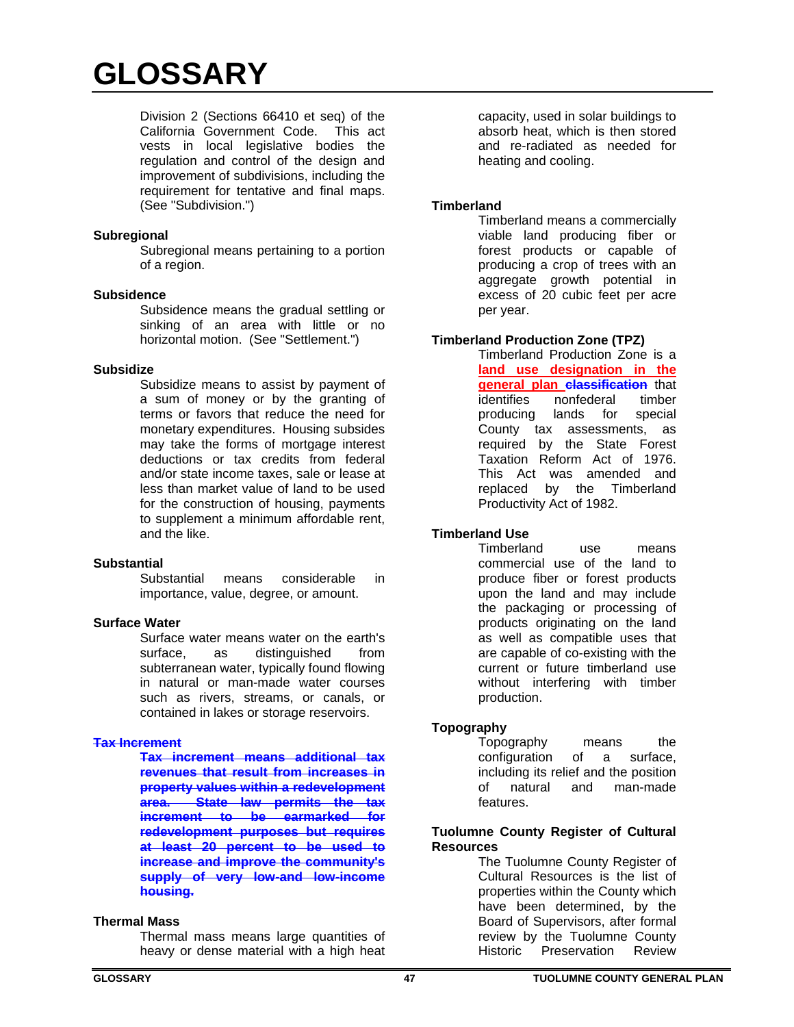# GLOSSARY

Division 2 (Sections 66410 et seq) of the California Government Code. This act vests in local legislative bodies the regulation and control of the design and improvement of subdivisions, including the requirement for tentative and final maps. (See "Subdivision.")

**Subregional**

Subregional means pertaining to a portion of a region.

**Subsidence**

Subsidence means the gradual settling or sinking of an area with little or no horizontal motion. (See "Settlement.")

**Subsidize**

Subsidize means to assist by payment of a sum of money or by the granting of terms or favors that reduce the need for monetary expenditures. Housing subsides may take the forms of mortgage interest deductions or tax credits from federal and/or state income taxes, sale or lease at less than market value of land to be used for the construction of housing, payments to supplement a minimum affordable rent, and the like.

**Substantial**

Substantial means considerable in importance, value, degree, or amount.

**Surface Water**

Surface water means water on the earth's surface, as distinguished from subterranean water, typically found flowing in natural or man-made water courses such as rivers, streams, or canals, or contained in lakes or storage reservoirs.

~~**Tax Increment**~~

~~**Tax increment means additional tax revenues that result from increases in property values within a redevelopment area. State law permits the tax increment to be earmarked for redevelopment purposes but requires at least 20 percent to be used to increase and improve the community's supply of very low-and low-income housing.**~~

**Thermal Mass**

Thermal mass means large quantities of heavy or dense material with a high heat capacity, used in solar buildings to absorb heat, which is then stored and re-radiated as needed for heating and cooling.

**Timberland**

Timberland means a commercially viable land producing fiber or forest products or capable of producing a crop of trees with an aggregate growth potential in excess of 20 cubic feet per acre per year.

**Timberland Production Zone (TPZ)**

Timberland Production Zone is a <u>**land use designation in the general plan**</u> ~~**classification**~~ that identifies nonfederal timber producing lands for special County tax assessments, as required by the State Forest Taxation Reform Act of 1976. This Act was amended and replaced by the Timberland Productivity Act of 1982.

**Timberland Use**

Timberland use means commercial use of the land to produce fiber or forest products upon the land and may include the packaging or processing of products originating on the land as well as compatible uses that are capable of co-existing with the current or future timberland use without interfering with timber production.

**Topography**

Topography means the configuration of a surface, including its relief and the position of natural and man-made features.

**Tuolumne County Register of Cultural Resources**

The Tuolumne County Register of Cultural Resources is the list of properties within the County which have been determined, by the Board of Supervisors, after formal review by the Tuolumne County Historic Preservation Review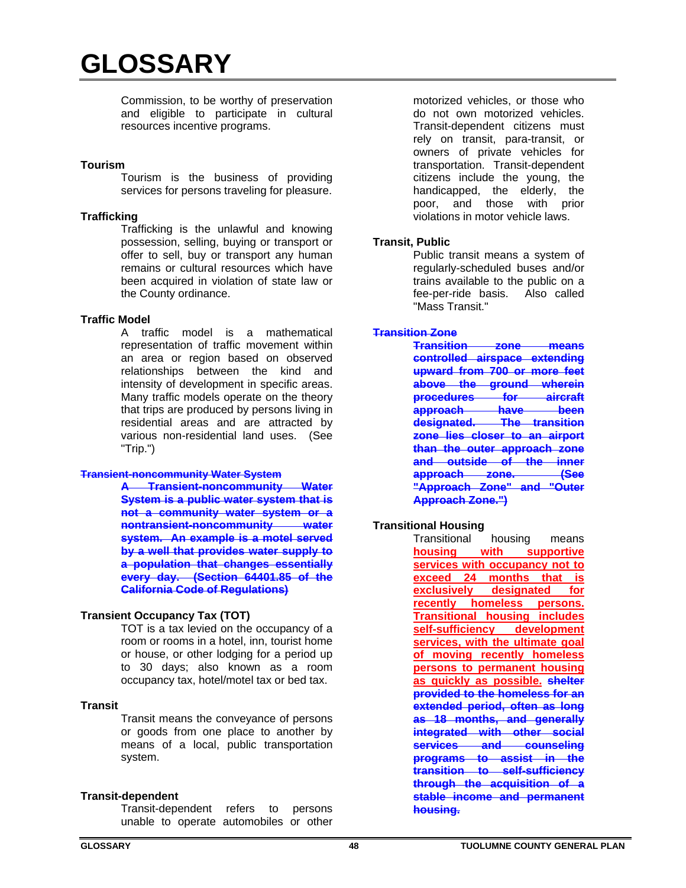# GLOSSARY

Commission, to be worthy of preservation and eligible to participate in cultural resources incentive programs.

**Tourism**

Tourism is the business of providing services for persons traveling for pleasure.

**Trafficking**

Trafficking is the unlawful and knowing possession, selling, buying or transport or offer to sell, buy or transport any human remains or cultural resources which have been acquired in violation of state law or the County ordinance.

**Traffic Model**

A traffic model is a mathematical representation of traffic movement within an area or region based on observed relationships between the kind and intensity of development in specific areas. Many traffic models operate on the theory that trips are produced by persons living in residential areas and are attracted by various non-residential land uses. (See "Trip.")

~~**Transient-noncommunity Water System**~~

~~**A Transient-noncommunity Water System is a public water system that is not a community water system or a nontransient-noncommunity water system. An example is a motel served by a well that provides water supply to a population that changes essentially every day. (Section 64401.85 of the California Code of Regulations)**~~

**Transient Occupancy Tax (TOT)**

TOT is a tax levied on the occupancy of a room or rooms in a hotel, inn, tourist home or house, or other lodging for a period up to 30 days; also known as a room occupancy tax, hotel/motel tax or bed tax.

**Transit**

Transit means the conveyance of persons or goods from one place to another by means of a local, public transportation system.

**Transit-dependent**

Transit-dependent refers to persons unable to operate automobiles or other motorized vehicles, or those who do not own motorized vehicles. Transit-dependent citizens must rely on transit, para-transit, or owners of private vehicles for transportation. Transit-dependent citizens include the young, the handicapped, the elderly, the poor, and those with prior violations in motor vehicle laws.

**Transit, Public**

Public transit means a system of regularly-scheduled buses and/or trains available to the public on a fee-per-ride basis. Also called "Mass Transit."

~~**Transition Zone**~~

~~**Transition zone means controlled airspace extending upward from 700 or more feet above the ground wherein procedures for aircraft approach have been designated. The transition zone lies closer to an airport than the outer approach zone and outside of the inner approach zone. (See "Approach Zone" and "Outer Approach Zone.")**~~

**Transitional Housing**

Transitional housing means <u>**housing with supportive services with occupancy not to exceed 24 months that is exclusively designated for recently homeless persons. Transitional housing includes self-sufficiency development services, with the ultimate goal of moving recently homeless persons to permanent housing as quickly as possible.**</u> ~~**shelter provided to the homeless for an extended period, often as long as 18 months, and generally integrated with other social services and counseling programs to assist in the transition to self-sufficiency through the acquisition of a stable income and permanent housing.**~~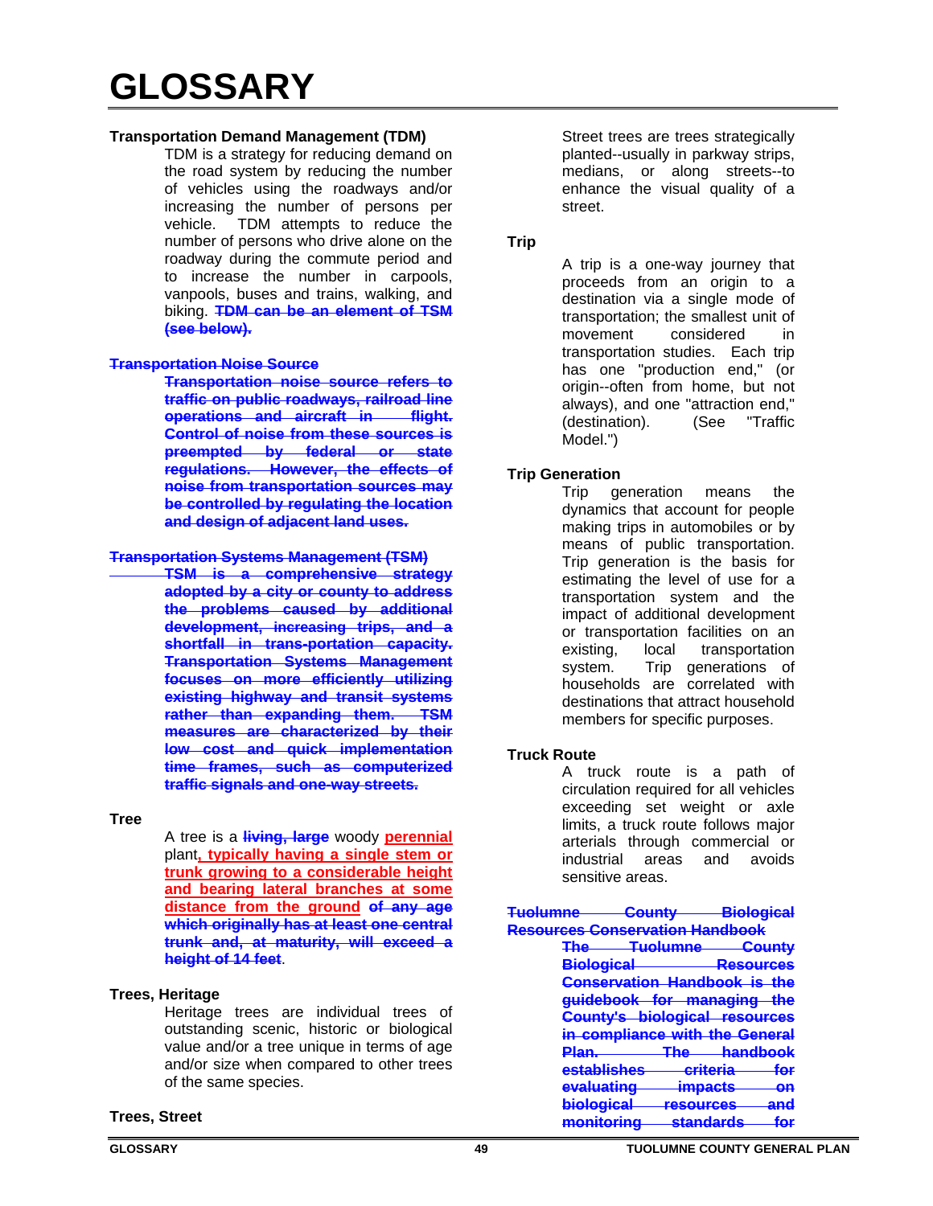**Transportation Demand Management (TDM)**

TDM is a strategy for reducing demand on the road system by reducing the number of vehicles using the roadways and/or increasing the number of persons per vehicle. TDM attempts to reduce the number of persons who drive alone on the roadway during the commute period and to increase the number in carpools, vanpools, buses and trains, walking, and biking. ~~**TDM can be an element of TSM (see below).**~~

~~**Transportation Noise Source**~~

~~**Transportation noise source refers to traffic on public roadways, railroad line operations and aircraft in flight. Control of noise from these sources is preempted by federal or state regulations. However, the effects of noise from transportation sources may be controlled by regulating the location and design of adjacent land uses.**~~

~~**Transportation Systems Management (TSM)**~~

~~**TSM is a comprehensive strategy adopted by a city or county to address the problems caused by additional development, increasing trips, and a shortfall in trans-portation capacity. Transportation Systems Management focuses on more efficiently utilizing existing highway and transit systems rather than expanding them. TSM measures are characterized by their low cost and quick implementation time frames, such as computerized traffic signals and one-way streets.**~~

**Tree**

A tree is a ~~**living, large**~~ woody <u>**perennial**</u> plant<u>**, typically having a single stem or trunk growing to a considerable height and bearing lateral branches at some distance from the ground**</u> ~~**of any age which originally has at least one central trunk and, at maturity, will exceed a height of 14 feet**~~.

**Trees, Heritage**

Heritage trees are individual trees of outstanding scenic, historic or biological value and/or a tree unique in terms of age and/or size when compared to other trees of the same species.

**Trees, Street**

Street trees are trees strategically planted--usually in parkway strips, medians, or along streets--to enhance the visual quality of a street.

**Trip**

A trip is a one-way journey that proceeds from an origin to a destination via a single mode of transportation; the smallest unit of movement considered in transportation studies. Each trip has one "production end," (or origin--often from home, but not always), and one "attraction end," (destination). (See "Traffic Model.")

**Trip Generation**

Trip generation means the dynamics that account for people making trips in automobiles or by means of public transportation. Trip generation is the basis for estimating the level of use for a transportation system and the impact of additional development or transportation facilities on an existing, local transportation system. Trip generations of households are correlated with destinations that attract household members for specific purposes.

**Truck Route**

A truck route is a path of circulation required for all vehicles exceeding set weight or axle limits, a truck route follows major arterials through commercial or industrial areas and avoids sensitive areas.

~~**Tuolumne County Biological Resources Conservation Handbook**~~

~~**The Tuolumne County Biological Resources Conservation Handbook is the guidebook for managing the County's biological resources in compliance with the General Plan. The handbook establishes criteria for evaluating impacts on biological resources and monitoring standards for**~~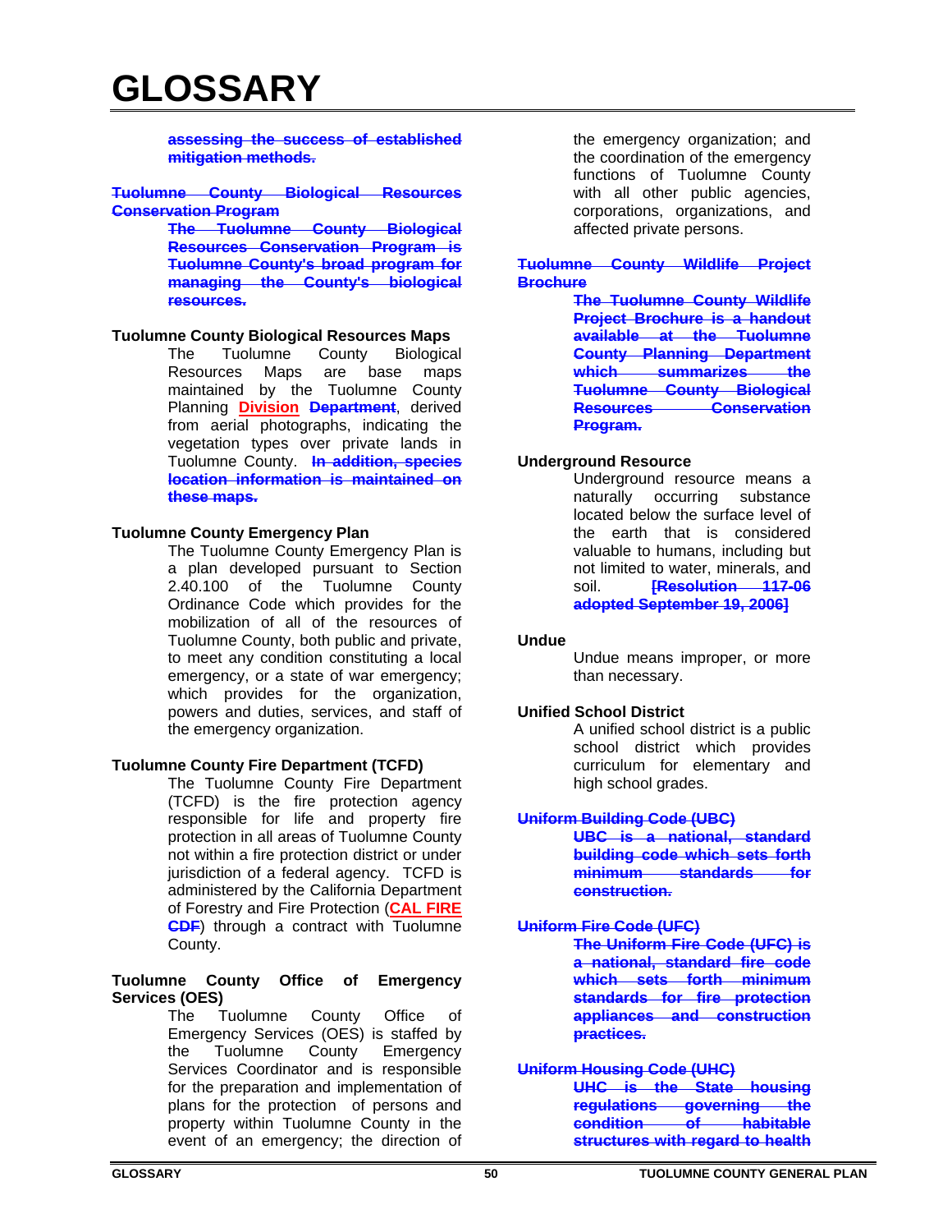~~assessing the success of established mitigation methods.~~

~~**Tuolumne County Biological Resources Conservation Program**~~

~~The Tuolumne County Biological Resources Conservation Program is Tuolumne County's broad program for managing the County's biological resources.~~

**Tuolumne County Biological Resources Maps**

The Tuolumne County Biological Resources Maps are base maps maintained by the Tuolumne County Planning **Division** ~~Department~~, derived from aerial photographs, indicating the vegetation types over private lands in Tuolumne County. ~~In addition, species location information is maintained on these maps.~~

**Tuolumne County Emergency Plan**

The Tuolumne County Emergency Plan is a plan developed pursuant to Section 2.40.100 of the Tuolumne County Ordinance Code which provides for the mobilization of all of the resources of Tuolumne County, both public and private, to meet any condition constituting a local emergency, or a state of war emergency; which provides for the organization, powers and duties, services, and staff of the emergency organization.

**Tuolumne County Fire Department (TCFD)**

The Tuolumne County Fire Department (TCFD) is the fire protection agency responsible for life and property fire protection in all areas of Tuolumne County not within a fire protection district or under jurisdiction of a federal agency. TCFD is administered by the California Department of Forestry and Fire Protection (**CAL FIRE** ~~CDF~~) through a contract with Tuolumne County.

**Tuolumne County Office of Emergency Services (OES)**

The Tuolumne County Office of Emergency Services (OES) is staffed by the Tuolumne County Emergency Services Coordinator and is responsible for the preparation and implementation of plans for the protection of persons and property within Tuolumne County in the event of an emergency; the direction of the emergency organization; and the coordination of the emergency functions of Tuolumne County with all other public agencies, corporations, organizations, and affected private persons.

~~**Tuolumne County Wildlife Project Brochure**~~

~~The Tuolumne County Wildlife Project Brochure is a handout available at the Tuolumne County Planning Department which summarizes the Tuolumne County Biological Resources Conservation Program.~~

**Underground Resource**

Underground resource means a naturally occurring substance located below the surface level of the earth that is considered valuable to humans, including but not limited to water, minerals, and soil. ~~[Resolution 117-06 adopted September 19, 2006]~~

**Undue**

Undue means improper, or more than necessary.

**Unified School District**

A unified school district is a public school district which provides curriculum for elementary and high school grades.

~~**Uniform Building Code (UBC)**~~

~~UBC is a national, standard building code which sets forth minimum standards for construction.~~

~~**Uniform Fire Code (UFC)**~~

~~The Uniform Fire Code (UFC) is a national, standard fire code which sets forth minimum standards for fire protection appliances and construction practices.~~

~~**Uniform Housing Code (UHC)**~~

~~UHC is the State housing regulations governing the condition of habitable structures with regard to health~~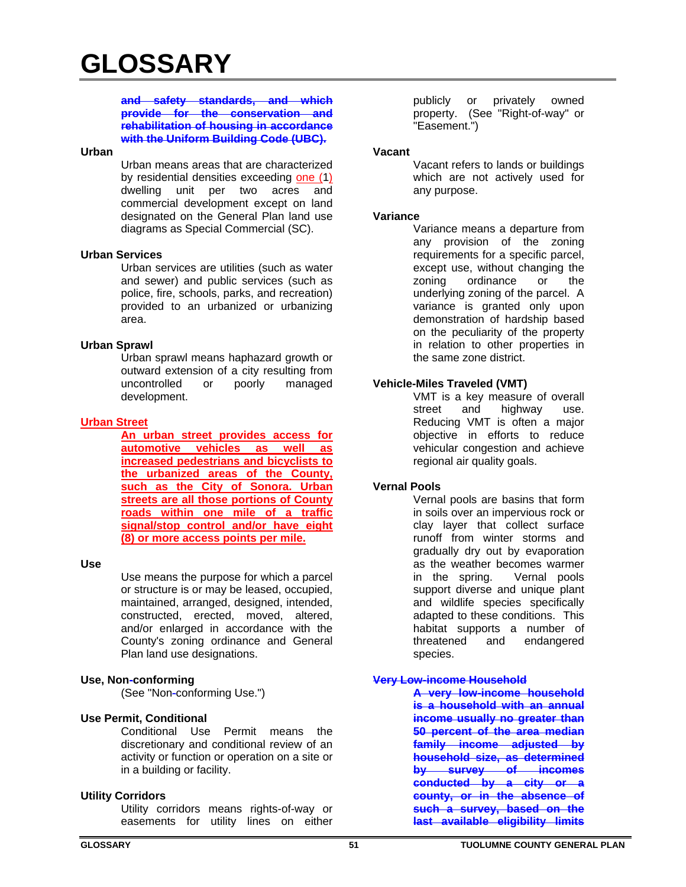# GLOSSARY

~~**and safety standards, and which provide for the conservation and rehabilitation of housing in accordance with the Uniform Building Code (UBC).**~~

**Urban**

Urban means areas that are characterized by residential densities exceeding <u>one (</u>1<u>)</u> dwelling unit per two acres and commercial development except on land designated on the General Plan land use diagrams as Special Commercial (SC).

**Urban Services**

Urban services are utilities (such as water and sewer) and public services (such as police, fire, schools, parks, and recreation) provided to an urbanized or urbanizing area.

**Urban Sprawl**

Urban sprawl means haphazard growth or outward extension of a city resulting from uncontrolled or poorly managed development.

<u>**Urban Street**</u>

<u>**An urban street provides access for automotive vehicles as well as increased pedestrians and bicyclists to the urbanized areas of the County, such as the City of Sonora. Urban streets are all those portions of County roads within one mile of a traffic signal/stop control and/or have eight (8) or more access points per mile.**</u>

**Use**

Use means the purpose for which a parcel or structure is or may be leased, occupied, maintained, arranged, designed, intended, constructed, erected, moved, altered, and/or enlarged in accordance with the County's zoning ordinance and General Plan land use designations.

**Use, Non-conforming**

(See "Non-conforming Use.")

**Use Permit, Conditional**

Conditional Use Permit means the discretionary and conditional review of an activity or function or operation on a site or in a building or facility.

**Utility Corridors**

Utility corridors means rights-of-way or easements for utility lines on either publicly or privately owned property. (See "Right-of-way" or "Easement.")

**Vacant**

Vacant refers to lands or buildings which are not actively used for any purpose.

**Variance**

Variance means a departure from any provision of the zoning requirements for a specific parcel, except use, without changing the zoning ordinance or the underlying zoning of the parcel. A variance is granted only upon demonstration of hardship based on the peculiarity of the property in relation to other properties in the same zone district.

**Vehicle-Miles Traveled (VMT)**

VMT is a key measure of overall street and highway use. Reducing VMT is often a major objective in efforts to reduce vehicular congestion and achieve regional air quality goals.

**Vernal Pools**

Vernal pools are basins that form in soils over an impervious rock or clay layer that collect surface runoff from winter storms and gradually dry out by evaporation as the weather becomes warmer in the spring. Vernal pools support diverse and unique plant and wildlife species specifically adapted to these conditions. This habitat supports a number of threatened and endangered species.

~~**Very Low-income Household**~~

~~**A very low-income household is a household with an annual income usually no greater than 50 percent of the area median family income adjusted by household size, as determined by survey of incomes conducted by a city or a county, or in the absence of such a survey, based on the last available eligibility limits**~~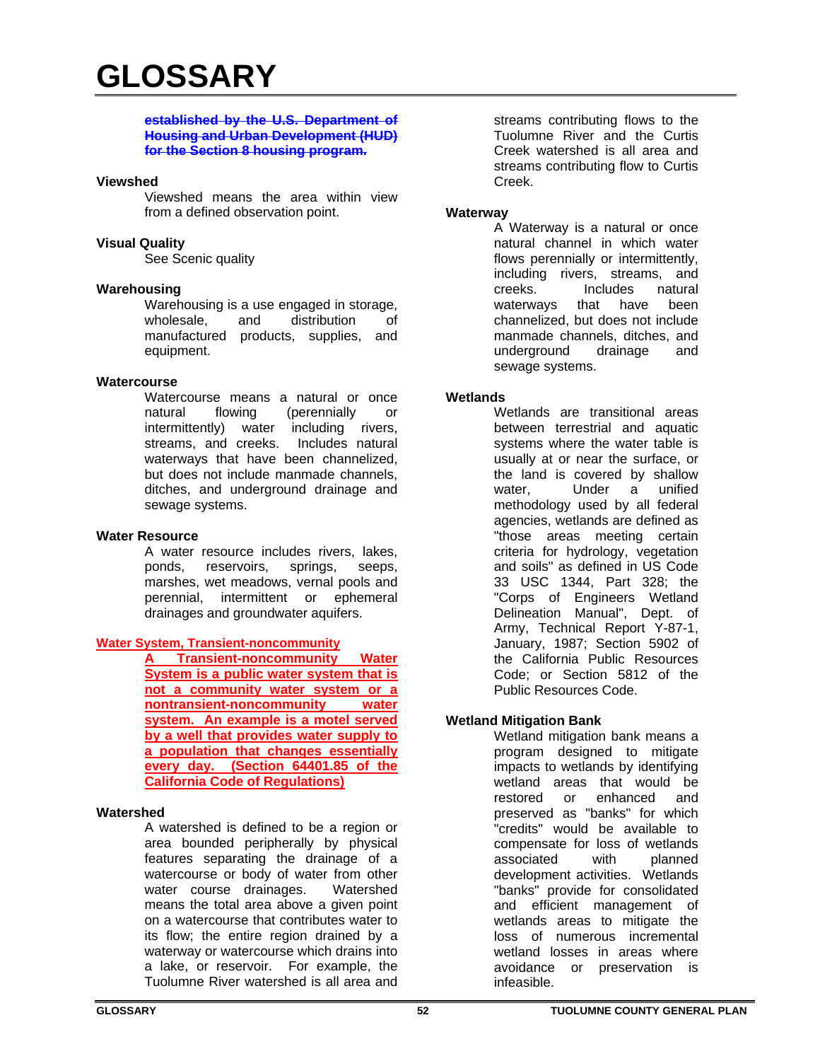# GLOSSARY

~~**established by the U.S. Department of Housing and Urban Development (HUD) for the Section 8 housing program.**~~

**Viewshed**

Viewshed means the area within view from a defined observation point.

**Visual Quality**

See Scenic quality

**Warehousing**

Warehousing is a use engaged in storage, wholesale, and distribution of manufactured products, supplies, and equipment.

**Watercourse**

Watercourse means a natural or once natural flowing (perennially or intermittently) water including rivers, streams, and creeks. Includes natural waterways that have been channelized, but does not include manmade channels, ditches, and underground drainage and sewage systems.

**Water Resource**

A water resource includes rivers, lakes, ponds, reservoirs, springs, seeps, marshes, wet meadows, vernal pools and perennial, intermittent or ephemeral drainages and groundwater aquifers.

<u>**Water System, Transient-noncommunity**</u>

<u>**A Transient-noncommunity Water System is a public water system that is not a community water system or a nontransient-noncommunity water system. An example is a motel served by a well that provides water supply to a population that changes essentially every day. (Section 64401.85 of the California Code of Regulations)**</u>

**Watershed**

A watershed is defined to be a region or area bounded peripherally by physical features separating the drainage of a watercourse or body of water from other water course drainages. Watershed means the total area above a given point on a watercourse that contributes water to its flow; the entire region drained by a waterway or watercourse which drains into a lake, or reservoir. For example, the Tuolumne River watershed is all area and streams contributing flows to the Tuolumne River and the Curtis Creek watershed is all area and streams contributing flow to Curtis Creek.

**Waterway**

A Waterway is a natural or once natural channel in which water flows perennially or intermittently, including rivers, streams, and creeks. Includes natural waterways that have been channelized, but does not include manmade channels, ditches, and underground drainage and sewage systems.

**Wetlands**

Wetlands are transitional areas between terrestrial and aquatic systems where the water table is usually at or near the surface, or the land is covered by shallow water, Under a unified methodology used by all federal agencies, wetlands are defined as "those areas meeting certain criteria for hydrology, vegetation and soils" as defined in US Code 33 USC 1344, Part 328; the "Corps of Engineers Wetland Delineation Manual", Dept. of Army, Technical Report Y-87-1, January, 1987; Section 5902 of the California Public Resources Code; or Section 5812 of the Public Resources Code.

**Wetland Mitigation Bank**

Wetland mitigation bank means a program designed to mitigate impacts to wetlands by identifying wetland areas that would be restored or enhanced and preserved as "banks" for which "credits" would be available to compensate for loss of wetlands associated with planned development activities. Wetlands "banks" provide for consolidated and efficient management of wetlands areas to mitigate the loss of numerous incremental wetland losses in areas where avoidance or preservation is infeasible.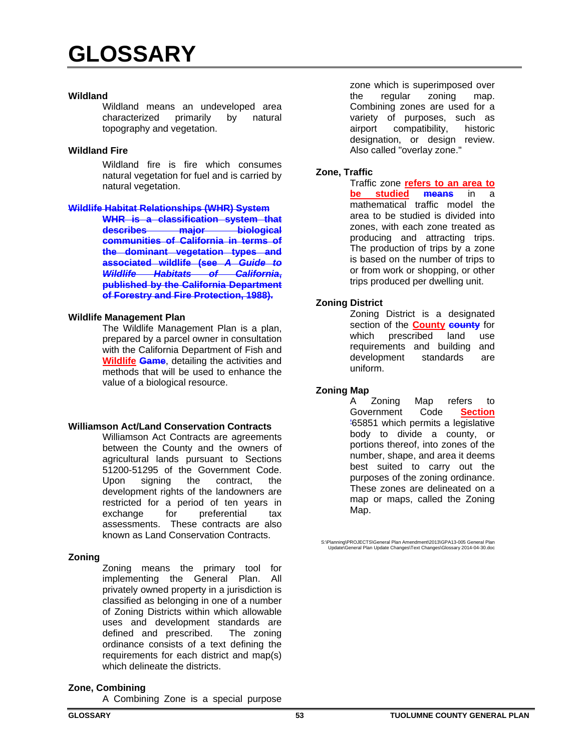# GLOSSARY

**Wildland**

Wildland means an undeveloped area characterized primarily by natural topography and vegetation.

**Wildland Fire**

Wildland fire is fire which consumes natural vegetation for fuel and is carried by natural vegetation.

~~**Wildlife Habitat Relationships (WHR) System**~~

~~**WHR is a classification system that describes major biological communities of California in terms of the dominant vegetation types and associated wildlife (see *A Guide to Wildlife Habitats of California*, published by the California Department of Forestry and Fire Protection, 1988).**~~

**Wildlife Management Plan**

The Wildlife Management Plan is a plan, prepared by a parcel owner in consultation with the California Department of Fish and **Wildlife** ~~**Game**~~, detailing the activities and methods that will be used to enhance the value of a biological resource.

**Williamson Act/Land Conservation Contracts**

Williamson Act Contracts are agreements between the County and the owners of agricultural lands pursuant to Sections 51200-51295 of the Government Code. Upon signing the contract, the development rights of the landowners are restricted for a period of ten years in exchange for preferential tax assessments. These contracts are also known as Land Conservation Contracts.

**Zoning**

Zoning means the primary tool for implementing the General Plan. All privately owned property in a jurisdiction is classified as belonging in one of a number of Zoning Districts within which allowable uses and development standards are defined and prescribed. The zoning ordinance consists of a text defining the requirements for each district and map(s) which delineate the districts.

**Zone, Combining**

A Combining Zone is a special purpose zone which is superimposed over the regular zoning map. Combining zones are used for a variety of purposes, such as airport compatibility, historic designation, or design review. Also called "overlay zone."

**Zone, Traffic**

Traffic zone **refers to an area to be studied** ~~**means**~~ in a mathematical traffic model the area to be studied is divided into zones, with each zone treated as producing and attracting trips. The production of trips by a zone is based on the number of trips to or from work or shopping, or other trips produced per dwelling unit.

**Zoning District**

Zoning District is a designated section of the **County** ~~**county**~~ for which prescribed land use requirements and building and development standards are uniform.

**Zoning Map**

A Zoning Map refers to Government Code **Section** ~~'~~65851 which permits a legislative body to divide a county, or portions thereof, into zones of the number, shape, and area it deems best suited to carry out the purposes of the zoning ordinance. These zones are delineated on a map or maps, called the Zoning Map.

S:\Planning\PROJECTS\General Plan Amendment\2013\GPA13-005 General Plan Update\General Plan Update Changes\Text Changes\Glossary 2014-04-30.doc